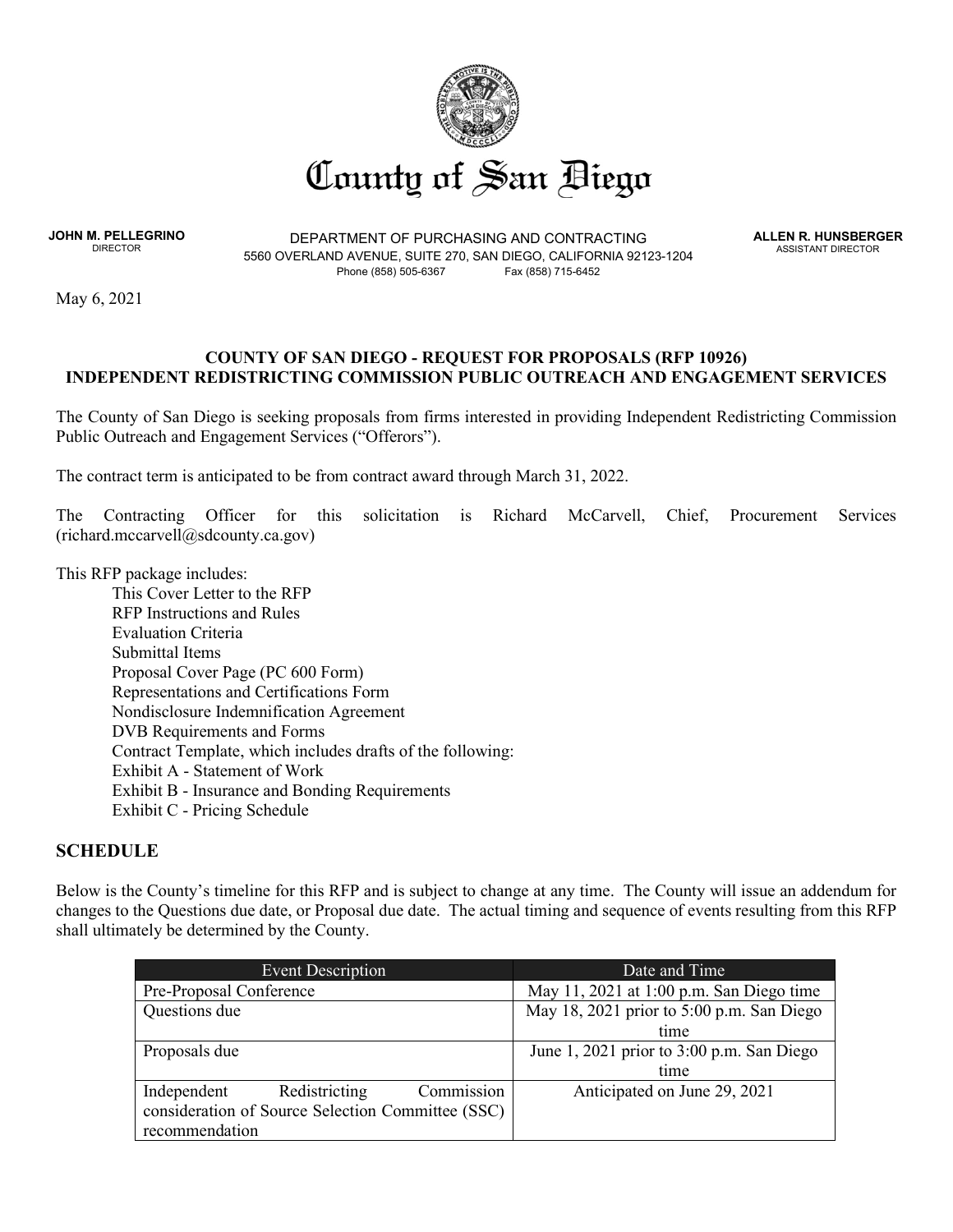# County of San Diego

**JOHN M. PELLEGRINO**
DIRECTOR

DEPARTMENT OF PURCHASING AND CONTRACTING
5560 OVERLAND AVENUE, SUITE 270, SAN DIEGO, CALIFORNIA 92123-1204
Phone (858) 505-6367 Fax (858) 715-6452

**ALLEN R. HUNSBERGER**
ASSISTANT DIRECTOR

May 6, 2021

**COUNTY OF SAN DIEGO - REQUEST FOR PROPOSALS (RFP 10926)**
**INDEPENDENT REDISTRICTING COMMISSION PUBLIC OUTREACH AND ENGAGEMENT SERVICES**

The County of San Diego is seeking proposals from firms interested in providing Independent Redistricting Commission Public Outreach and Engagement Services ("Offerors").

The contract term is anticipated to be from contract award through March 31, 2022.

The Contracting Officer for this solicitation is Richard McCarvell, Chief, Procurement Services (richard.mccarvell@sdcounty.ca.gov)

This RFP package includes:

- This Cover Letter to the RFP
- RFP Instructions and Rules
- Evaluation Criteria
- Submittal Items
- Proposal Cover Page (PC 600 Form)
- Representations and Certifications Form
- Nondisclosure Indemnification Agreement
- DVB Requirements and Forms
- Contract Template, which includes drafts of the following:
- Exhibit A - Statement of Work
- Exhibit B - Insurance and Bonding Requirements
- Exhibit C - Pricing Schedule

## SCHEDULE

Below is the County's timeline for this RFP and is subject to change at any time. The County will issue an addendum for changes to the Questions due date, or Proposal due date. The actual timing and sequence of events resulting from this RFP shall ultimately be determined by the County.

| Event Description | Date and Time |
|---|---|
| Pre-Proposal Conference | May 11, 2021 at 1:00 p.m. San Diego time |
| Questions due | May 18, 2021 prior to 5:00 p.m. San Diego time |
| Proposals due | June 1, 2021 prior to 3:00 p.m. San Diego time |
| Independent Redistricting Commission consideration of Source Selection Committee (SSC) recommendation | Anticipated on June 29, 2021 |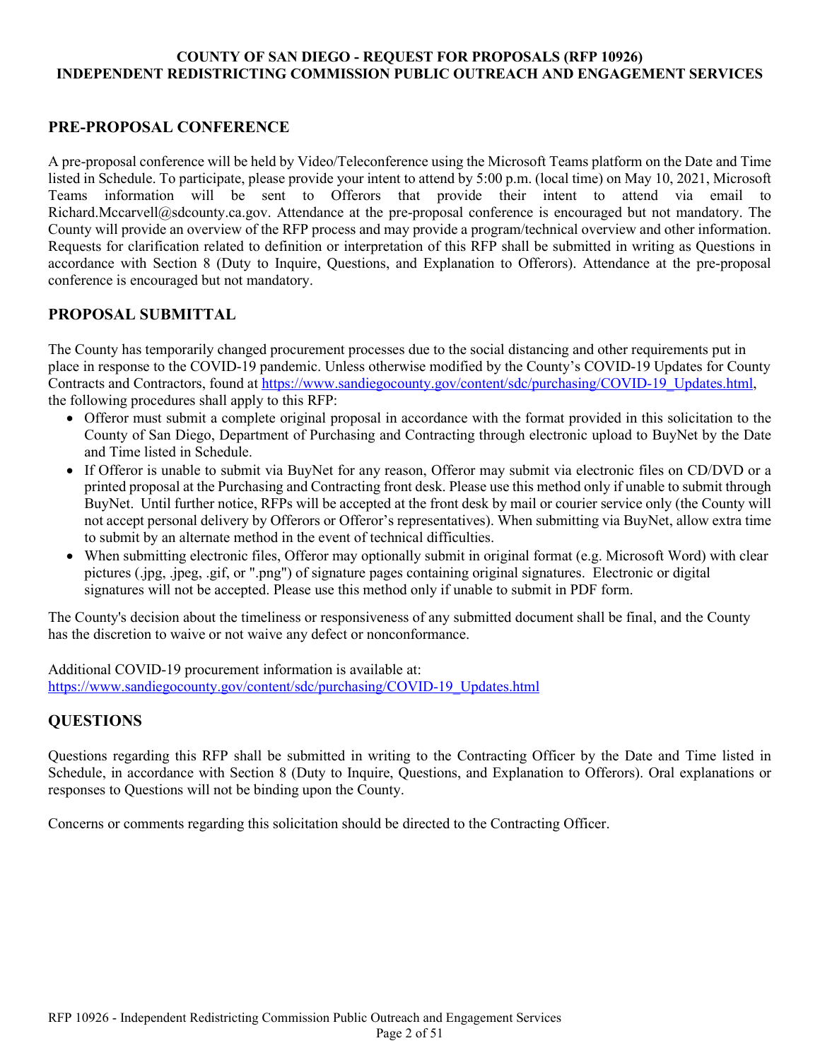## PRE-PROPOSAL CONFERENCE

A pre-proposal conference will be held by Video/Teleconference using the Microsoft Teams platform on the Date and Time listed in Schedule. To participate, please provide your intent to attend by 5:00 p.m. (local time) on May 10, 2021, Microsoft Teams information will be sent to Offerors that provide their intent to attend via email to Richard.Mccarvell@sdcounty.ca.gov. Attendance at the pre-proposal conference is encouraged but not mandatory. The County will provide an overview of the RFP process and may provide a program/technical overview and other information. Requests for clarification related to definition or interpretation of this RFP shall be submitted in writing as Questions in accordance with Section 8 (Duty to Inquire, Questions, and Explanation to Offerors). Attendance at the pre-proposal conference is encouraged but not mandatory.

## PROPOSAL SUBMITTAL

The County has temporarily changed procurement processes due to the social distancing and other requirements put in place in response to the COVID-19 pandemic. Unless otherwise modified by the County's COVID-19 Updates for County Contracts and Contractors, found at https://www.sandiegocounty.gov/content/sdc/purchasing/COVID-19_Updates.html, the following procedures shall apply to this RFP:

- Offeror must submit a complete original proposal in accordance with the format provided in this solicitation to the County of San Diego, Department of Purchasing and Contracting through electronic upload to BuyNet by the Date and Time listed in Schedule.
- If Offeror is unable to submit via BuyNet for any reason, Offeror may submit via electronic files on CD/DVD or a printed proposal at the Purchasing and Contracting front desk. Please use this method only if unable to submit through BuyNet. Until further notice, RFPs will be accepted at the front desk by mail or courier service only (the County will not accept personal delivery by Offerors or Offeror's representatives). When submitting via BuyNet, allow extra time to submit by an alternate method in the event of technical difficulties.
- When submitting electronic files, Offeror may optionally submit in original format (e.g. Microsoft Word) with clear pictures (.jpg, .jpeg, .gif, or ".png") of signature pages containing original signatures. Electronic or digital signatures will not be accepted. Please use this method only if unable to submit in PDF form.

The County's decision about the timeliness or responsiveness of any submitted document shall be final, and the County has the discretion to waive or not waive any defect or nonconformance.

Additional COVID-19 procurement information is available at:
https://www.sandiegocounty.gov/content/sdc/purchasing/COVID-19_Updates.html

## QUESTIONS

Questions regarding this RFP shall be submitted in writing to the Contracting Officer by the Date and Time listed in Schedule, in accordance with Section 8 (Duty to Inquire, Questions, and Explanation to Offerors). Oral explanations or responses to Questions will not be binding upon the County.

Concerns or comments regarding this solicitation should be directed to the Contracting Officer.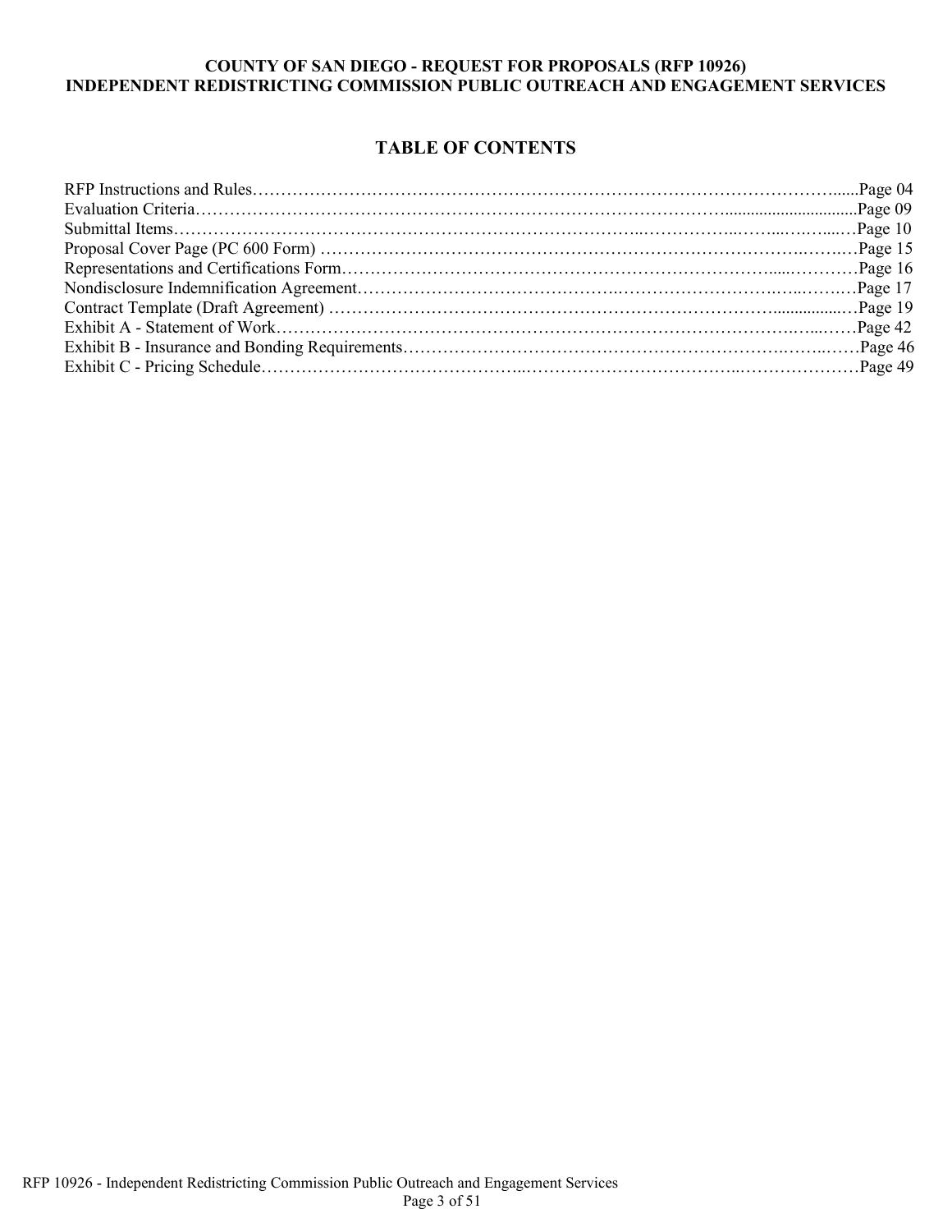**COUNTY OF SAN DIEGO - REQUEST FOR PROPOSALS (RFP 10926)**
**INDEPENDENT REDISTRICTING COMMISSION PUBLIC OUTREACH AND ENGAGEMENT SERVICES**

## TABLE OF CONTENTS

| | |
|---|---|
| RFP Instructions and Rules | Page 04 |
| Evaluation Criteria | Page 09 |
| Submittal Items | Page 10 |
| Proposal Cover Page (PC 600 Form) | Page 15 |
| Representations and Certifications Form | Page 16 |
| Nondisclosure Indemnification Agreement | Page 17 |
| Contract Template (Draft Agreement) | Page 19 |
| Exhibit A - Statement of Work | Page 42 |
| Exhibit B - Insurance and Bonding Requirements | Page 46 |
| Exhibit C - Pricing Schedule | Page 49 |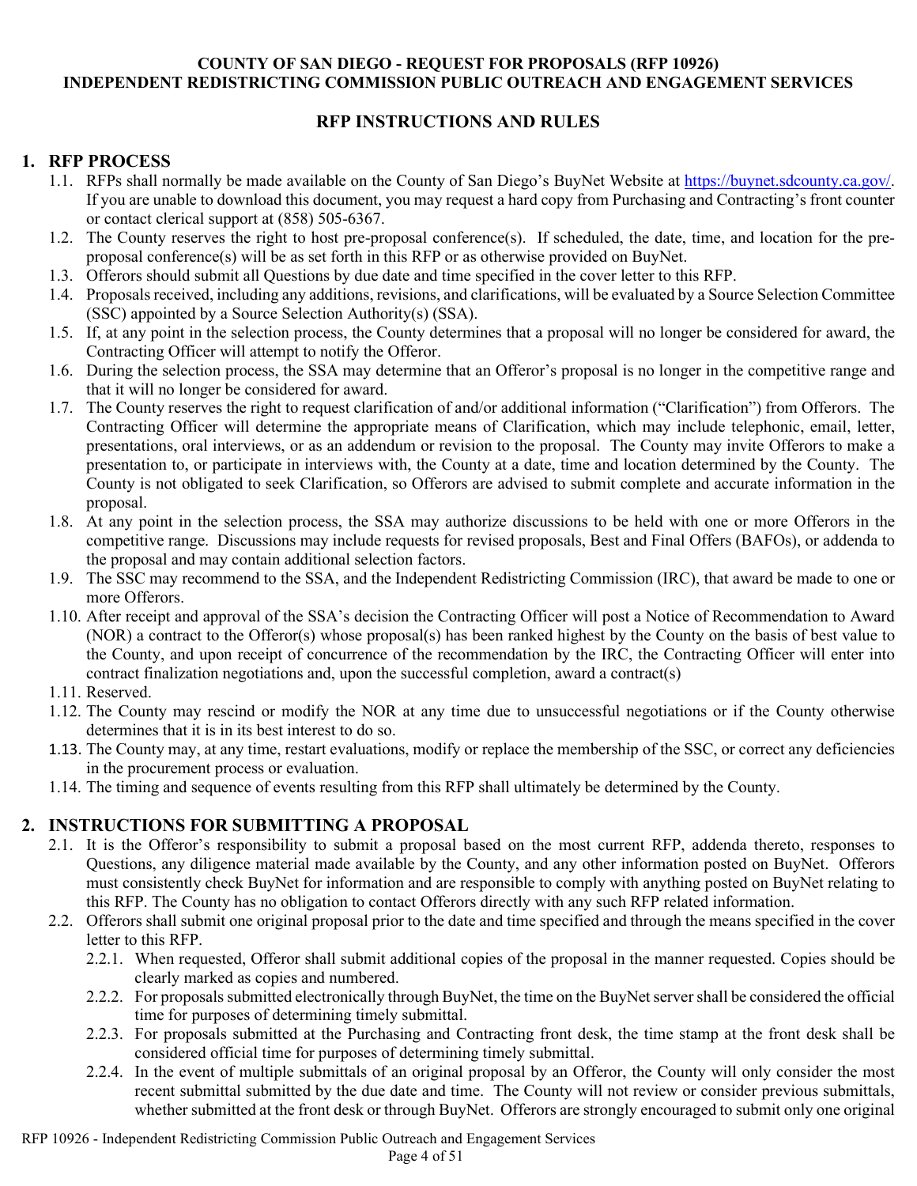**COUNTY OF SAN DIEGO - REQUEST FOR PROPOSALS (RFP 10926)**
**INDEPENDENT REDISTRICTING COMMISSION PUBLIC OUTREACH AND ENGAGEMENT SERVICES**

## RFP INSTRUCTIONS AND RULES

### 1. RFP PROCESS

1.1. RFPs shall normally be made available on the County of San Diego's BuyNet Website at https://buynet.sdcounty.ca.gov/. If you are unable to download this document, you may request a hard copy from Purchasing and Contracting's front counter or contact clerical support at (858) 505-6367.

1.2. The County reserves the right to host pre-proposal conference(s). If scheduled, the date, time, and location for the pre-proposal conference(s) will be as set forth in this RFP or as otherwise provided on BuyNet.

1.3. Offerors should submit all Questions by due date and time specified in the cover letter to this RFP.

1.4. Proposals received, including any additions, revisions, and clarifications, will be evaluated by a Source Selection Committee (SSC) appointed by a Source Selection Authority(s) (SSA).

1.5. If, at any point in the selection process, the County determines that a proposal will no longer be considered for award, the Contracting Officer will attempt to notify the Offeror.

1.6. During the selection process, the SSA may determine that an Offeror's proposal is no longer in the competitive range and that it will no longer be considered for award.

1.7. The County reserves the right to request clarification of and/or additional information ("Clarification") from Offerors. The Contracting Officer will determine the appropriate means of Clarification, which may include telephonic, email, letter, presentations, oral interviews, or as an addendum or revision to the proposal. The County may invite Offerors to make a presentation to, or participate in interviews with, the County at a date, time and location determined by the County. The County is not obligated to seek Clarification, so Offerors are advised to submit complete and accurate information in the proposal.

1.8. At any point in the selection process, the SSA may authorize discussions to be held with one or more Offerors in the competitive range. Discussions may include requests for revised proposals, Best and Final Offers (BAFOs), or addenda to the proposal and may contain additional selection factors.

1.9. The SSC may recommend to the SSA, and the Independent Redistricting Commission (IRC), that award be made to one or more Offerors.

1.10. After receipt and approval of the SSA's decision the Contracting Officer will post a Notice of Recommendation to Award (NOR) a contract to the Offeror(s) whose proposal(s) has been ranked highest by the County on the basis of best value to the County, and upon receipt of concurrence of the recommendation by the IRC, the Contracting Officer will enter into contract finalization negotiations and, upon the successful completion, award a contract(s)

1.11. Reserved.

1.12. The County may rescind or modify the NOR at any time due to unsuccessful negotiations or if the County otherwise determines that it is in its best interest to do so.

1.13. The County may, at any time, restart evaluations, modify or replace the membership of the SSC, or correct any deficiencies in the procurement process or evaluation.

1.14. The timing and sequence of events resulting from this RFP shall ultimately be determined by the County.

### 2. INSTRUCTIONS FOR SUBMITTING A PROPOSAL

2.1. It is the Offeror's responsibility to submit a proposal based on the most current RFP, addenda thereto, responses to Questions, any diligence material made available by the County, and any other information posted on BuyNet. Offerors must consistently check BuyNet for information and are responsible to comply with anything posted on BuyNet relating to this RFP. The County has no obligation to contact Offerors directly with any such RFP related information.

2.2. Offerors shall submit one original proposal prior to the date and time specified and through the means specified in the cover letter to this RFP.

2.2.1. When requested, Offeror shall submit additional copies of the proposal in the manner requested. Copies should be clearly marked as copies and numbered.

2.2.2. For proposals submitted electronically through BuyNet, the time on the BuyNet server shall be considered the official time for purposes of determining timely submittal.

2.2.3. For proposals submitted at the Purchasing and Contracting front desk, the time stamp at the front desk shall be considered official time for purposes of determining timely submittal.

2.2.4. In the event of multiple submittals of an original proposal by an Offeror, the County will only consider the most recent submittal submitted by the due date and time. The County will not review or consider previous submittals, whether submitted at the front desk or through BuyNet. Offerors are strongly encouraged to submit only one original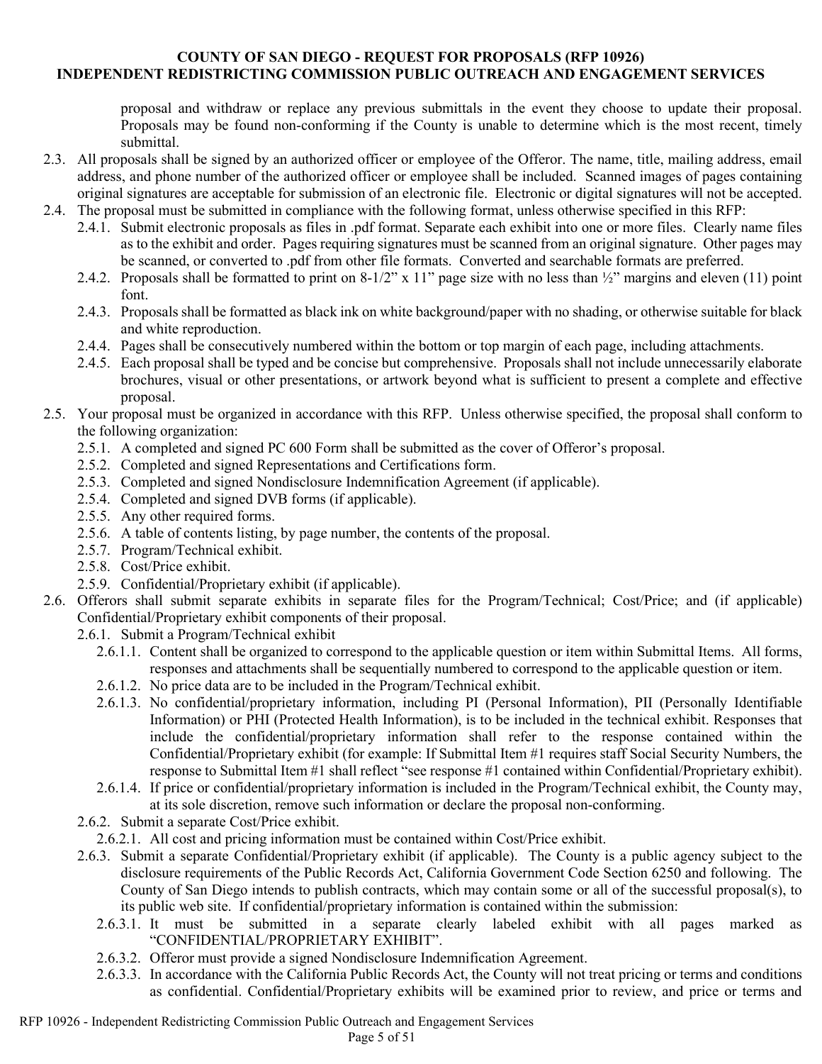proposal and withdraw or replace any previous submittals in the event they choose to update their proposal. Proposals may be found non-conforming if the County is unable to determine which is the most recent, timely submittal.

2.3. All proposals shall be signed by an authorized officer or employee of the Offeror. The name, title, mailing address, email address, and phone number of the authorized officer or employee shall be included. Scanned images of pages containing original signatures are acceptable for submission of an electronic file. Electronic or digital signatures will not be accepted.

2.4. The proposal must be submitted in compliance with the following format, unless otherwise specified in this RFP:

- 2.4.1. Submit electronic proposals as files in .pdf format. Separate each exhibit into one or more files. Clearly name files as to the exhibit and order. Pages requiring signatures must be scanned from an original signature. Other pages may be scanned, or converted to .pdf from other file formats. Converted and searchable formats are preferred.
- 2.4.2. Proposals shall be formatted to print on 8-1/2" x 11" page size with no less than ½" margins and eleven (11) point font.
- 2.4.3. Proposals shall be formatted as black ink on white background/paper with no shading, or otherwise suitable for black and white reproduction.
- 2.4.4. Pages shall be consecutively numbered within the bottom or top margin of each page, including attachments.
- 2.4.5. Each proposal shall be typed and be concise but comprehensive. Proposals shall not include unnecessarily elaborate brochures, visual or other presentations, or artwork beyond what is sufficient to present a complete and effective proposal.

2.5. Your proposal must be organized in accordance with this RFP. Unless otherwise specified, the proposal shall conform to the following organization:

- 2.5.1. A completed and signed PC 600 Form shall be submitted as the cover of Offeror's proposal.
- 2.5.2. Completed and signed Representations and Certifications form.
- 2.5.3. Completed and signed Nondisclosure Indemnification Agreement (if applicable).
- 2.5.4. Completed and signed DVB forms (if applicable).
- 2.5.5. Any other required forms.
- 2.5.6. A table of contents listing, by page number, the contents of the proposal.
- 2.5.7. Program/Technical exhibit.
- 2.5.8. Cost/Price exhibit.
- 2.5.9. Confidential/Proprietary exhibit (if applicable).

2.6. Offerors shall submit separate exhibits in separate files for the Program/Technical; Cost/Price; and (if applicable) Confidential/Proprietary exhibit components of their proposal.

- 2.6.1. Submit a Program/Technical exhibit
  - 2.6.1.1. Content shall be organized to correspond to the applicable question or item within Submittal Items. All forms, responses and attachments shall be sequentially numbered to correspond to the applicable question or item.
  - 2.6.1.2. No price data are to be included in the Program/Technical exhibit.
  - 2.6.1.3. No confidential/proprietary information, including PI (Personal Information), PII (Personally Identifiable Information) or PHI (Protected Health Information), is to be included in the technical exhibit. Responses that include the confidential/proprietary information shall refer to the response contained within the Confidential/Proprietary exhibit (for example: If Submittal Item #1 requires staff Social Security Numbers, the response to Submittal Item #1 shall reflect "see response #1 contained within Confidential/Proprietary exhibit).
  - 2.6.1.4. If price or confidential/proprietary information is included in the Program/Technical exhibit, the County may, at its sole discretion, remove such information or declare the proposal non-conforming.
- 2.6.2. Submit a separate Cost/Price exhibit.
  - 2.6.2.1. All cost and pricing information must be contained within Cost/Price exhibit.
- 2.6.3. Submit a separate Confidential/Proprietary exhibit (if applicable). The County is a public agency subject to the disclosure requirements of the Public Records Act, California Government Code Section 6250 and following. The County of San Diego intends to publish contracts, which may contain some or all of the successful proposal(s), to its public web site. If confidential/proprietary information is contained within the submission:
  - 2.6.3.1. It must be submitted in a separate clearly labeled exhibit with all pages marked as "CONFIDENTIAL/PROPRIETARY EXHIBIT".
  - 2.6.3.2. Offeror must provide a signed Nondisclosure Indemnification Agreement.
  - 2.6.3.3. In accordance with the California Public Records Act, the County will not treat pricing or terms and conditions as confidential. Confidential/Proprietary exhibits will be examined prior to review, and price or terms and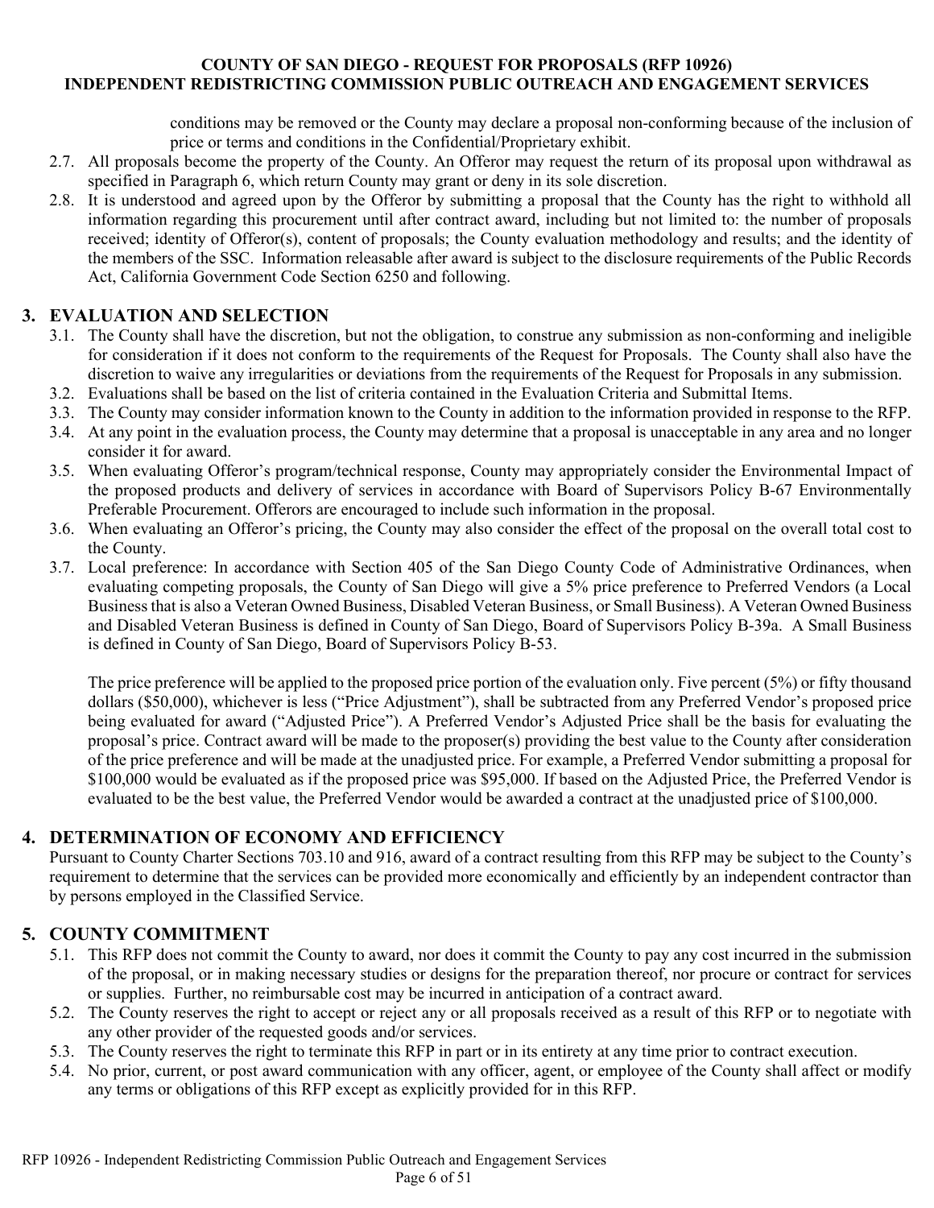conditions may be removed or the County may declare a proposal non-conforming because of the inclusion of price or terms and conditions in the Confidential/Proprietary exhibit.

2.7. All proposals become the property of the County. An Offeror may request the return of its proposal upon withdrawal as specified in Paragraph 6, which return County may grant or deny in its sole discretion.

2.8. It is understood and agreed upon by the Offeror by submitting a proposal that the County has the right to withhold all information regarding this procurement until after contract award, including but not limited to: the number of proposals received; identity of Offeror(s), content of proposals; the County evaluation methodology and results; and the identity of the members of the SSC. Information releasable after award is subject to the disclosure requirements of the Public Records Act, California Government Code Section 6250 and following.

## 3. EVALUATION AND SELECTION

3.1. The County shall have the discretion, but not the obligation, to construe any submission as non-conforming and ineligible for consideration if it does not conform to the requirements of the Request for Proposals. The County shall also have the discretion to waive any irregularities or deviations from the requirements of the Request for Proposals in any submission.

3.2. Evaluations shall be based on the list of criteria contained in the Evaluation Criteria and Submittal Items.

3.3. The County may consider information known to the County in addition to the information provided in response to the RFP.

3.4. At any point in the evaluation process, the County may determine that a proposal is unacceptable in any area and no longer consider it for award.

3.5. When evaluating Offeror's program/technical response, County may appropriately consider the Environmental Impact of the proposed products and delivery of services in accordance with Board of Supervisors Policy B-67 Environmentally Preferable Procurement. Offerors are encouraged to include such information in the proposal.

3.6. When evaluating an Offeror's pricing, the County may also consider the effect of the proposal on the overall total cost to the County.

3.7. Local preference: In accordance with Section 405 of the San Diego County Code of Administrative Ordinances, when evaluating competing proposals, the County of San Diego will give a 5% price preference to Preferred Vendors (a Local Business that is also a Veteran Owned Business, Disabled Veteran Business, or Small Business). A Veteran Owned Business and Disabled Veteran Business is defined in County of San Diego, Board of Supervisors Policy B-39a. A Small Business is defined in County of San Diego, Board of Supervisors Policy B-53.

The price preference will be applied to the proposed price portion of the evaluation only. Five percent (5%) or fifty thousand dollars ($50,000), whichever is less ("Price Adjustment"), shall be subtracted from any Preferred Vendor's proposed price being evaluated for award ("Adjusted Price"). A Preferred Vendor's Adjusted Price shall be the basis for evaluating the proposal's price. Contract award will be made to the proposer(s) providing the best value to the County after consideration of the price preference and will be made at the unadjusted price. For example, a Preferred Vendor submitting a proposal for $100,000 would be evaluated as if the proposed price was $95,000. If based on the Adjusted Price, the Preferred Vendor is evaluated to be the best value, the Preferred Vendor would be awarded a contract at the unadjusted price of $100,000.

## 4. DETERMINATION OF ECONOMY AND EFFICIENCY

Pursuant to County Charter Sections 703.10 and 916, award of a contract resulting from this RFP may be subject to the County's requirement to determine that the services can be provided more economically and efficiently by an independent contractor than by persons employed in the Classified Service.

## 5. COUNTY COMMITMENT

5.1. This RFP does not commit the County to award, nor does it commit the County to pay any cost incurred in the submission of the proposal, or in making necessary studies or designs for the preparation thereof, nor procure or contract for services or supplies. Further, no reimbursable cost may be incurred in anticipation of a contract award.

5.2. The County reserves the right to accept or reject any or all proposals received as a result of this RFP or to negotiate with any other provider of the requested goods and/or services.

5.3. The County reserves the right to terminate this RFP in part or in its entirety at any time prior to contract execution.

5.4. No prior, current, or post award communication with any officer, agent, or employee of the County shall affect or modify any terms or obligations of this RFP except as explicitly provided for in this RFP.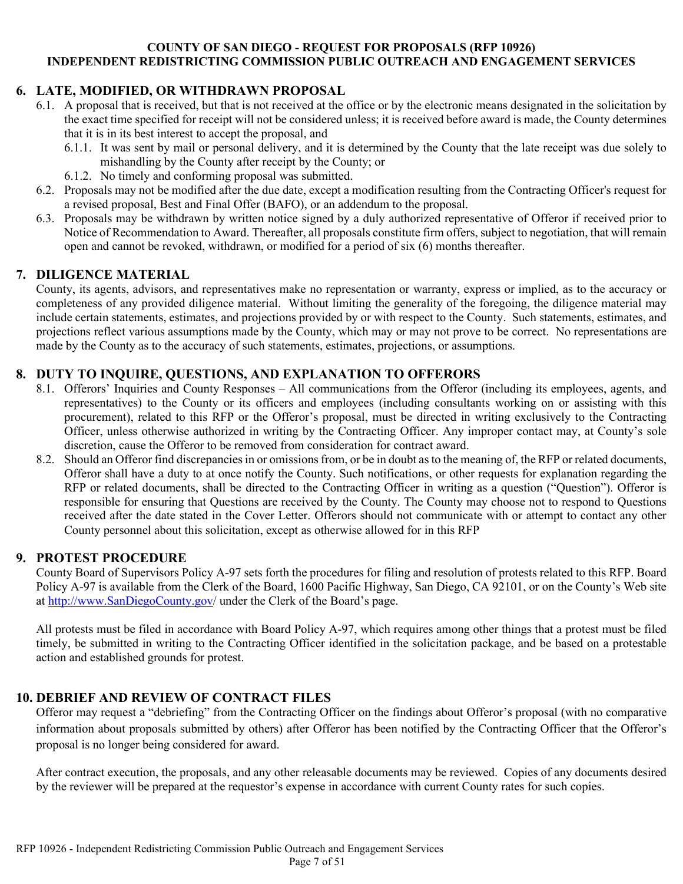## 6. LATE, MODIFIED, OR WITHDRAWN PROPOSAL

6.1. A proposal that is received, but that is not received at the office or by the electronic means designated in the solicitation by the exact time specified for receipt will not be considered unless; it is received before award is made, the County determines that it is in its best interest to accept the proposal, and

6.1.1. It was sent by mail or personal delivery, and it is determined by the County that the late receipt was due solely to mishandling by the County after receipt by the County; or

6.1.2. No timely and conforming proposal was submitted.

6.2. Proposals may not be modified after the due date, except a modification resulting from the Contracting Officer's request for a revised proposal, Best and Final Offer (BAFO), or an addendum to the proposal.

6.3. Proposals may be withdrawn by written notice signed by a duly authorized representative of Offeror if received prior to Notice of Recommendation to Award. Thereafter, all proposals constitute firm offers, subject to negotiation, that will remain open and cannot be revoked, withdrawn, or modified for a period of six (6) months thereafter.

## 7. DILIGENCE MATERIAL

County, its agents, advisors, and representatives make no representation or warranty, express or implied, as to the accuracy or completeness of any provided diligence material. Without limiting the generality of the foregoing, the diligence material may include certain statements, estimates, and projections provided by or with respect to the County. Such statements, estimates, and projections reflect various assumptions made by the County, which may or may not prove to be correct. No representations are made by the County as to the accuracy of such statements, estimates, projections, or assumptions.

## 8. DUTY TO INQUIRE, QUESTIONS, AND EXPLANATION TO OFFERORS

8.1. Offerors' Inquiries and County Responses – All communications from the Offeror (including its employees, agents, and representatives) to the County or its officers and employees (including consultants working on or assisting with this procurement), related to this RFP or the Offeror's proposal, must be directed in writing exclusively to the Contracting Officer, unless otherwise authorized in writing by the Contracting Officer. Any improper contact may, at County's sole discretion, cause the Offeror to be removed from consideration for contract award.

8.2. Should an Offeror find discrepancies in or omissions from, or be in doubt as to the meaning of, the RFP or related documents, Offeror shall have a duty to at once notify the County. Such notifications, or other requests for explanation regarding the RFP or related documents, shall be directed to the Contracting Officer in writing as a question ("Question"). Offeror is responsible for ensuring that Questions are received by the County. The County may choose not to respond to Questions received after the date stated in the Cover Letter. Offerors should not communicate with or attempt to contact any other County personnel about this solicitation, except as otherwise allowed for in this RFP

## 9. PROTEST PROCEDURE

County Board of Supervisors Policy A-97 sets forth the procedures for filing and resolution of protests related to this RFP. Board Policy A-97 is available from the Clerk of the Board, 1600 Pacific Highway, San Diego, CA 92101, or on the County's Web site at http://www.SanDiegoCounty.gov/ under the Clerk of the Board's page.

All protests must be filed in accordance with Board Policy A-97, which requires among other things that a protest must be filed timely, be submitted in writing to the Contracting Officer identified in the solicitation package, and be based on a protestable action and established grounds for protest.

## 10. DEBRIEF AND REVIEW OF CONTRACT FILES

Offeror may request a "debriefing" from the Contracting Officer on the findings about Offeror's proposal (with no comparative information about proposals submitted by others) after Offeror has been notified by the Contracting Officer that the Offeror's proposal is no longer being considered for award.

After contract execution, the proposals, and any other releasable documents may be reviewed. Copies of any documents desired by the reviewer will be prepared at the requestor's expense in accordance with current County rates for such copies.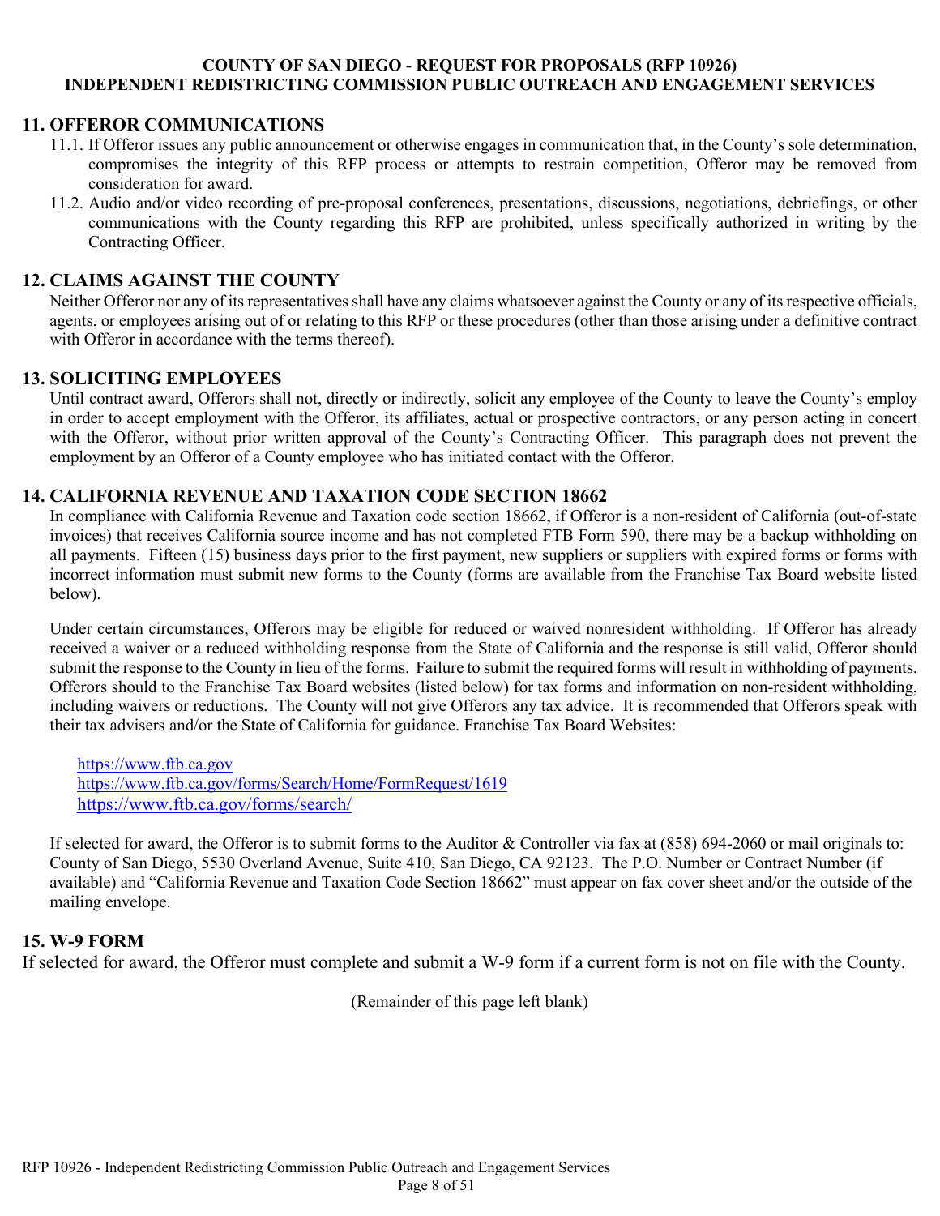## 11. OFFEROR COMMUNICATIONS

11.1. If Offeror issues any public announcement or otherwise engages in communication that, in the County's sole determination, compromises the integrity of this RFP process or attempts to restrain competition, Offeror may be removed from consideration for award.

11.2. Audio and/or video recording of pre-proposal conferences, presentations, discussions, negotiations, debriefings, or other communications with the County regarding this RFP are prohibited, unless specifically authorized in writing by the Contracting Officer.

## 12. CLAIMS AGAINST THE COUNTY

Neither Offeror nor any of its representatives shall have any claims whatsoever against the County or any of its respective officials, agents, or employees arising out of or relating to this RFP or these procedures (other than those arising under a definitive contract with Offeror in accordance with the terms thereof).

## 13. SOLICITING EMPLOYEES

Until contract award, Offerors shall not, directly or indirectly, solicit any employee of the County to leave the County's employ in order to accept employment with the Offeror, its affiliates, actual or prospective contractors, or any person acting in concert with the Offeror, without prior written approval of the County's Contracting Officer. This paragraph does not prevent the employment by an Offeror of a County employee who has initiated contact with the Offeror.

## 14. CALIFORNIA REVENUE AND TAXATION CODE SECTION 18662

In compliance with California Revenue and Taxation code section 18662, if Offeror is a non-resident of California (out-of-state invoices) that receives California source income and has not completed FTB Form 590, there may be a backup withholding on all payments. Fifteen (15) business days prior to the first payment, new suppliers or suppliers with expired forms or forms with incorrect information must submit new forms to the County (forms are available from the Franchise Tax Board website listed below).

Under certain circumstances, Offerors may be eligible for reduced or waived nonresident withholding. If Offeror has already received a waiver or a reduced withholding response from the State of California and the response is still valid, Offeror should submit the response to the County in lieu of the forms. Failure to submit the required forms will result in withholding of payments. Offerors should to the Franchise Tax Board websites (listed below) for tax forms and information on non-resident withholding, including waivers or reductions. The County will not give Offerors any tax advice. It is recommended that Offerors speak with their tax advisers and/or the State of California for guidance. Franchise Tax Board Websites:

https://www.ftb.ca.gov
https://www.ftb.ca.gov/forms/Search/Home/FormRequest/1619
https://www.ftb.ca.gov/forms/search/

If selected for award, the Offeror is to submit forms to the Auditor & Controller via fax at (858) 694-2060 or mail originals to: County of San Diego, 5530 Overland Avenue, Suite 410, San Diego, CA 92123. The P.O. Number or Contract Number (if available) and "California Revenue and Taxation Code Section 18662" must appear on fax cover sheet and/or the outside of the mailing envelope.

## 15. W-9 FORM

If selected for award, the Offeror must complete and submit a W-9 form if a current form is not on file with the County.

(Remainder of this page left blank)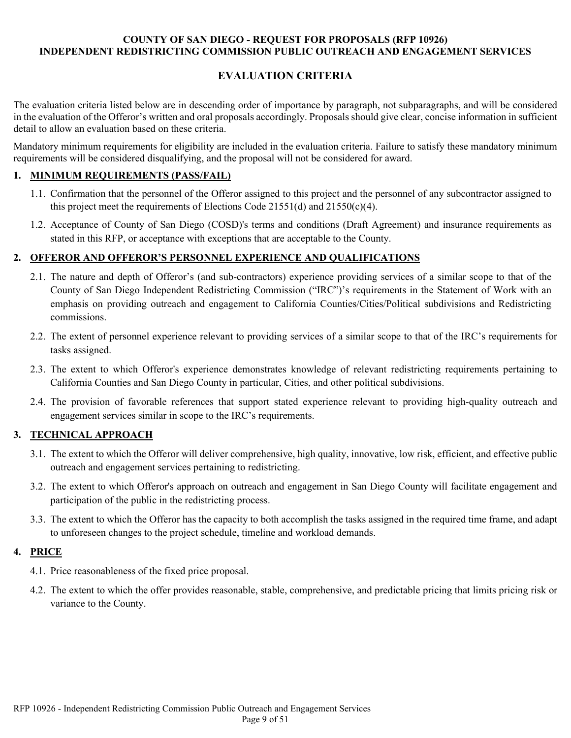**COUNTY OF SAN DIEGO - REQUEST FOR PROPOSALS (RFP 10926)**
**INDEPENDENT REDISTRICTING COMMISSION PUBLIC OUTREACH AND ENGAGEMENT SERVICES**

# EVALUATION CRITERIA

The evaluation criteria listed below are in descending order of importance by paragraph, not subparagraphs, and will be considered in the evaluation of the Offeror's written and oral proposals accordingly. Proposals should give clear, concise information in sufficient detail to allow an evaluation based on these criteria.

Mandatory minimum requirements for eligibility are included in the evaluation criteria. Failure to satisfy these mandatory minimum requirements will be considered disqualifying, and the proposal will not be considered for award.

## 1. MINIMUM REQUIREMENTS (PASS/FAIL)

1.1. Confirmation that the personnel of the Offeror assigned to this project and the personnel of any subcontractor assigned to this project meet the requirements of Elections Code 21551(d) and 21550(c)(4).

1.2. Acceptance of County of San Diego (COSD)'s terms and conditions (Draft Agreement) and insurance requirements as stated in this RFP, or acceptance with exceptions that are acceptable to the County.

## 2. OFFEROR AND OFFEROR'S PERSONNEL EXPERIENCE AND QUALIFICATIONS

2.1. The nature and depth of Offeror's (and sub-contractors) experience providing services of a similar scope to that of the County of San Diego Independent Redistricting Commission ("IRC")'s requirements in the Statement of Work with an emphasis on providing outreach and engagement to California Counties/Cities/Political subdivisions and Redistricting commissions.

2.2. The extent of personnel experience relevant to providing services of a similar scope to that of the IRC's requirements for tasks assigned.

2.3. The extent to which Offeror's experience demonstrates knowledge of relevant redistricting requirements pertaining to California Counties and San Diego County in particular, Cities, and other political subdivisions.

2.4. The provision of favorable references that support stated experience relevant to providing high-quality outreach and engagement services similar in scope to the IRC's requirements.

## 3. TECHNICAL APPROACH

3.1. The extent to which the Offeror will deliver comprehensive, high quality, innovative, low risk, efficient, and effective public outreach and engagement services pertaining to redistricting.

3.2. The extent to which Offeror's approach on outreach and engagement in San Diego County will facilitate engagement and participation of the public in the redistricting process.

3.3. The extent to which the Offeror has the capacity to both accomplish the tasks assigned in the required time frame, and adapt to unforeseen changes to the project schedule, timeline and workload demands.

## 4. PRICE

4.1. Price reasonableness of the fixed price proposal.

4.2. The extent to which the offer provides reasonable, stable, comprehensive, and predictable pricing that limits pricing risk or variance to the County.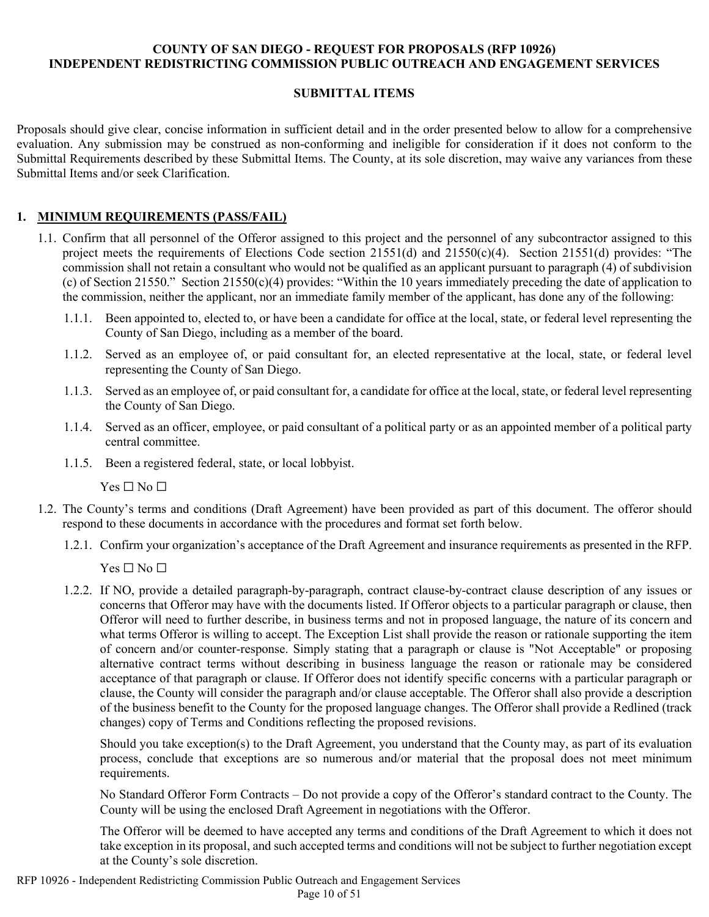**COUNTY OF SAN DIEGO - REQUEST FOR PROPOSALS (RFP 10926)**
**INDEPENDENT REDISTRICTING COMMISSION PUBLIC OUTREACH AND ENGAGEMENT SERVICES**

**SUBMITTAL ITEMS**

Proposals should give clear, concise information in sufficient detail and in the order presented below to allow for a comprehensive evaluation. Any submission may be construed as non-conforming and ineligible for consideration if it does not conform to the Submittal Requirements described by these Submittal Items. The County, at its sole discretion, may waive any variances from these Submittal Items and/or seek Clarification.

## 1. MINIMUM REQUIREMENTS (PASS/FAIL)

1.1. Confirm that all personnel of the Offeror assigned to this project and the personnel of any subcontractor assigned to this project meets the requirements of Elections Code section 21551(d) and 21550(c)(4). Section 21551(d) provides: "The commission shall not retain a consultant who would not be qualified as an applicant pursuant to paragraph (4) of subdivision (c) of Section 21550." Section 21550(c)(4) provides: "Within the 10 years immediately preceding the date of application to the commission, neither the applicant, nor an immediate family member of the applicant, has done any of the following:

1.1.1. Been appointed to, elected to, or have been a candidate for office at the local, state, or federal level representing the County of San Diego, including as a member of the board.

1.1.2. Served as an employee of, or paid consultant for, an elected representative at the local, state, or federal level representing the County of San Diego.

1.1.3. Served as an employee of, or paid consultant for, a candidate for office at the local, state, or federal level representing the County of San Diego.

1.1.4. Served as an officer, employee, or paid consultant of a political party or as an appointed member of a political party central committee.

1.1.5. Been a registered federal, state, or local lobbyist.

Yes ☐ No ☐

1.2. The County's terms and conditions (Draft Agreement) have been provided as part of this document. The offeror should respond to these documents in accordance with the procedures and format set forth below.

1.2.1. Confirm your organization's acceptance of the Draft Agreement and insurance requirements as presented in the RFP.

Yes ☐ No ☐

1.2.2. If NO, provide a detailed paragraph-by-paragraph, contract clause-by-contract clause description of any issues or concerns that Offeror may have with the documents listed. If Offeror objects to a particular paragraph or clause, then Offeror will need to further describe, in business terms and not in proposed language, the nature of its concern and what terms Offeror is willing to accept. The Exception List shall provide the reason or rationale supporting the item of concern and/or counter-response. Simply stating that a paragraph or clause is "Not Acceptable" or proposing alternative contract terms without describing in business language the reason or rationale may be considered acceptance of that paragraph or clause. If Offeror does not identify specific concerns with a particular paragraph or clause, the County will consider the paragraph and/or clause acceptable. The Offeror shall also provide a description of the business benefit to the County for the proposed language changes. The Offeror shall provide a Redlined (track changes) copy of Terms and Conditions reflecting the proposed revisions.

Should you take exception(s) to the Draft Agreement, you understand that the County may, as part of its evaluation process, conclude that exceptions are so numerous and/or material that the proposal does not meet minimum requirements.

No Standard Offeror Form Contracts – Do not provide a copy of the Offeror's standard contract to the County. The County will be using the enclosed Draft Agreement in negotiations with the Offeror.

The Offeror will be deemed to have accepted any terms and conditions of the Draft Agreement to which it does not take exception in its proposal, and such accepted terms and conditions will not be subject to further negotiation except at the County's sole discretion.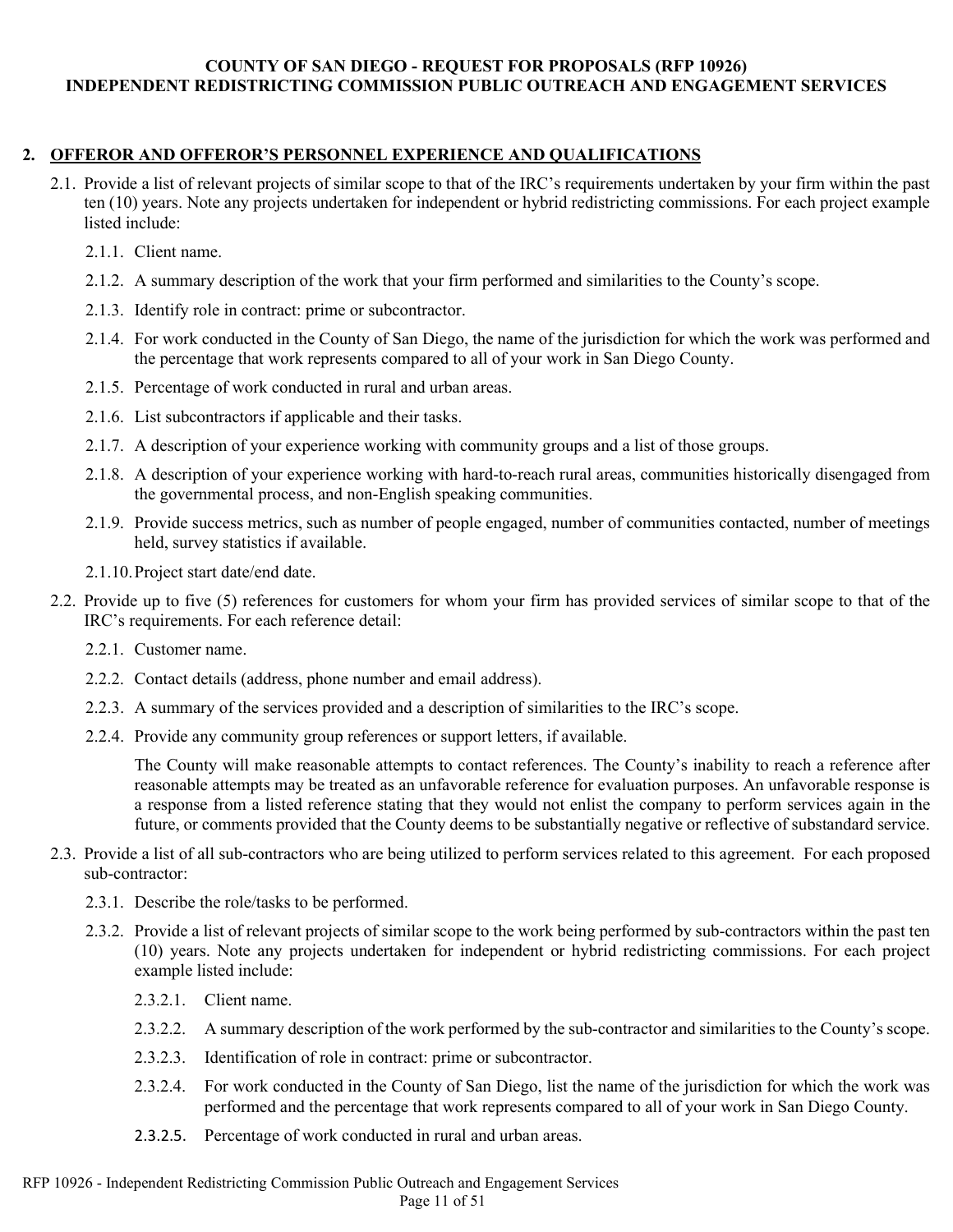## 2. OFFEROR AND OFFEROR'S PERSONNEL EXPERIENCE AND QUALIFICATIONS

2.1. Provide a list of relevant projects of similar scope to that of the IRC's requirements undertaken by your firm within the past ten (10) years. Note any projects undertaken for independent or hybrid redistricting commissions. For each project example listed include:

   2.1.1. Client name.

   2.1.2. A summary description of the work that your firm performed and similarities to the County's scope.

   2.1.3. Identify role in contract: prime or subcontractor.

   2.1.4. For work conducted in the County of San Diego, the name of the jurisdiction for which the work was performed and the percentage that work represents compared to all of your work in San Diego County.

   2.1.5. Percentage of work conducted in rural and urban areas.

   2.1.6. List subcontractors if applicable and their tasks.

   2.1.7. A description of your experience working with community groups and a list of those groups.

   2.1.8. A description of your experience working with hard-to-reach rural areas, communities historically disengaged from the governmental process, and non-English speaking communities.

   2.1.9. Provide success metrics, such as number of people engaged, number of communities contacted, number of meetings held, survey statistics if available.

   2.1.10. Project start date/end date.

2.2. Provide up to five (5) references for customers for whom your firm has provided services of similar scope to that of the IRC's requirements. For each reference detail:

   2.2.1. Customer name.

   2.2.2. Contact details (address, phone number and email address).

   2.2.3. A summary of the services provided and a description of similarities to the IRC's scope.

   2.2.4. Provide any community group references or support letters, if available.

   The County will make reasonable attempts to contact references. The County's inability to reach a reference after reasonable attempts may be treated as an unfavorable reference for evaluation purposes. An unfavorable response is a response from a listed reference stating that they would not enlist the company to perform services again in the future, or comments provided that the County deems to be substantially negative or reflective of substandard service.

2.3. Provide a list of all sub-contractors who are being utilized to perform services related to this agreement. For each proposed sub-contractor:

   2.3.1. Describe the role/tasks to be performed.

   2.3.2. Provide a list of relevant projects of similar scope to the work being performed by sub-contractors within the past ten (10) years. Note any projects undertaken for independent or hybrid redistricting commissions. For each project example listed include:

      2.3.2.1. Client name.

      2.3.2.2. A summary description of the work performed by the sub-contractor and similarities to the County's scope.

      2.3.2.3. Identification of role in contract: prime or subcontractor.

      2.3.2.4. For work conducted in the County of San Diego, list the name of the jurisdiction for which the work was performed and the percentage that work represents compared to all of your work in San Diego County.

      2.3.2.5. Percentage of work conducted in rural and urban areas.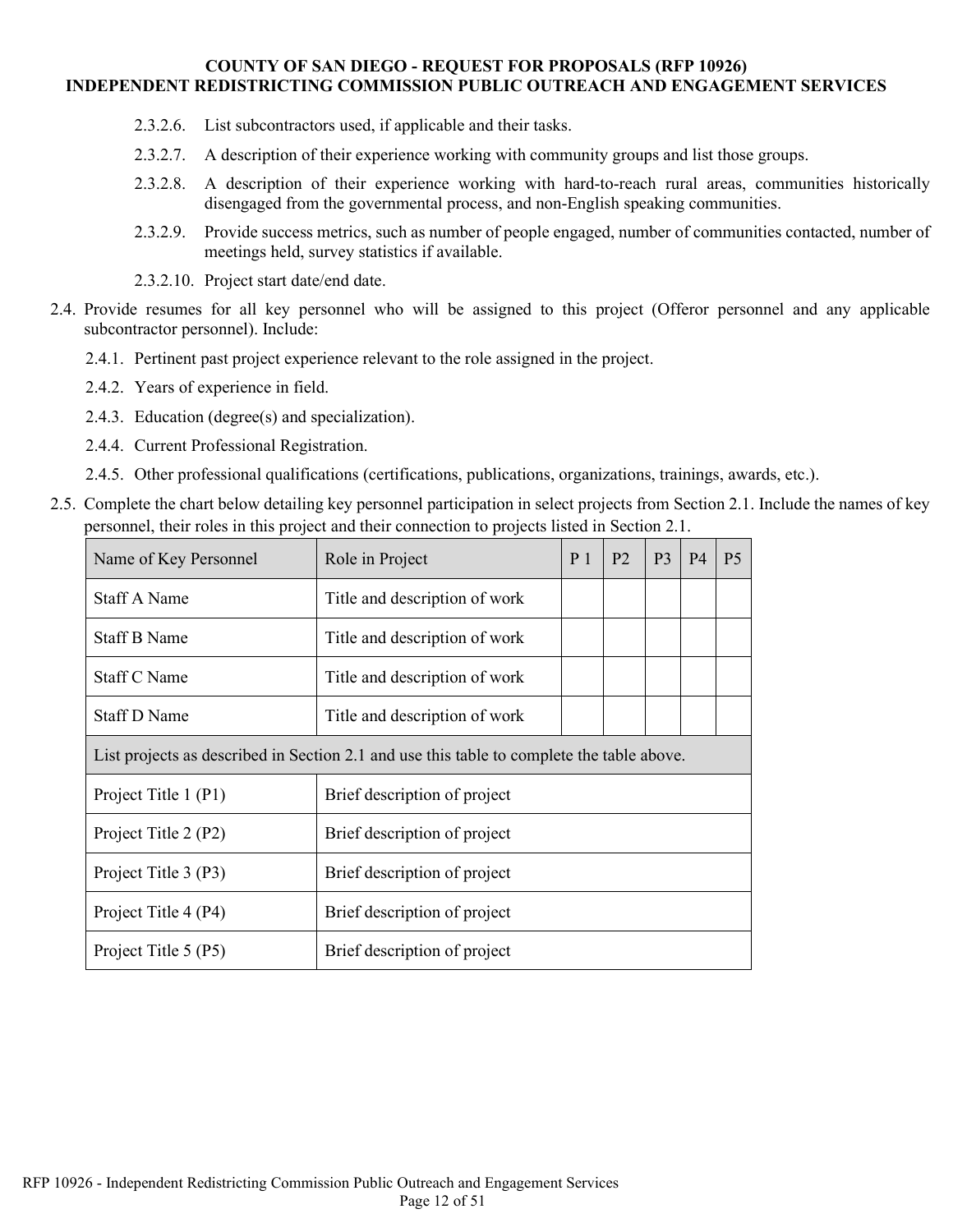2.3.2.6. List subcontractors used, if applicable and their tasks.

2.3.2.7. A description of their experience working with community groups and list those groups.

2.3.2.8. A description of their experience working with hard-to-reach rural areas, communities historically disengaged from the governmental process, and non-English speaking communities.

2.3.2.9. Provide success metrics, such as number of people engaged, number of communities contacted, number of meetings held, survey statistics if available.

2.3.2.10. Project start date/end date.

2.4. Provide resumes for all key personnel who will be assigned to this project (Offeror personnel and any applicable subcontractor personnel). Include:

2.4.1. Pertinent past project experience relevant to the role assigned in the project.

2.4.2. Years of experience in field.

2.4.3. Education (degree(s) and specialization).

2.4.4. Current Professional Registration.

2.4.5. Other professional qualifications (certifications, publications, organizations, trainings, awards, etc.).

2.5. Complete the chart below detailing key personnel participation in select projects from Section 2.1. Include the names of key personnel, their roles in this project and their connection to projects listed in Section 2.1.

| Name of Key Personnel | Role in Project | P 1 | P2 | P3 | P4 | P5 |
|---|---|---|---|---|---|---|
| Staff A Name | Title and description of work | | | | | |
| Staff B Name | Title and description of work | | | | | |
| Staff C Name | Title and description of work | | | | | |
| Staff D Name | Title and description of work | | | | | |
| List projects as described in Section 2.1 and use this table to complete the table above. | | | | | | |
| Project Title 1 (P1) | Brief description of project | | | | | |
| Project Title 2 (P2) | Brief description of project | | | | | |
| Project Title 3 (P3) | Brief description of project | | | | | |
| Project Title 4 (P4) | Brief description of project | | | | | |
| Project Title 5 (P5) | Brief description of project | | | | | |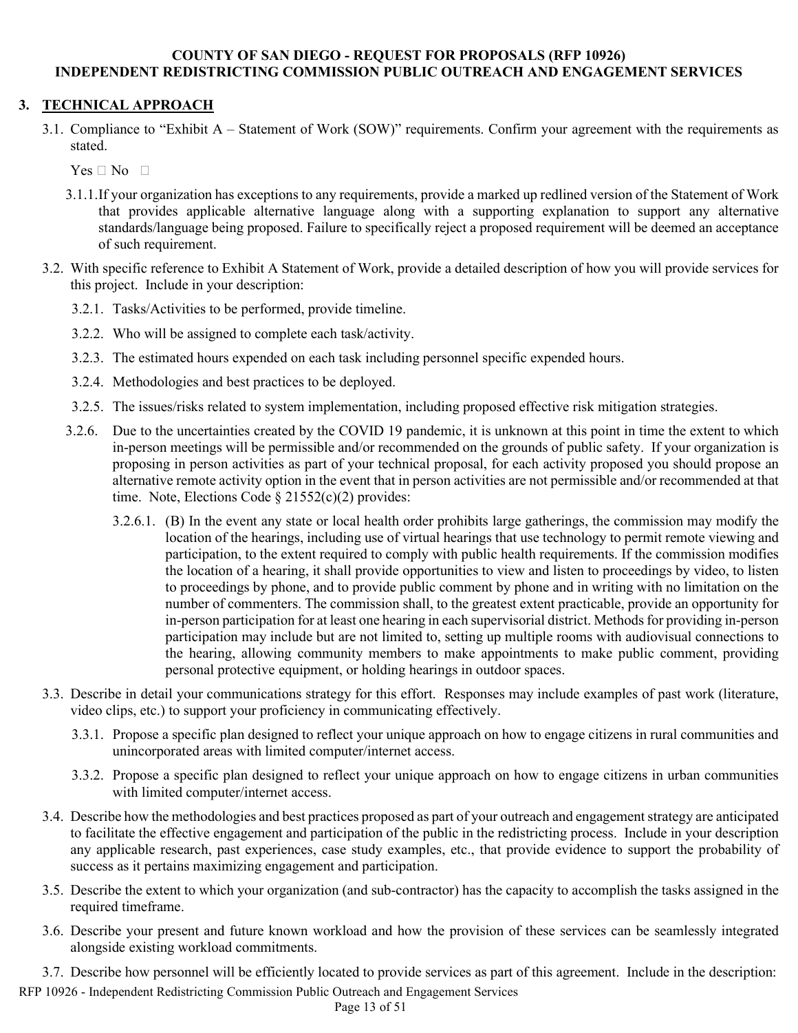**COUNTY OF SAN DIEGO - REQUEST FOR PROPOSALS (RFP 10926)**
**INDEPENDENT REDISTRICTING COMMISSION PUBLIC OUTREACH AND ENGAGEMENT SERVICES**

## 3. TECHNICAL APPROACH

3.1. Compliance to "Exhibit A – Statement of Work (SOW)" requirements. Confirm your agreement with the requirements as stated.

Yes ☐ No ☐

3.1.1. If your organization has exceptions to any requirements, provide a marked up redlined version of the Statement of Work that provides applicable alternative language along with a supporting explanation to support any alternative standards/language being proposed. Failure to specifically reject a proposed requirement will be deemed an acceptance of such requirement.

3.2. With specific reference to Exhibit A Statement of Work, provide a detailed description of how you will provide services for this project. Include in your description:

3.2.1. Tasks/Activities to be performed, provide timeline.

3.2.2. Who will be assigned to complete each task/activity.

3.2.3. The estimated hours expended on each task including personnel specific expended hours.

3.2.4. Methodologies and best practices to be deployed.

3.2.5. The issues/risks related to system implementation, including proposed effective risk mitigation strategies.

3.2.6. Due to the uncertainties created by the COVID 19 pandemic, it is unknown at this point in time the extent to which in-person meetings will be permissible and/or recommended on the grounds of public safety. If your organization is proposing in person activities as part of your technical proposal, for each activity proposed you should propose an alternative remote activity option in the event that in person activities are not permissible and/or recommended at that time. Note, Elections Code § 21552(c)(2) provides:

3.2.6.1. (B) In the event any state or local health order prohibits large gatherings, the commission may modify the location of the hearings, including use of virtual hearings that use technology to permit remote viewing and participation, to the extent required to comply with public health requirements. If the commission modifies the location of a hearing, it shall provide opportunities to view and listen to proceedings by video, to listen to proceedings by phone, and to provide public comment by phone and in writing with no limitation on the number of commenters. The commission shall, to the greatest extent practicable, provide an opportunity for in-person participation for at least one hearing in each supervisorial district. Methods for providing in-person participation may include but are not limited to, setting up multiple rooms with audiovisual connections to the hearing, allowing community members to make appointments to make public comment, providing personal protective equipment, or holding hearings in outdoor spaces.

3.3. Describe in detail your communications strategy for this effort. Responses may include examples of past work (literature, video clips, etc.) to support your proficiency in communicating effectively.

3.3.1. Propose a specific plan designed to reflect your unique approach on how to engage citizens in rural communities and unincorporated areas with limited computer/internet access.

3.3.2. Propose a specific plan designed to reflect your unique approach on how to engage citizens in urban communities with limited computer/internet access.

3.4. Describe how the methodologies and best practices proposed as part of your outreach and engagement strategy are anticipated to facilitate the effective engagement and participation of the public in the redistricting process. Include in your description any applicable research, past experiences, case study examples, etc., that provide evidence to support the probability of success as it pertains maximizing engagement and participation.

3.5. Describe the extent to which your organization (and sub-contractor) has the capacity to accomplish the tasks assigned in the required timeframe.

3.6. Describe your present and future known workload and how the provision of these services can be seamlessly integrated alongside existing workload commitments.

3.7. Describe how personnel will be efficiently located to provide services as part of this agreement. Include in the description: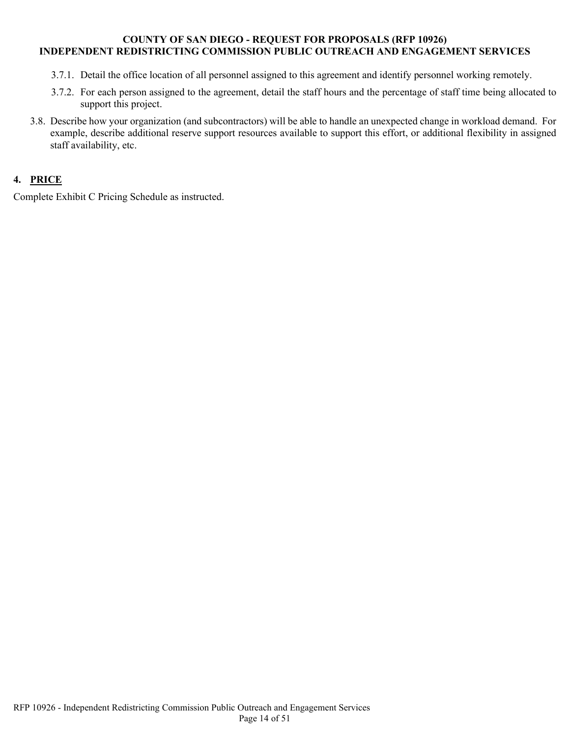3.7.1. Detail the office location of all personnel assigned to this agreement and identify personnel working remotely.

3.7.2. For each person assigned to the agreement, detail the staff hours and the percentage of staff time being allocated to support this project.

3.8. Describe how your organization (and subcontractors) will be able to handle an unexpected change in workload demand. For example, describe additional reserve support resources available to support this effort, or additional flexibility in assigned staff availability, etc.

## 4. PRICE

Complete Exhibit C Pricing Schedule as instructed.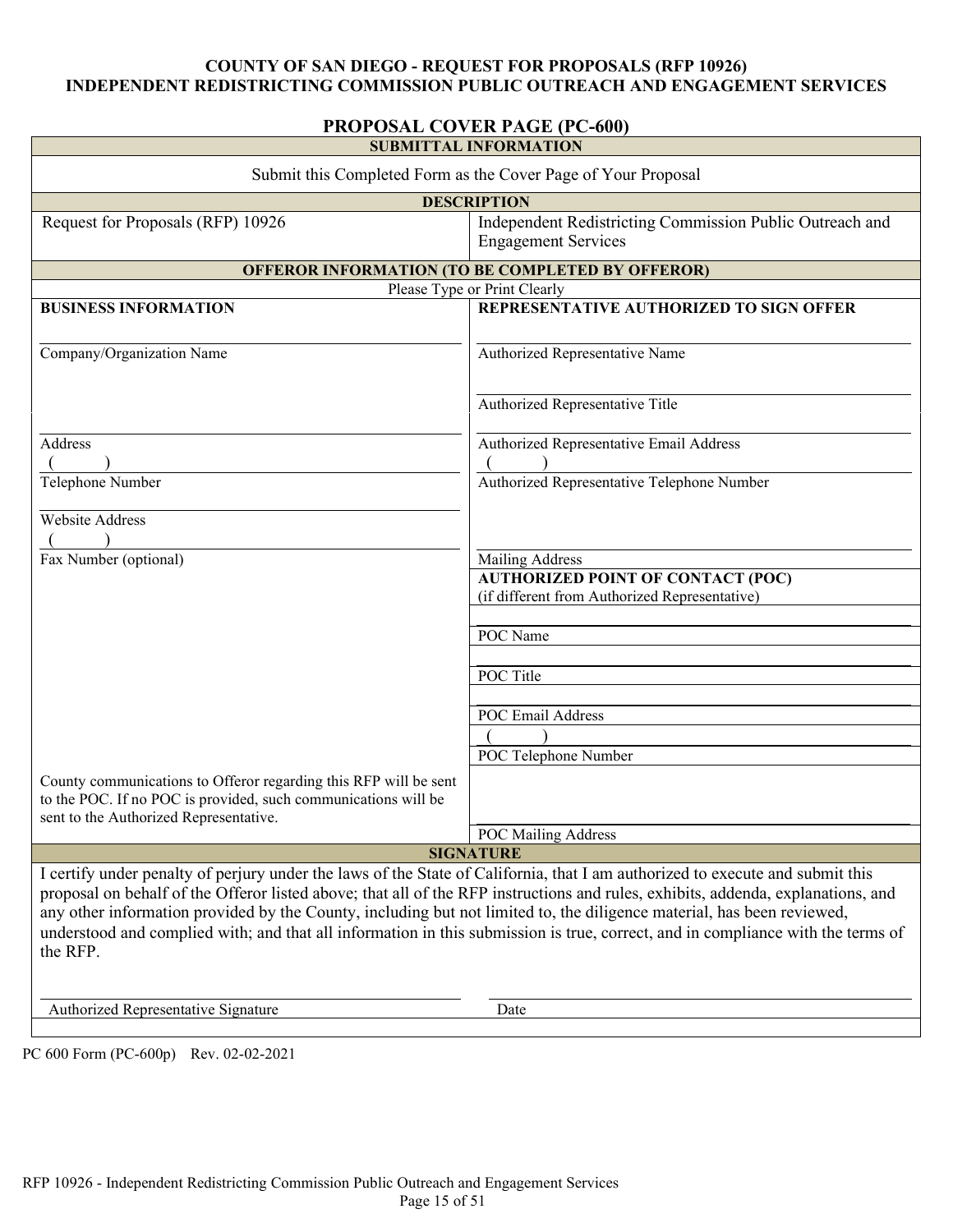**COUNTY OF SAN DIEGO - REQUEST FOR PROPOSALS (RFP 10926)**
**INDEPENDENT REDISTRICTING COMMISSION PUBLIC OUTREACH AND ENGAGEMENT SERVICES**

## PROPOSAL COVER PAGE (PC-600)

| **SUBMITTAL INFORMATION** | |
|---|---|
| Submit this Completed Form as the Cover Page of Your Proposal | |
| **DESCRIPTION** | |
| Request for Proposals (RFP) 10926 | Independent Redistricting Commission Public Outreach and Engagement Services |
| **OFFEROR INFORMATION (TO BE COMPLETED BY OFFEROR)** | |
| Please Type or Print Clearly | |
| **BUSINESS INFORMATION** | **REPRESENTATIVE AUTHORIZED TO SIGN OFFER** |
| Company/Organization Name | Authorized Representative Name |
| | Authorized Representative Title |
| Address | Authorized Representative Email Address |
| (    ) Telephone Number | (    ) Authorized Representative Telephone Number |
| Website Address | |
| (    ) Fax Number (optional) | Mailing Address |
| | **AUTHORIZED POINT OF CONTACT (POC)** (if different from Authorized Representative) |
| | POC Name |
| | POC Title |
| | POC Email Address |
| | (    ) POC Telephone Number |
| County communications to Offeror regarding this RFP will be sent to the POC. If no POC is provided, such communications will be sent to the Authorized Representative. | POC Mailing Address |
| **SIGNATURE** | |
| I certify under penalty of perjury under the laws of the State of California, that I am authorized to execute and submit this proposal on behalf of the Offeror listed above; that all of the RFP instructions and rules, exhibits, addenda, explanations, and any other information provided by the County, including but not limited to, the diligence material, has been reviewed, understood and complied with; and that all information in this submission is true, correct, and in compliance with the terms of the RFP. | |
| Authorized Representative Signature | Date |

PC 600 Form (PC-600p) Rev. 02-02-2021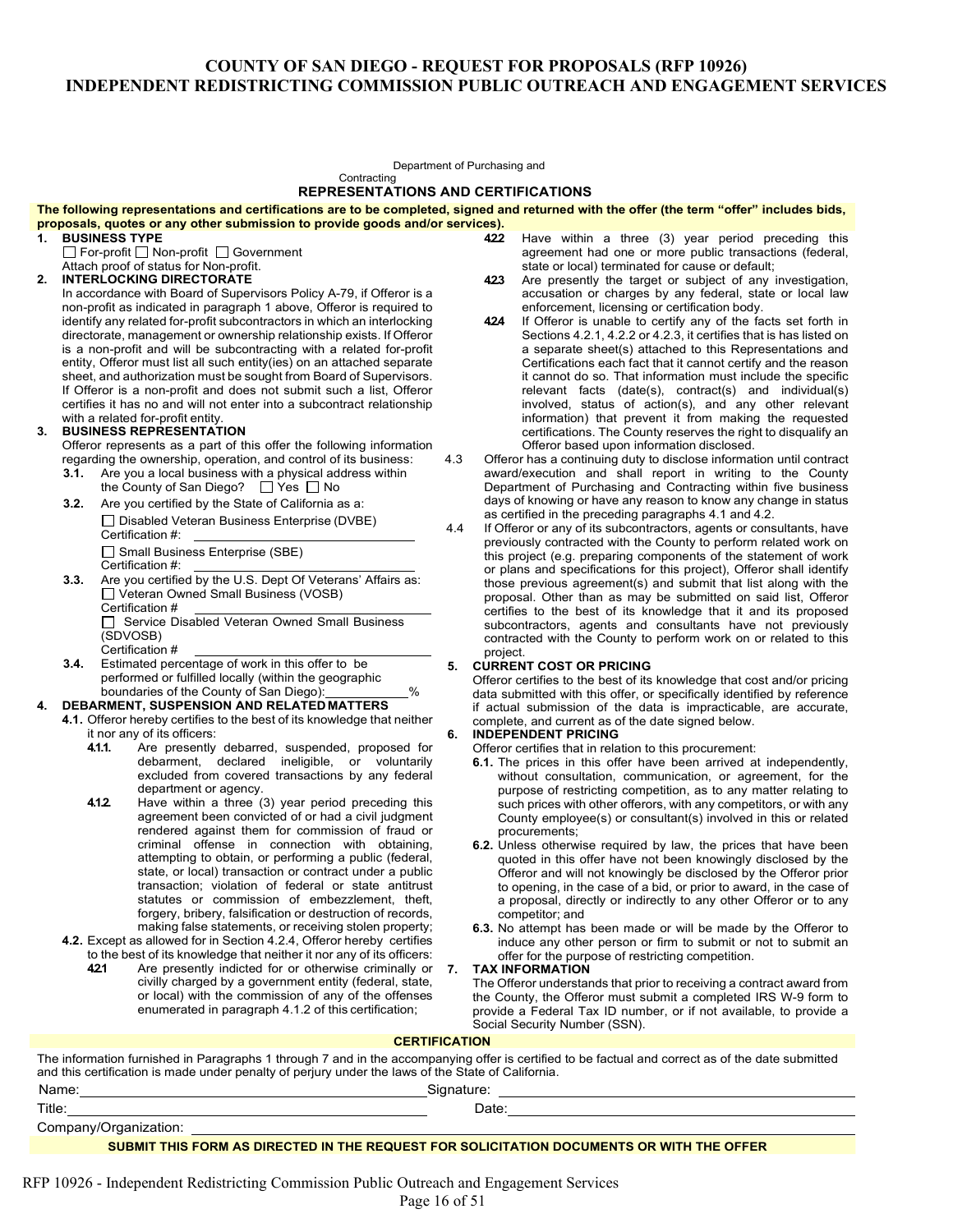# COUNTY OF SAN DIEGO - REQUEST FOR PROPOSALS (RFP 10926)
# INDEPENDENT REDISTRICTING COMMISSION PUBLIC OUTREACH AND ENGAGEMENT SERVICES

Department of Purchasing and Contracting

## REPRESENTATIONS AND CERTIFICATIONS

**The following representations and certifications are to be completed, signed and returned with the offer (the term "offer" includes bids, proposals, quotes or any other submission to provide goods and/or services).**

**1. BUSINESS TYPE**

☐ For-profit ☐ Non-profit ☐ Government

Attach proof of status for Non-profit.

**2. INTERLOCKING DIRECTORATE**

In accordance with Board of Supervisors Policy A-79, if Offeror is a non-profit as indicated in paragraph 1 above, Offeror is required to identify any related for-profit subcontractors in which an interlocking directorate, management or ownership relationship exists. If Offeror is a non-profit and will be subcontracting with a related for-profit entity, Offeror must list all such entity(ies) on an attached separate sheet, and authorization must be sought from Board of Supervisors. If Offeror is a non-profit and does not submit such a list, Offeror certifies it has no and will not enter into a subcontract relationship with a related for-profit entity.

**3. BUSINESS REPRESENTATION**

Offeror represents as a part of this offer the following information regarding the ownership, operation, and control of its business:

**3.1.** Are you a local business with a physical address within the County of San Diego? ☐ Yes ☐ No

**3.2.** Are you certified by the State of California as a:

☐ Disabled Veteran Business Enterprise (DVBE)
Certification #: ______________________

☐ Small Business Enterprise (SBE)
Certification #: ______________________

**3.3.** Are you certified by the U.S. Dept Of Veterans' Affairs as:

☐ Veteran Owned Small Business (VOSB)
Certification # ______________________

☐ Service Disabled Veteran Owned Small Business (SDVOSB)
Certification # ______________________

**3.4.** Estimated percentage of work in this offer to be performed or fulfilled locally (within the geographic boundaries of the County of San Diego): __________%

**4. DEBARMENT, SUSPENSION AND RELATED MATTERS**

**4.1.** Offeror hereby certifies to the best of its knowledge that neither it nor any of its officers:

**4.1.1.** Are presently debarred, suspended, proposed for debarment, declared ineligible, or voluntarily excluded from covered transactions by any federal department or agency.

**4.1.2.** Have within a three (3) year period preceding this agreement been convicted of or had a civil judgment rendered against them for commission of fraud or criminal offense in connection with obtaining, attempting to obtain, or performing a public (federal, state, or local) transaction or contract under a public transaction; violation of federal or state antitrust statutes or commission of embezzlement, theft, forgery, bribery, falsification or destruction of records, making false statements, or receiving stolen property;

**4.2.** Except as allowed for in Section 4.2.4, Offeror hereby certifies to the best of its knowledge that neither it nor any of its officers:

**4.2.1** Are presently indicted for or otherwise criminally or civilly charged by a government entity (federal, state, or local) with the commission of any of the offenses enumerated in paragraph 4.1.2 of this certification;

**4.2.2** Have within a three (3) year period preceding this agreement had one or more public transactions (federal, state or local) terminated for cause or default;

**4.2.3** Are presently the target or subject of any investigation, accusation or charges by any federal, state or local law enforcement, licensing or certification body.

**4.2.4** If Offeror is unable to certify any of the facts set forth in Sections 4.2.1, 4.2.2 or 4.2.3, it certifies that is has listed on a separate sheet(s) attached to this Representations and Certifications each fact that it cannot certify and the reason it cannot do so. That information must include the specific relevant facts (date(s), contract(s) and individual(s) involved, status of action(s), and any other relevant information) that prevent it from making the requested certifications. The County reserves the right to disqualify an Offeror based upon information disclosed.

4.3 Offeror has a continuing duty to disclose information until contract award/execution and shall report in writing to the County Department of Purchasing and Contracting within five business days of knowing or have any reason to know any change in status as certified in the preceding paragraphs 4.1 and 4.2.

4.4 If Offeror or any of its subcontractors, agents or consultants, have previously contracted with the County to perform related work on this project (e.g. preparing components of the statement of work or plans and specifications for this project), Offeror shall identify those previous agreement(s) and submit that list along with the proposal. Other than as may be submitted on said list, Offeror certifies to the best of its knowledge that it and its proposed subcontractors, agents and consultants have not previously contracted with the County to perform work on or related to this project.

**5. CURRENT COST OR PRICING**

Offeror certifies to the best of its knowledge that cost and/or pricing data submitted with this offer, or specifically identified by reference if actual submission of the data is impracticable, are accurate, complete, and current as of the date signed below.

**6. INDEPENDENT PRICING**

Offeror certifies that in relation to this procurement:

**6.1.** The prices in this offer have been arrived at independently, without consultation, communication, or agreement, for the purpose of restricting competition, as to any matter relating to such prices with other offerors, with any competitors, or with any County employee(s) or consultant(s) involved in this or related procurements;

**6.2.** Unless otherwise required by law, the prices that have been quoted in this offer have not been knowingly disclosed by the Offeror and will not knowingly be disclosed by the Offeror prior to opening, in the case of a bid, or prior to award, in the case of a proposal, directly or indirectly to any other Offeror or to any competitor; and

**6.3.** No attempt has been made or will be made by the Offeror to induce any other person or firm to submit or not to submit an offer for the purpose of restricting competition.

**7. TAX INFORMATION**

The Offeror understands that prior to receiving a contract award from the County, the Offeror must submit a completed IRS W-9 form to provide a Federal Tax ID number, or if not available, to provide a Social Security Number (SSN).

**CERTIFICATION**

The information furnished in Paragraphs 1 through 7 and in the accompanying offer is certified to be factual and correct as of the date submitted and this certification is made under penalty of perjury under the laws of the State of California.

Name: ______________________ Signature: ______________________

Title: ______________________ Date: ______________________

Company/Organization: ______________________

**SUBMIT THIS FORM AS DIRECTED IN THE REQUEST FOR SOLICITATION DOCUMENTS OR WITH THE OFFER**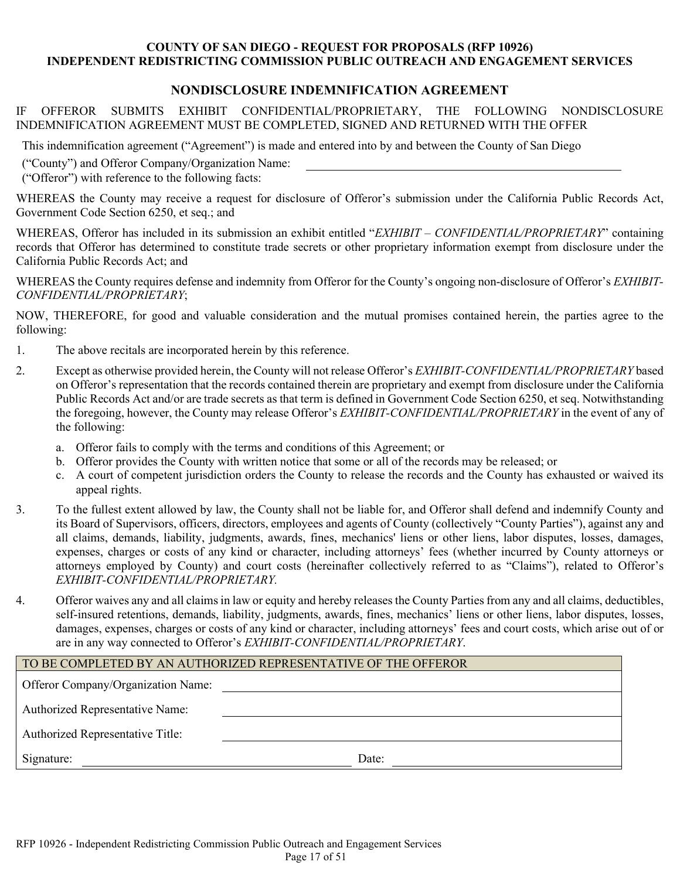**COUNTY OF SAN DIEGO - REQUEST FOR PROPOSALS (RFP 10926)**
**INDEPENDENT REDISTRICTING COMMISSION PUBLIC OUTREACH AND ENGAGEMENT SERVICES**

## NONDISCLOSURE INDEMNIFICATION AGREEMENT

IF OFFEROR SUBMITS EXHIBIT CONFIDENTIAL/PROPRIETARY, THE FOLLOWING NONDISCLOSURE INDEMNIFICATION AGREEMENT MUST BE COMPLETED, SIGNED AND RETURNED WITH THE OFFER

This indemnification agreement ("Agreement") is made and entered into by and between the County of San Diego ("County") and Offeror Company/Organization Name: ______________________________ ("Offeror") with reference to the following facts:

WHEREAS the County may receive a request for disclosure of Offeror's submission under the California Public Records Act, Government Code Section 6250, et seq.; and

WHEREAS, Offeror has included in its submission an exhibit entitled "*EXHIBIT – CONFIDENTIAL/PROPRIETARY*" containing records that Offeror has determined to constitute trade secrets or other proprietary information exempt from disclosure under the California Public Records Act; and

WHEREAS the County requires defense and indemnity from Offeror for the County's ongoing non-disclosure of Offeror's *EXHIBIT-CONFIDENTIAL/PROPRIETARY*;

NOW, THEREFORE, for good and valuable consideration and the mutual promises contained herein, the parties agree to the following:

1. The above recitals are incorporated herein by this reference.
2. Except as otherwise provided herein, the County will not release Offeror's *EXHIBIT-CONFIDENTIAL/PROPRIETARY* based on Offeror's representation that the records contained therein are proprietary and exempt from disclosure under the California Public Records Act and/or are trade secrets as that term is defined in Government Code Section 6250, et seq. Notwithstanding the foregoing, however, the County may release Offeror's *EXHIBIT-CONFIDENTIAL/PROPRIETARY* in the event of any of the following:
   a. Offeror fails to comply with the terms and conditions of this Agreement; or
   b. Offeror provides the County with written notice that some or all of the records may be released; or
   c. A court of competent jurisdiction orders the County to release the records and the County has exhausted or waived its appeal rights.
3. To the fullest extent allowed by law, the County shall not be liable for, and Offeror shall defend and indemnify County and its Board of Supervisors, officers, directors, employees and agents of County (collectively "County Parties"), against any and all claims, demands, liability, judgments, awards, fines, mechanics' liens or other liens, labor disputes, losses, damages, expenses, charges or costs of any kind or character, including attorneys' fees (whether incurred by County attorneys or attorneys employed by County) and court costs (hereinafter collectively referred to as "Claims"), related to Offeror's *EXHIBIT-CONFIDENTIAL/PROPRIETARY.*
4. Offeror waives any and all claims in law or equity and hereby releases the County Parties from any and all claims, deductibles, self-insured retentions, demands, liability, judgments, awards, fines, mechanics' liens or other liens, labor disputes, losses, damages, expenses, charges or costs of any kind or character, including attorneys' fees and court costs, which arise out of or are in any way connected to Offeror's *EXHIBIT-CONFIDENTIAL/PROPRIETARY*.

| TO BE COMPLETED BY AN AUTHORIZED REPRESENTATIVE OF THE OFFEROR | | | |
|---|---|---|---|
| Offeror Company/Organization Name: | | | |
| Authorized Representative Name: | | | |
| Authorized Representative Title: | | | |
| Signature: | | Date: | |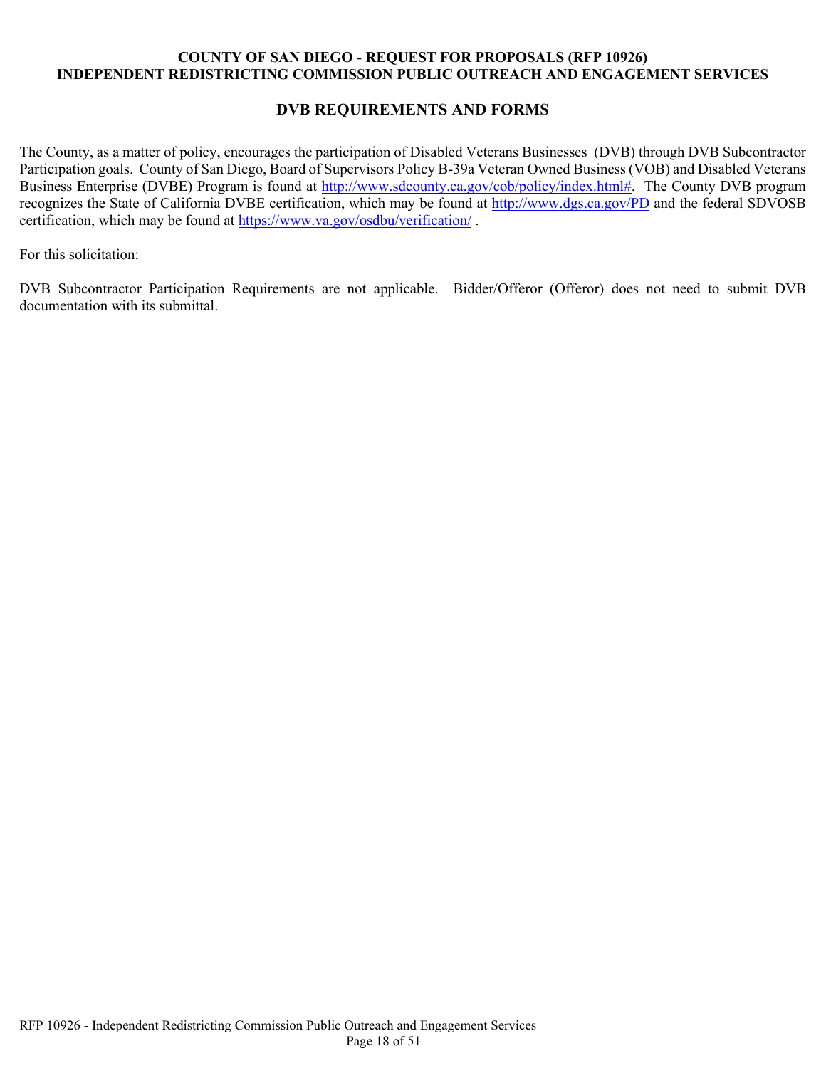**COUNTY OF SAN DIEGO - REQUEST FOR PROPOSALS (RFP 10926)**
**INDEPENDENT REDISTRICTING COMMISSION PUBLIC OUTREACH AND ENGAGEMENT SERVICES**

## DVB REQUIREMENTS AND FORMS

The County, as a matter of policy, encourages the participation of Disabled Veterans Businesses (DVB) through DVB Subcontractor Participation goals. County of San Diego, Board of Supervisors Policy B-39a Veteran Owned Business (VOB) and Disabled Veterans Business Enterprise (DVBE) Program is found at http://www.sdcounty.ca.gov/cob/policy/index.html#. The County DVB program recognizes the State of California DVBE certification, which may be found at http://www.dgs.ca.gov/PD and the federal SDVOSB certification, which may be found at https://www.va.gov/osdbu/verification/ .

For this solicitation:

DVB Subcontractor Participation Requirements are not applicable. Bidder/Offeror (Offeror) does not need to submit DVB documentation with its submittal.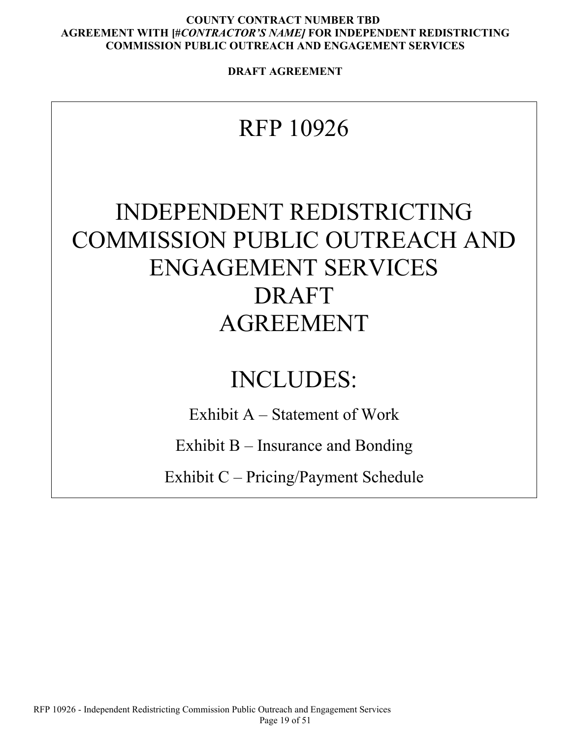**COUNTY CONTRACT NUMBER TBD**
**AGREEMENT WITH [*#CONTRACTOR'S NAME]* FOR INDEPENDENT REDISTRICTING COMMISSION PUBLIC OUTREACH AND ENGAGEMENT SERVICES**

**DRAFT AGREEMENT**

# RFP 10926

# INDEPENDENT REDISTRICTING COMMISSION PUBLIC OUTREACH AND ENGAGEMENT SERVICES DRAFT AGREEMENT

## INCLUDES:

Exhibit A – Statement of Work

Exhibit B – Insurance and Bonding

Exhibit C – Pricing/Payment Schedule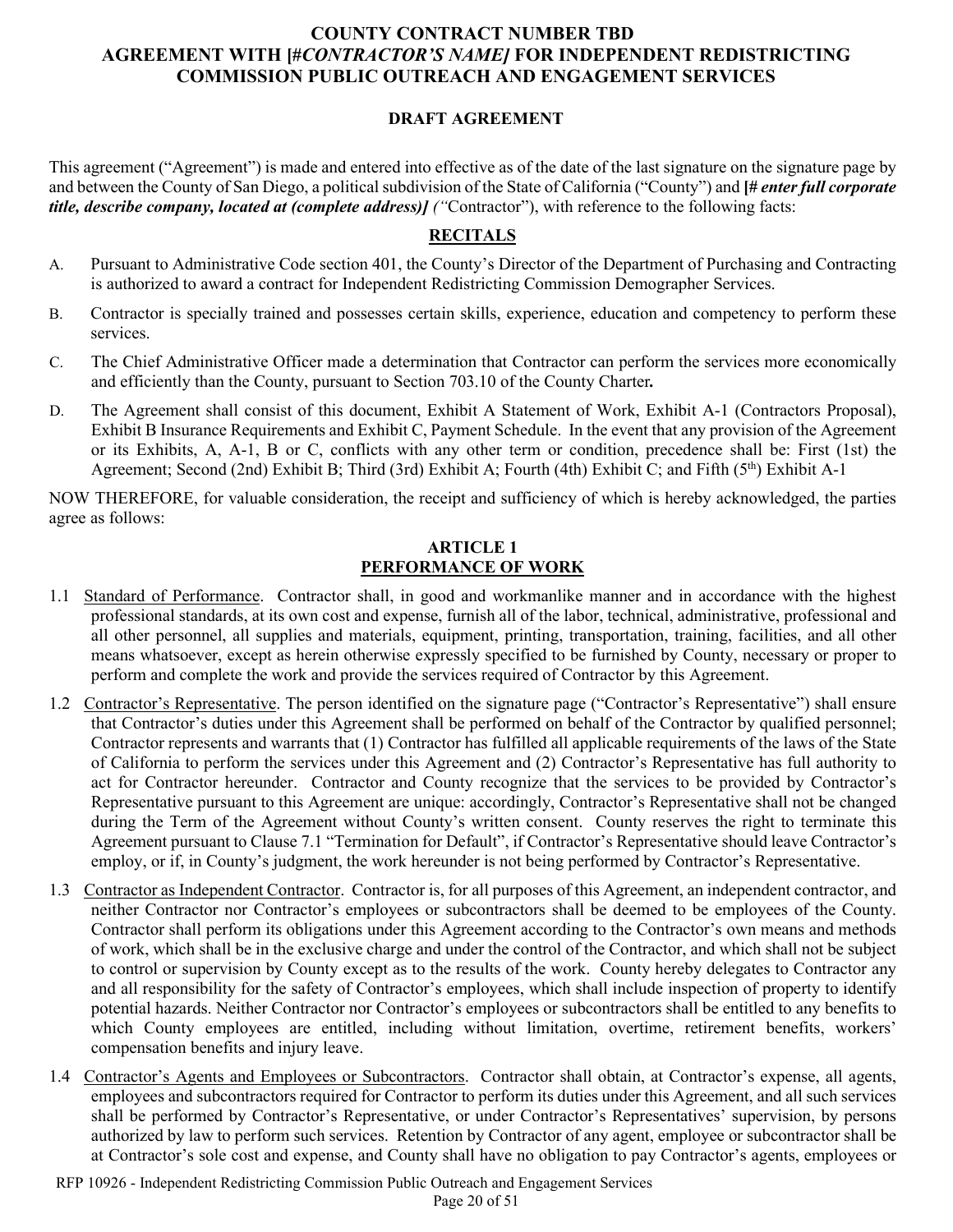# COUNTY CONTRACT NUMBER TBD
# AGREEMENT WITH [#*CONTRACTOR'S NAME*] FOR INDEPENDENT REDISTRICTING COMMISSION PUBLIC OUTREACH AND ENGAGEMENT SERVICES

**DRAFT AGREEMENT**

This agreement ("Agreement") is made and entered into effective as of the date of the last signature on the signature page by and between the County of San Diego, a political subdivision of the State of California ("County") and **[#** ***enter full corporate title, describe company, located at (complete address)]*** *("*Contractor"), with reference to the following facts:

## RECITALS

A. Pursuant to Administrative Code section 401, the County's Director of the Department of Purchasing and Contracting is authorized to award a contract for Independent Redistricting Commission Demographer Services.

B. Contractor is specially trained and possesses certain skills, experience, education and competency to perform these services.

C. The Chief Administrative Officer made a determination that Contractor can perform the services more economically and efficiently than the County, pursuant to Section 703.10 of the County Charter**.**

D. The Agreement shall consist of this document, Exhibit A Statement of Work, Exhibit A-1 (Contractors Proposal), Exhibit B Insurance Requirements and Exhibit C, Payment Schedule. In the event that any provision of the Agreement or its Exhibits, A, A-1, B or C, conflicts with any other term or condition, precedence shall be: First (1st) the Agreement; Second (2nd) Exhibit B; Third (3rd) Exhibit A; Fourth (4th) Exhibit C; and Fifth (5th) Exhibit A-1

NOW THEREFORE, for valuable consideration, the receipt and sufficiency of which is hereby acknowledged, the parties agree as follows:

## ARTICLE 1
## PERFORMANCE OF WORK

1.1 Standard of Performance. Contractor shall, in good and workmanlike manner and in accordance with the highest professional standards, at its own cost and expense, furnish all of the labor, technical, administrative, professional and all other personnel, all supplies and materials, equipment, printing, transportation, training, facilities, and all other means whatsoever, except as herein otherwise expressly specified to be furnished by County, necessary or proper to perform and complete the work and provide the services required of Contractor by this Agreement.

1.2 Contractor's Representative. The person identified on the signature page ("Contractor's Representative") shall ensure that Contractor's duties under this Agreement shall be performed on behalf of the Contractor by qualified personnel; Contractor represents and warrants that (1) Contractor has fulfilled all applicable requirements of the laws of the State of California to perform the services under this Agreement and (2) Contractor's Representative has full authority to act for Contractor hereunder. Contractor and County recognize that the services to be provided by Contractor's Representative pursuant to this Agreement are unique: accordingly, Contractor's Representative shall not be changed during the Term of the Agreement without County's written consent. County reserves the right to terminate this Agreement pursuant to Clause 7.1 "Termination for Default", if Contractor's Representative should leave Contractor's employ, or if, in County's judgment, the work hereunder is not being performed by Contractor's Representative.

1.3 Contractor as Independent Contractor. Contractor is, for all purposes of this Agreement, an independent contractor, and neither Contractor nor Contractor's employees or subcontractors shall be deemed to be employees of the County. Contractor shall perform its obligations under this Agreement according to the Contractor's own means and methods of work, which shall be in the exclusive charge and under the control of the Contractor, and which shall not be subject to control or supervision by County except as to the results of the work. County hereby delegates to Contractor any and all responsibility for the safety of Contractor's employees, which shall include inspection of property to identify potential hazards. Neither Contractor nor Contractor's employees or subcontractors shall be entitled to any benefits to which County employees are entitled, including without limitation, overtime, retirement benefits, workers' compensation benefits and injury leave.

1.4 Contractor's Agents and Employees or Subcontractors. Contractor shall obtain, at Contractor's expense, all agents, employees and subcontractors required for Contractor to perform its duties under this Agreement, and all such services shall be performed by Contractor's Representative, or under Contractor's Representatives' supervision, by persons authorized by law to perform such services. Retention by Contractor of any agent, employee or subcontractor shall be at Contractor's sole cost and expense, and County shall have no obligation to pay Contractor's agents, employees or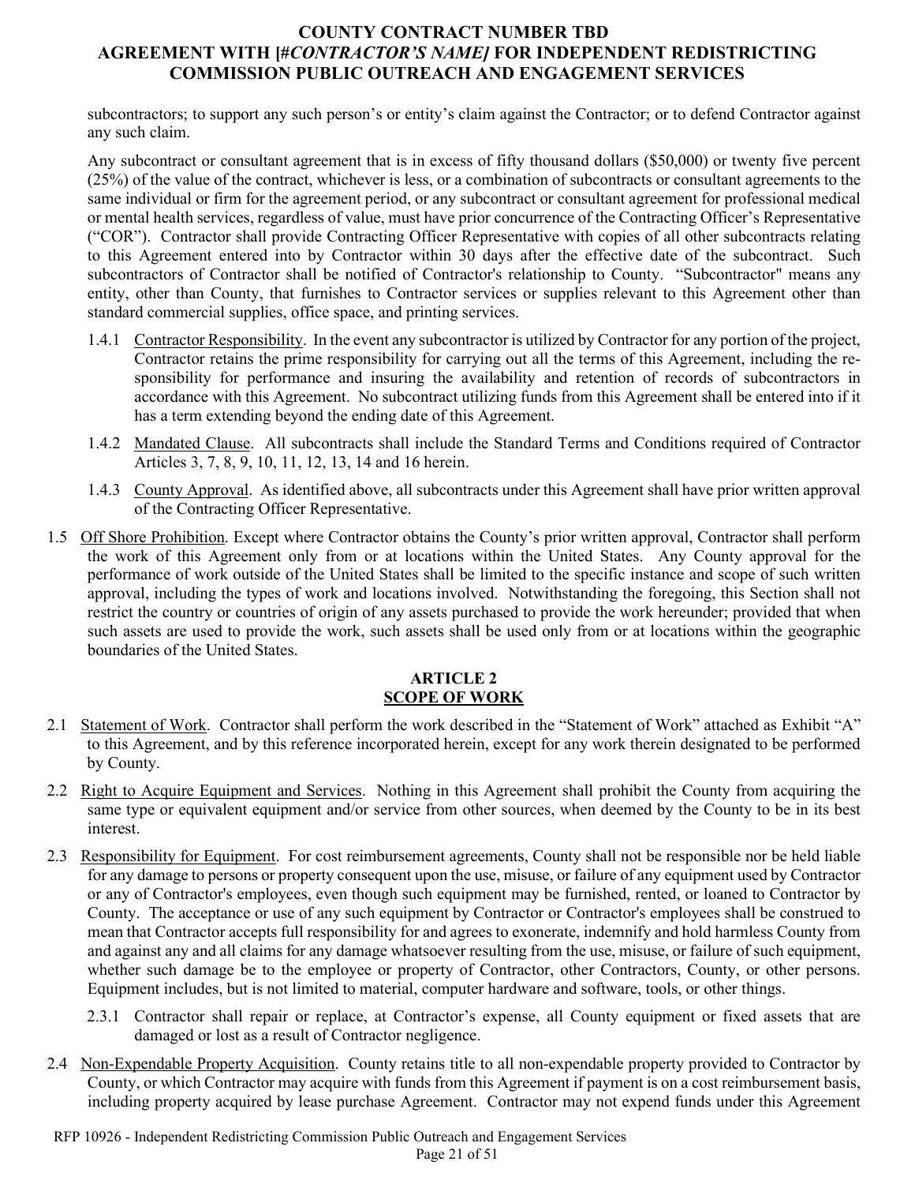subcontractors; to support any such person's or entity's claim against the Contractor; or to defend Contractor against any such claim.

Any subcontract or consultant agreement that is in excess of fifty thousand dollars ($50,000) or twenty five percent (25%) of the value of the contract, whichever is less, or a combination of subcontracts or consultant agreements to the same individual or firm for the agreement period, or any subcontract or consultant agreement for professional medical or mental health services, regardless of value, must have prior concurrence of the Contracting Officer's Representative ("COR"). Contractor shall provide Contracting Officer Representative with copies of all other subcontracts relating to this Agreement entered into by Contractor within 30 days after the effective date of the subcontract. Such subcontractors of Contractor shall be notified of Contractor's relationship to County. "Subcontractor" means any entity, other than County, that furnishes to Contractor services or supplies relevant to this Agreement other than standard commercial supplies, office space, and printing services.

1.4.1 Contractor Responsibility. In the event any subcontractor is utilized by Contractor for any portion of the project, Contractor retains the prime responsibility for carrying out all the terms of this Agreement, including the responsibility for performance and insuring the availability and retention of records of subcontractors in accordance with this Agreement. No subcontract utilizing funds from this Agreement shall be entered into if it has a term extending beyond the ending date of this Agreement.

1.4.2 Mandated Clause. All subcontracts shall include the Standard Terms and Conditions required of Contractor Articles 3, 7, 8, 9, 10, 11, 12, 13, 14 and 16 herein.

1.4.3 County Approval. As identified above, all subcontracts under this Agreement shall have prior written approval of the Contracting Officer Representative.

1.5 Off Shore Prohibition. Except where Contractor obtains the County's prior written approval, Contractor shall perform the work of this Agreement only from or at locations within the United States. Any County approval for the performance of work outside of the United States shall be limited to the specific instance and scope of such written approval, including the types of work and locations involved. Notwithstanding the foregoing, this Section shall not restrict the country or countries of origin of any assets purchased to provide the work hereunder; provided that when such assets are used to provide the work, such assets shall be used only from or at locations within the geographic boundaries of the United States.

## ARTICLE 2
## SCOPE OF WORK

2.1 Statement of Work. Contractor shall perform the work described in the "Statement of Work" attached as Exhibit "A" to this Agreement, and by this reference incorporated herein, except for any work therein designated to be performed by County.

2.2 Right to Acquire Equipment and Services. Nothing in this Agreement shall prohibit the County from acquiring the same type or equivalent equipment and/or service from other sources, when deemed by the County to be in its best interest.

2.3 Responsibility for Equipment. For cost reimbursement agreements, County shall not be responsible nor be held liable for any damage to persons or property consequent upon the use, misuse, or failure of any equipment used by Contractor or any of Contractor's employees, even though such equipment may be furnished, rented, or loaned to Contractor by County. The acceptance or use of any such equipment by Contractor or Contractor's employees shall be construed to mean that Contractor accepts full responsibility for and agrees to exonerate, indemnify and hold harmless County from and against any and all claims for any damage whatsoever resulting from the use, misuse, or failure of such equipment, whether such damage be to the employee or property of Contractor, other Contractors, County, or other persons. Equipment includes, but is not limited to material, computer hardware and software, tools, or other things.

2.3.1 Contractor shall repair or replace, at Contractor's expense, all County equipment or fixed assets that are damaged or lost as a result of Contractor negligence.

2.4 Non-Expendable Property Acquisition. County retains title to all non-expendable property provided to Contractor by County, or which Contractor may acquire with funds from this Agreement if payment is on a cost reimbursement basis, including property acquired by lease purchase Agreement. Contractor may not expend funds under this Agreement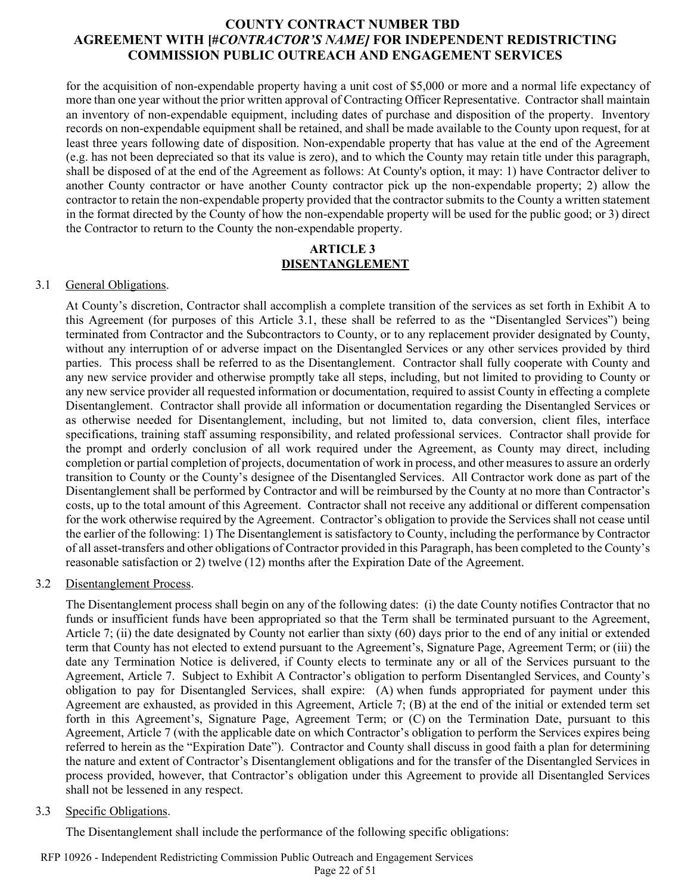for the acquisition of non-expendable property having a unit cost of $5,000 or more and a normal life expectancy of more than one year without the prior written approval of Contracting Officer Representative. Contractor shall maintain an inventory of non-expendable equipment, including dates of purchase and disposition of the property. Inventory records on non-expendable equipment shall be retained, and shall be made available to the County upon request, for at least three years following date of disposition. Non-expendable property that has value at the end of the Agreement (e.g. has not been depreciated so that its value is zero), and to which the County may retain title under this paragraph, shall be disposed of at the end of the Agreement as follows: At County's option, it may: 1) have Contractor deliver to another County contractor or have another County contractor pick up the non-expendable property; 2) allow the contractor to retain the non-expendable property provided that the contractor submits to the County a written statement in the format directed by the County of how the non-expendable property will be used for the public good; or 3) direct the Contractor to return to the County the non-expendable property.

## ARTICLE 3
## DISENTANGLEMENT

3.1 General Obligations.

At County's discretion, Contractor shall accomplish a complete transition of the services as set forth in Exhibit A to this Agreement (for purposes of this Article 3.1, these shall be referred to as the "Disentangled Services") being terminated from Contractor and the Subcontractors to County, or to any replacement provider designated by County, without any interruption of or adverse impact on the Disentangled Services or any other services provided by third parties. This process shall be referred to as the Disentanglement. Contractor shall fully cooperate with County and any new service provider and otherwise promptly take all steps, including, but not limited to providing to County or any new service provider all requested information or documentation, required to assist County in effecting a complete Disentanglement. Contractor shall provide all information or documentation regarding the Disentangled Services or as otherwise needed for Disentanglement, including, but not limited to, data conversion, client files, interface specifications, training staff assuming responsibility, and related professional services. Contractor shall provide for the prompt and orderly conclusion of all work required under the Agreement, as County may direct, including completion or partial completion of projects, documentation of work in process, and other measures to assure an orderly transition to County or the County's designee of the Disentangled Services. All Contractor work done as part of the Disentanglement shall be performed by Contractor and will be reimbursed by the County at no more than Contractor's costs, up to the total amount of this Agreement. Contractor shall not receive any additional or different compensation for the work otherwise required by the Agreement. Contractor's obligation to provide the Services shall not cease until the earlier of the following: 1) The Disentanglement is satisfactory to County, including the performance by Contractor of all asset-transfers and other obligations of Contractor provided in this Paragraph, has been completed to the County's reasonable satisfaction or 2) twelve (12) months after the Expiration Date of the Agreement.

3.2 Disentanglement Process.

The Disentanglement process shall begin on any of the following dates: (i) the date County notifies Contractor that no funds or insufficient funds have been appropriated so that the Term shall be terminated pursuant to the Agreement, Article 7; (ii) the date designated by County not earlier than sixty (60) days prior to the end of any initial or extended term that County has not elected to extend pursuant to the Agreement's, Signature Page, Agreement Term; or (iii) the date any Termination Notice is delivered, if County elects to terminate any or all of the Services pursuant to the Agreement, Article 7. Subject to Exhibit A Contractor's obligation to perform Disentangled Services, and County's obligation to pay for Disentangled Services, shall expire: (A) when funds appropriated for payment under this Agreement are exhausted, as provided in this Agreement, Article 7; (B) at the end of the initial or extended term set forth in this Agreement's, Signature Page, Agreement Term; or (C) on the Termination Date, pursuant to this Agreement, Article 7 (with the applicable date on which Contractor's obligation to perform the Services expires being referred to herein as the "Expiration Date"). Contractor and County shall discuss in good faith a plan for determining the nature and extent of Contractor's Disentanglement obligations and for the transfer of the Disentangled Services in process provided, however, that Contractor's obligation under this Agreement to provide all Disentangled Services shall not be lessened in any respect.

3.3 Specific Obligations.

The Disentanglement shall include the performance of the following specific obligations: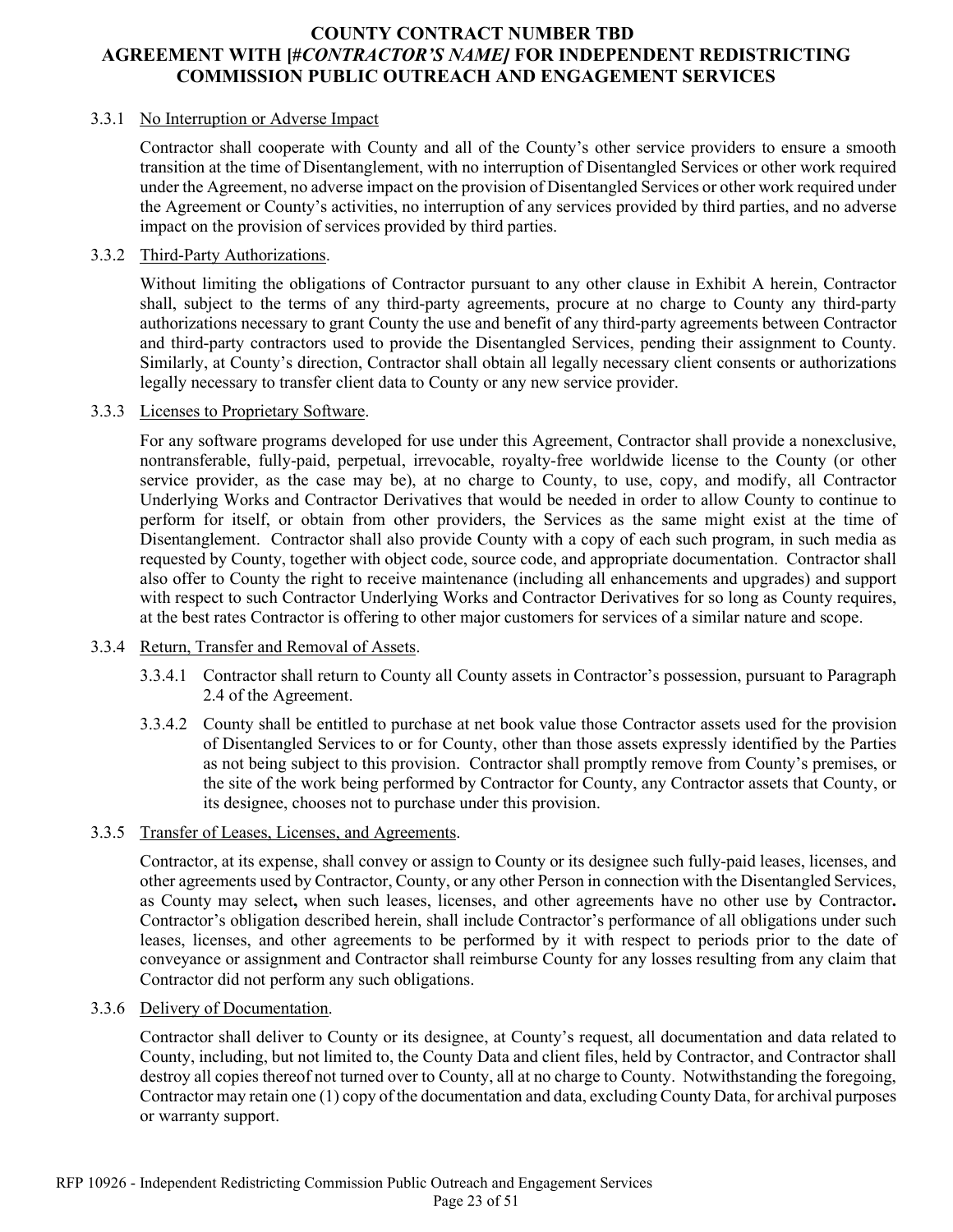3.3.1 <u>No Interruption or Adverse Impact</u>

Contractor shall cooperate with County and all of the County's other service providers to ensure a smooth transition at the time of Disentanglement, with no interruption of Disentangled Services or other work required under the Agreement, no adverse impact on the provision of Disentangled Services or other work required under the Agreement or County's activities, no interruption of any services provided by third parties, and no adverse impact on the provision of services provided by third parties.

3.3.2 <u>Third-Party Authorizations</u>.

Without limiting the obligations of Contractor pursuant to any other clause in Exhibit A herein, Contractor shall, subject to the terms of any third-party agreements, procure at no charge to County any third-party authorizations necessary to grant County the use and benefit of any third-party agreements between Contractor and third-party contractors used to provide the Disentangled Services, pending their assignment to County. Similarly, at County's direction, Contractor shall obtain all legally necessary client consents or authorizations legally necessary to transfer client data to County or any new service provider.

3.3.3 <u>Licenses to Proprietary Software</u>.

For any software programs developed for use under this Agreement, Contractor shall provide a nonexclusive, nontransferable, fully-paid, perpetual, irrevocable, royalty-free worldwide license to the County (or other service provider, as the case may be), at no charge to County, to use, copy, and modify, all Contractor Underlying Works and Contractor Derivatives that would be needed in order to allow County to continue to perform for itself, or obtain from other providers, the Services as the same might exist at the time of Disentanglement. Contractor shall also provide County with a copy of each such program, in such media as requested by County, together with object code, source code, and appropriate documentation. Contractor shall also offer to County the right to receive maintenance (including all enhancements and upgrades) and support with respect to such Contractor Underlying Works and Contractor Derivatives for so long as County requires, at the best rates Contractor is offering to other major customers for services of a similar nature and scope.

3.3.4 <u>Return, Transfer and Removal of Assets</u>.

3.3.4.1 Contractor shall return to County all County assets in Contractor's possession, pursuant to Paragraph 2.4 of the Agreement.

3.3.4.2 County shall be entitled to purchase at net book value those Contractor assets used for the provision of Disentangled Services to or for County, other than those assets expressly identified by the Parties as not being subject to this provision. Contractor shall promptly remove from County's premises, or the site of the work being performed by Contractor for County, any Contractor assets that County, or its designee, chooses not to purchase under this provision.

3.3.5 <u>Transfer of Leases, Licenses, and Agreements</u>.

Contractor, at its expense, shall convey or assign to County or its designee such fully-paid leases, licenses, and other agreements used by Contractor, County, or any other Person in connection with the Disentangled Services, as County may select**,** when such leases, licenses, and other agreements have no other use by Contractor**.** Contractor's obligation described herein, shall include Contractor's performance of all obligations under such leases, licenses, and other agreements to be performed by it with respect to periods prior to the date of conveyance or assignment and Contractor shall reimburse County for any losses resulting from any claim that Contractor did not perform any such obligations.

3.3.6 <u>Delivery of Documentation</u>.

Contractor shall deliver to County or its designee, at County's request, all documentation and data related to County, including, but not limited to, the County Data and client files, held by Contractor, and Contractor shall destroy all copies thereof not turned over to County, all at no charge to County. Notwithstanding the foregoing, Contractor may retain one (1) copy of the documentation and data, excluding County Data, for archival purposes or warranty support.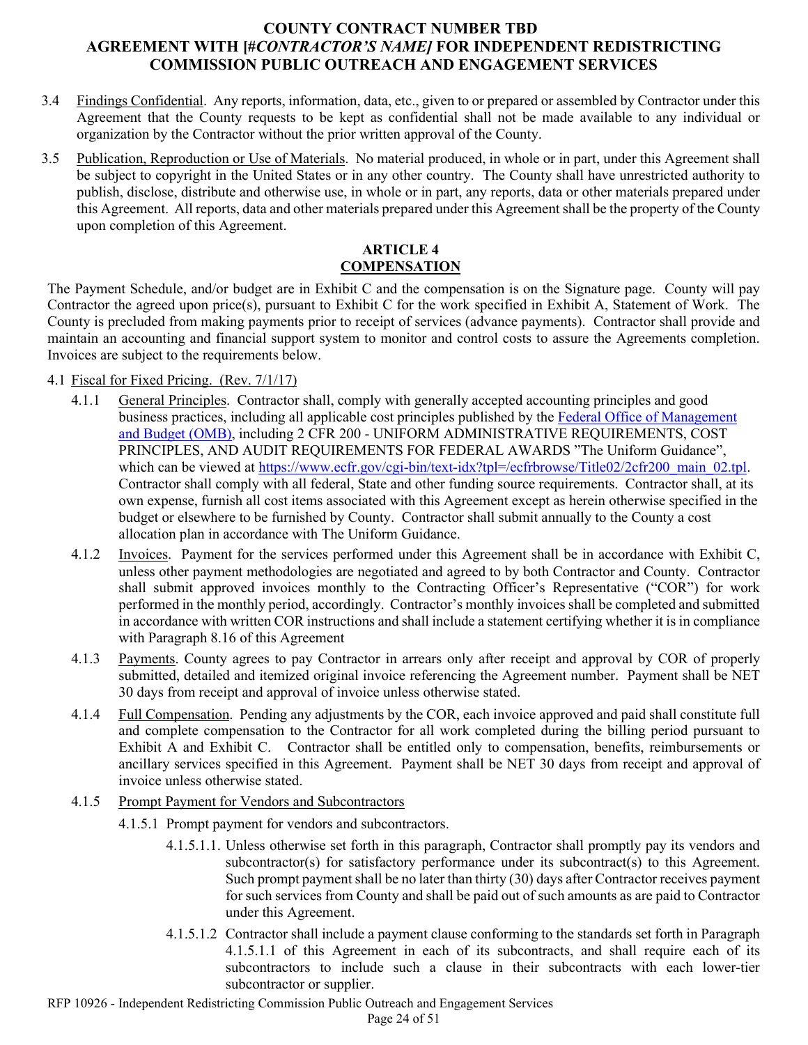3.4 Findings Confidential. Any reports, information, data, etc., given to or prepared or assembled by Contractor under this Agreement that the County requests to be kept as confidential shall not be made available to any individual or organization by the Contractor without the prior written approval of the County.

3.5 Publication, Reproduction or Use of Materials. No material produced, in whole or in part, under this Agreement shall be subject to copyright in the United States or in any other country. The County shall have unrestricted authority to publish, disclose, distribute and otherwise use, in whole or in part, any reports, data or other materials prepared under this Agreement. All reports, data and other materials prepared under this Agreement shall be the property of the County upon completion of this Agreement.

## ARTICLE 4
## COMPENSATION

The Payment Schedule, and/or budget are in Exhibit C and the compensation is on the Signature page. County will pay Contractor the agreed upon price(s), pursuant to Exhibit C for the work specified in Exhibit A, Statement of Work. The County is precluded from making payments prior to receipt of services (advance payments). Contractor shall provide and maintain an accounting and financial support system to monitor and control costs to assure the Agreements completion. Invoices are subject to the requirements below.

4.1 Fiscal for Fixed Pricing. (Rev. 7/1/17)

4.1.1 General Principles. Contractor shall, comply with generally accepted accounting principles and good business practices, including all applicable cost principles published by the Federal Office of Management and Budget (OMB), including 2 CFR 200 - UNIFORM ADMINISTRATIVE REQUIREMENTS, COST PRINCIPLES, AND AUDIT REQUIREMENTS FOR FEDERAL AWARDS "The Uniform Guidance", which can be viewed at https://www.ecfr.gov/cgi-bin/text-idx?tpl=/ecfrbrowse/Title02/2cfr200_main_02.tpl. Contractor shall comply with all federal, State and other funding source requirements. Contractor shall, at its own expense, furnish all cost items associated with this Agreement except as herein otherwise specified in the budget or elsewhere to be furnished by County. Contractor shall submit annually to the County a cost allocation plan in accordance with The Uniform Guidance.

4.1.2 Invoices. Payment for the services performed under this Agreement shall be in accordance with Exhibit C, unless other payment methodologies are negotiated and agreed to by both Contractor and County. Contractor shall submit approved invoices monthly to the Contracting Officer's Representative ("COR") for work performed in the monthly period, accordingly. Contractor's monthly invoices shall be completed and submitted in accordance with written COR instructions and shall include a statement certifying whether it is in compliance with Paragraph 8.16 of this Agreement

4.1.3 Payments. County agrees to pay Contractor in arrears only after receipt and approval by COR of properly submitted, detailed and itemized original invoice referencing the Agreement number. Payment shall be NET 30 days from receipt and approval of invoice unless otherwise stated.

4.1.4 Full Compensation. Pending any adjustments by the COR, each invoice approved and paid shall constitute full and complete compensation to the Contractor for all work completed during the billing period pursuant to Exhibit A and Exhibit C. Contractor shall be entitled only to compensation, benefits, reimbursements or ancillary services specified in this Agreement. Payment shall be NET 30 days from receipt and approval of invoice unless otherwise stated.

4.1.5 Prompt Payment for Vendors and Subcontractors

4.1.5.1 Prompt payment for vendors and subcontractors.

4.1.5.1.1. Unless otherwise set forth in this paragraph, Contractor shall promptly pay its vendors and subcontractor(s) for satisfactory performance under its subcontract(s) to this Agreement. Such prompt payment shall be no later than thirty (30) days after Contractor receives payment for such services from County and shall be paid out of such amounts as are paid to Contractor under this Agreement.

4.1.5.1.2 Contractor shall include a payment clause conforming to the standards set forth in Paragraph 4.1.5.1.1 of this Agreement in each of its subcontracts, and shall require each of its subcontractors to include such a clause in their subcontracts with each lower-tier subcontractor or supplier.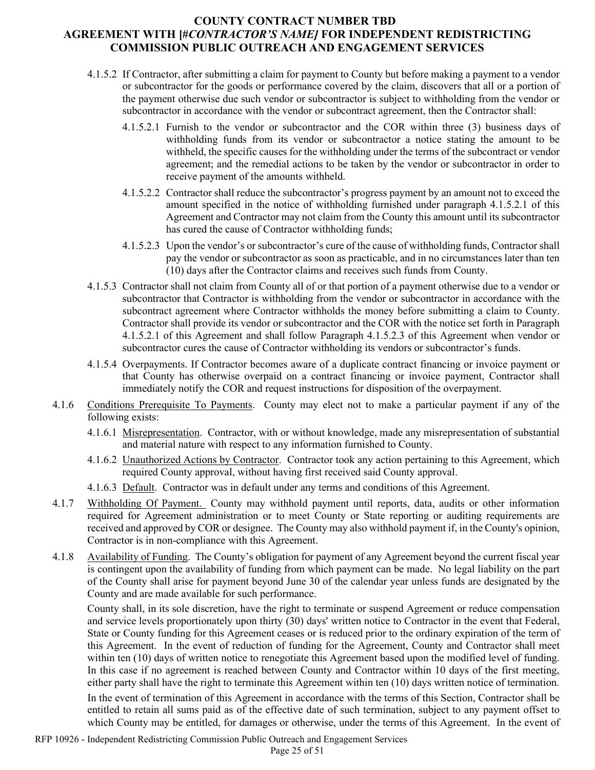4.1.5.2 If Contractor, after submitting a claim for payment to County but before making a payment to a vendor or subcontractor for the goods or performance covered by the claim, discovers that all or a portion of the payment otherwise due such vendor or subcontractor is subject to withholding from the vendor or subcontractor in accordance with the vendor or subcontract agreement, then the Contractor shall:

4.1.5.2.1 Furnish to the vendor or subcontractor and the COR within three (3) business days of withholding funds from its vendor or subcontractor a notice stating the amount to be withheld, the specific causes for the withholding under the terms of the subcontract or vendor agreement; and the remedial actions to be taken by the vendor or subcontractor in order to receive payment of the amounts withheld.

4.1.5.2.2 Contractor shall reduce the subcontractor's progress payment by an amount not to exceed the amount specified in the notice of withholding furnished under paragraph 4.1.5.2.1 of this Agreement and Contractor may not claim from the County this amount until its subcontractor has cured the cause of Contractor withholding funds;

4.1.5.2.3 Upon the vendor's or subcontractor's cure of the cause of withholding funds, Contractor shall pay the vendor or subcontractor as soon as practicable, and in no circumstances later than ten (10) days after the Contractor claims and receives such funds from County.

4.1.5.3 Contractor shall not claim from County all of or that portion of a payment otherwise due to a vendor or subcontractor that Contractor is withholding from the vendor or subcontractor in accordance with the subcontract agreement where Contractor withholds the money before submitting a claim to County. Contractor shall provide its vendor or subcontractor and the COR with the notice set forth in Paragraph 4.1.5.2.1 of this Agreement and shall follow Paragraph 4.1.5.2.3 of this Agreement when vendor or subcontractor cures the cause of Contractor withholding its vendors or subcontractor's funds.

4.1.5.4 Overpayments. If Contractor becomes aware of a duplicate contract financing or invoice payment or that County has otherwise overpaid on a contract financing or invoice payment, Contractor shall immediately notify the COR and request instructions for disposition of the overpayment.

4.1.6 Conditions Prerequisite To Payments. County may elect not to make a particular payment if any of the following exists:

4.1.6.1 Misrepresentation. Contractor, with or without knowledge, made any misrepresentation of substantial and material nature with respect to any information furnished to County.

4.1.6.2 Unauthorized Actions by Contractor. Contractor took any action pertaining to this Agreement, which required County approval, without having first received said County approval.

4.1.6.3 Default. Contractor was in default under any terms and conditions of this Agreement.

4.1.7 Withholding Of Payment. County may withhold payment until reports, data, audits or other information required for Agreement administration or to meet County or State reporting or auditing requirements are received and approved by COR or designee. The County may also withhold payment if, in the County's opinion, Contractor is in non-compliance with this Agreement.

4.1.8 Availability of Funding. The County's obligation for payment of any Agreement beyond the current fiscal year is contingent upon the availability of funding from which payment can be made. No legal liability on the part of the County shall arise for payment beyond June 30 of the calendar year unless funds are designated by the County and are made available for such performance.

County shall, in its sole discretion, have the right to terminate or suspend Agreement or reduce compensation and service levels proportionately upon thirty (30) days' written notice to Contractor in the event that Federal, State or County funding for this Agreement ceases or is reduced prior to the ordinary expiration of the term of this Agreement. In the event of reduction of funding for the Agreement, County and Contractor shall meet within ten (10) days of written notice to renegotiate this Agreement based upon the modified level of funding. In this case if no agreement is reached between County and Contractor within 10 days of the first meeting, either party shall have the right to terminate this Agreement within ten (10) days written notice of termination.

In the event of termination of this Agreement in accordance with the terms of this Section, Contractor shall be entitled to retain all sums paid as of the effective date of such termination, subject to any payment offset to which County may be entitled, for damages or otherwise, under the terms of this Agreement. In the event of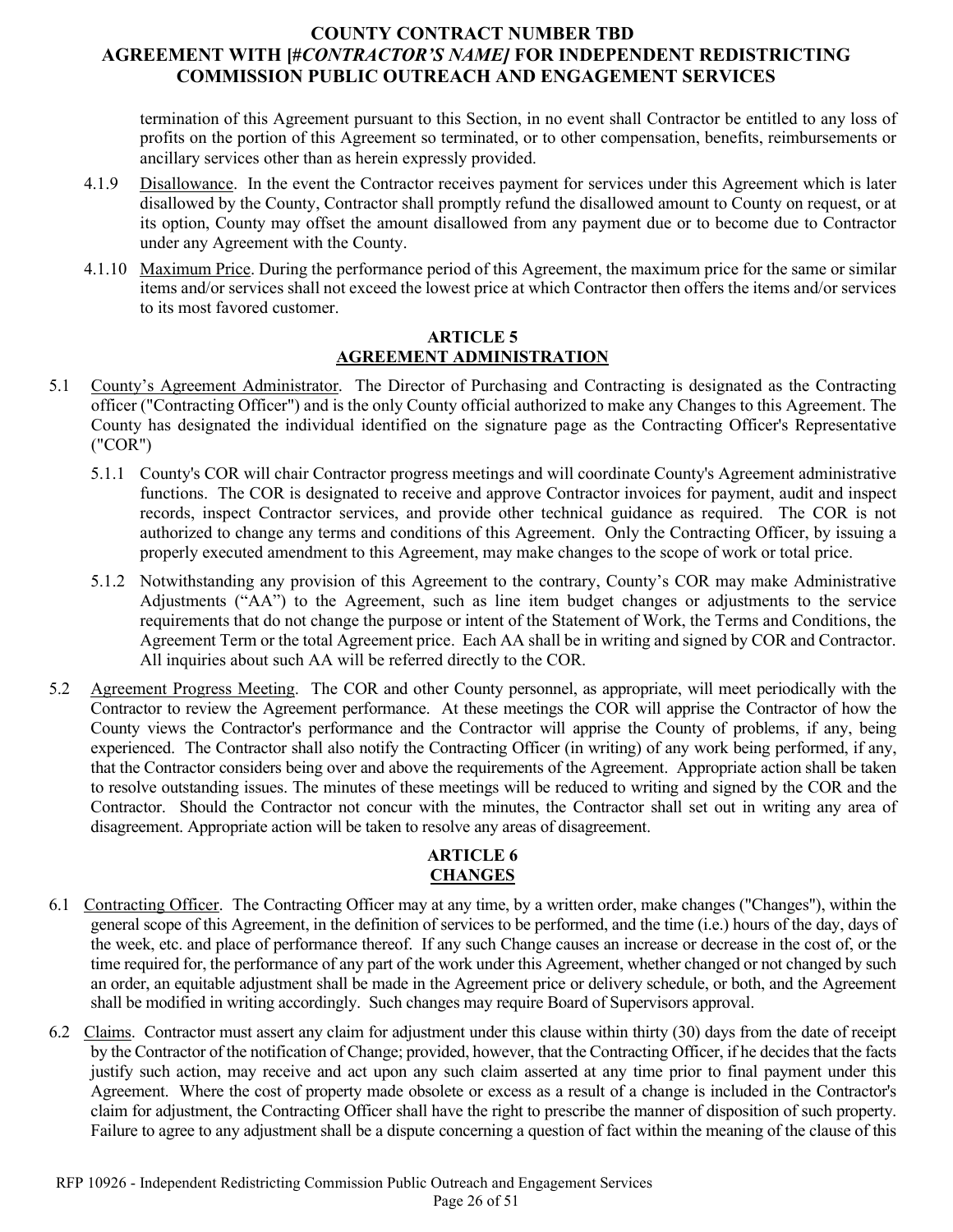termination of this Agreement pursuant to this Section, in no event shall Contractor be entitled to any loss of profits on the portion of this Agreement so terminated, or to other compensation, benefits, reimbursements or ancillary services other than as herein expressly provided.

4.1.9 Disallowance. In the event the Contractor receives payment for services under this Agreement which is later disallowed by the County, Contractor shall promptly refund the disallowed amount to County on request, or at its option, County may offset the amount disallowed from any payment due or to become due to Contractor under any Agreement with the County.

4.1.10 Maximum Price. During the performance period of this Agreement, the maximum price for the same or similar items and/or services shall not exceed the lowest price at which Contractor then offers the items and/or services to its most favored customer.

## ARTICLE 5
## AGREEMENT ADMINISTRATION

5.1 County's Agreement Administrator. The Director of Purchasing and Contracting is designated as the Contracting officer ("Contracting Officer") and is the only County official authorized to make any Changes to this Agreement. The County has designated the individual identified on the signature page as the Contracting Officer's Representative ("COR")

5.1.1 County's COR will chair Contractor progress meetings and will coordinate County's Agreement administrative functions. The COR is designated to receive and approve Contractor invoices for payment, audit and inspect records, inspect Contractor services, and provide other technical guidance as required. The COR is not authorized to change any terms and conditions of this Agreement. Only the Contracting Officer, by issuing a properly executed amendment to this Agreement, may make changes to the scope of work or total price.

5.1.2 Notwithstanding any provision of this Agreement to the contrary, County's COR may make Administrative Adjustments ("AA") to the Agreement, such as line item budget changes or adjustments to the service requirements that do not change the purpose or intent of the Statement of Work, the Terms and Conditions, the Agreement Term or the total Agreement price. Each AA shall be in writing and signed by COR and Contractor. All inquiries about such AA will be referred directly to the COR.

5.2 Agreement Progress Meeting. The COR and other County personnel, as appropriate, will meet periodically with the Contractor to review the Agreement performance. At these meetings the COR will apprise the Contractor of how the County views the Contractor's performance and the Contractor will apprise the County of problems, if any, being experienced. The Contractor shall also notify the Contracting Officer (in writing) of any work being performed, if any, that the Contractor considers being over and above the requirements of the Agreement. Appropriate action shall be taken to resolve outstanding issues. The minutes of these meetings will be reduced to writing and signed by the COR and the Contractor. Should the Contractor not concur with the minutes, the Contractor shall set out in writing any area of disagreement. Appropriate action will be taken to resolve any areas of disagreement.

## ARTICLE 6
## CHANGES

6.1 Contracting Officer. The Contracting Officer may at any time, by a written order, make changes ("Changes"), within the general scope of this Agreement, in the definition of services to be performed, and the time (i.e.) hours of the day, days of the week, etc. and place of performance thereof. If any such Change causes an increase or decrease in the cost of, or the time required for, the performance of any part of the work under this Agreement, whether changed or not changed by such an order, an equitable adjustment shall be made in the Agreement price or delivery schedule, or both, and the Agreement shall be modified in writing accordingly. Such changes may require Board of Supervisors approval.

6.2 Claims. Contractor must assert any claim for adjustment under this clause within thirty (30) days from the date of receipt by the Contractor of the notification of Change; provided, however, that the Contracting Officer, if he decides that the facts justify such action, may receive and act upon any such claim asserted at any time prior to final payment under this Agreement. Where the cost of property made obsolete or excess as a result of a change is included in the Contractor's claim for adjustment, the Contracting Officer shall have the right to prescribe the manner of disposition of such property. Failure to agree to any adjustment shall be a dispute concerning a question of fact within the meaning of the clause of this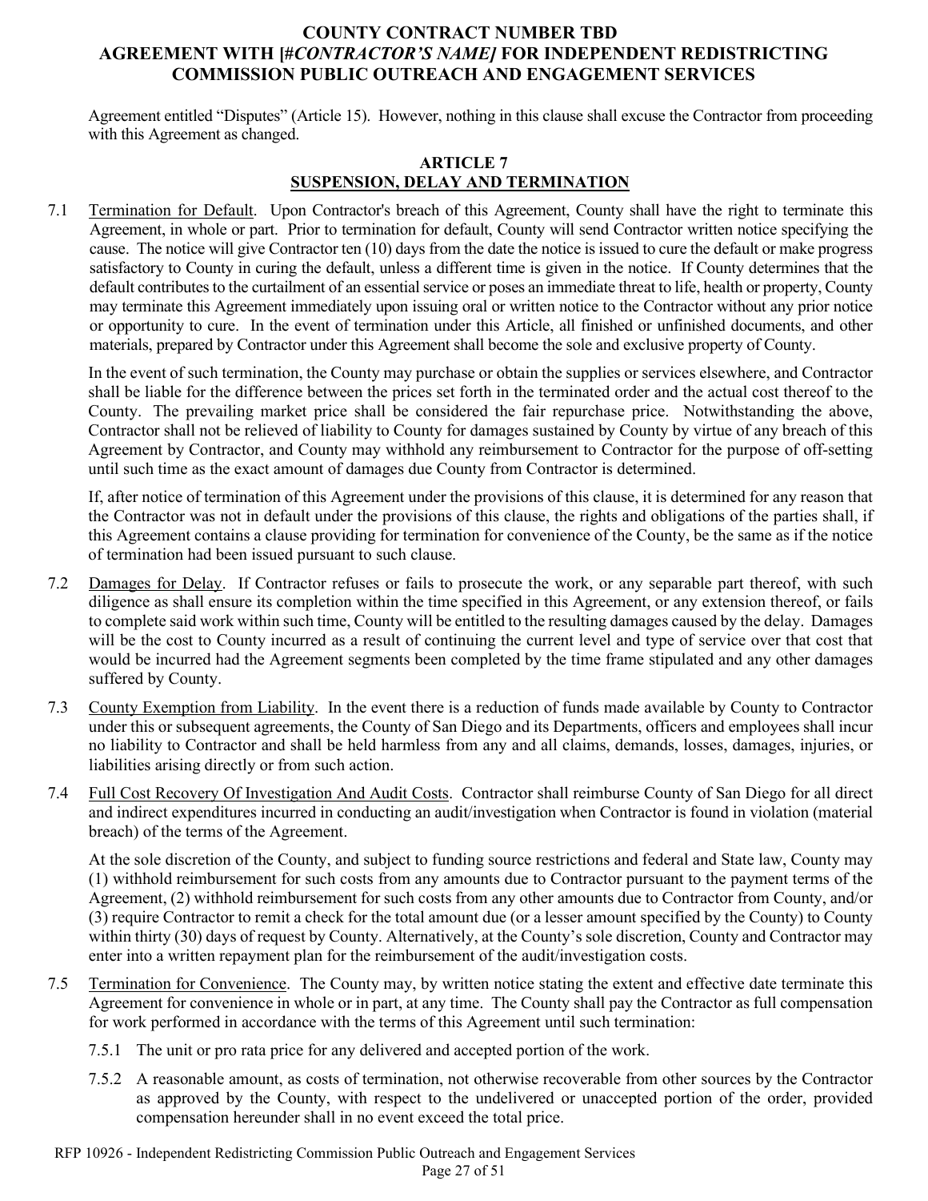Agreement entitled “Disputes” (Article 15). However, nothing in this clause shall excuse the Contractor from proceeding with this Agreement as changed.

## ARTICLE 7
## SUSPENSION, DELAY AND TERMINATION

7.1 Termination for Default. Upon Contractor's breach of this Agreement, County shall have the right to terminate this Agreement, in whole or part. Prior to termination for default, County will send Contractor written notice specifying the cause. The notice will give Contractor ten (10) days from the date the notice is issued to cure the default or make progress satisfactory to County in curing the default, unless a different time is given in the notice. If County determines that the default contributes to the curtailment of an essential service or poses an immediate threat to life, health or property, County may terminate this Agreement immediately upon issuing oral or written notice to the Contractor without any prior notice or opportunity to cure. In the event of termination under this Article, all finished or unfinished documents, and other materials, prepared by Contractor under this Agreement shall become the sole and exclusive property of County.

In the event of such termination, the County may purchase or obtain the supplies or services elsewhere, and Contractor shall be liable for the difference between the prices set forth in the terminated order and the actual cost thereof to the County. The prevailing market price shall be considered the fair repurchase price. Notwithstanding the above, Contractor shall not be relieved of liability to County for damages sustained by County by virtue of any breach of this Agreement by Contractor, and County may withhold any reimbursement to Contractor for the purpose of off-setting until such time as the exact amount of damages due County from Contractor is determined.

If, after notice of termination of this Agreement under the provisions of this clause, it is determined for any reason that the Contractor was not in default under the provisions of this clause, the rights and obligations of the parties shall, if this Agreement contains a clause providing for termination for convenience of the County, be the same as if the notice of termination had been issued pursuant to such clause.

7.2 Damages for Delay. If Contractor refuses or fails to prosecute the work, or any separable part thereof, with such diligence as shall ensure its completion within the time specified in this Agreement, or any extension thereof, or fails to complete said work within such time, County will be entitled to the resulting damages caused by the delay. Damages will be the cost to County incurred as a result of continuing the current level and type of service over that cost that would be incurred had the Agreement segments been completed by the time frame stipulated and any other damages suffered by County.

7.3 County Exemption from Liability. In the event there is a reduction of funds made available by County to Contractor under this or subsequent agreements, the County of San Diego and its Departments, officers and employees shall incur no liability to Contractor and shall be held harmless from any and all claims, demands, losses, damages, injuries, or liabilities arising directly or from such action.

7.4 Full Cost Recovery Of Investigation And Audit Costs. Contractor shall reimburse County of San Diego for all direct and indirect expenditures incurred in conducting an audit/investigation when Contractor is found in violation (material breach) of the terms of the Agreement.

At the sole discretion of the County, and subject to funding source restrictions and federal and State law, County may (1) withhold reimbursement for such costs from any amounts due to Contractor pursuant to the payment terms of the Agreement, (2) withhold reimbursement for such costs from any other amounts due to Contractor from County, and/or (3) require Contractor to remit a check for the total amount due (or a lesser amount specified by the County) to County within thirty (30) days of request by County. Alternatively, at the County's sole discretion, County and Contractor may enter into a written repayment plan for the reimbursement of the audit/investigation costs.

7.5 Termination for Convenience. The County may, by written notice stating the extent and effective date terminate this Agreement for convenience in whole or in part, at any time. The County shall pay the Contractor as full compensation for work performed in accordance with the terms of this Agreement until such termination:

7.5.1 The unit or pro rata price for any delivered and accepted portion of the work.

7.5.2 A reasonable amount, as costs of termination, not otherwise recoverable from other sources by the Contractor as approved by the County, with respect to the undelivered or unaccepted portion of the order, provided compensation hereunder shall in no event exceed the total price.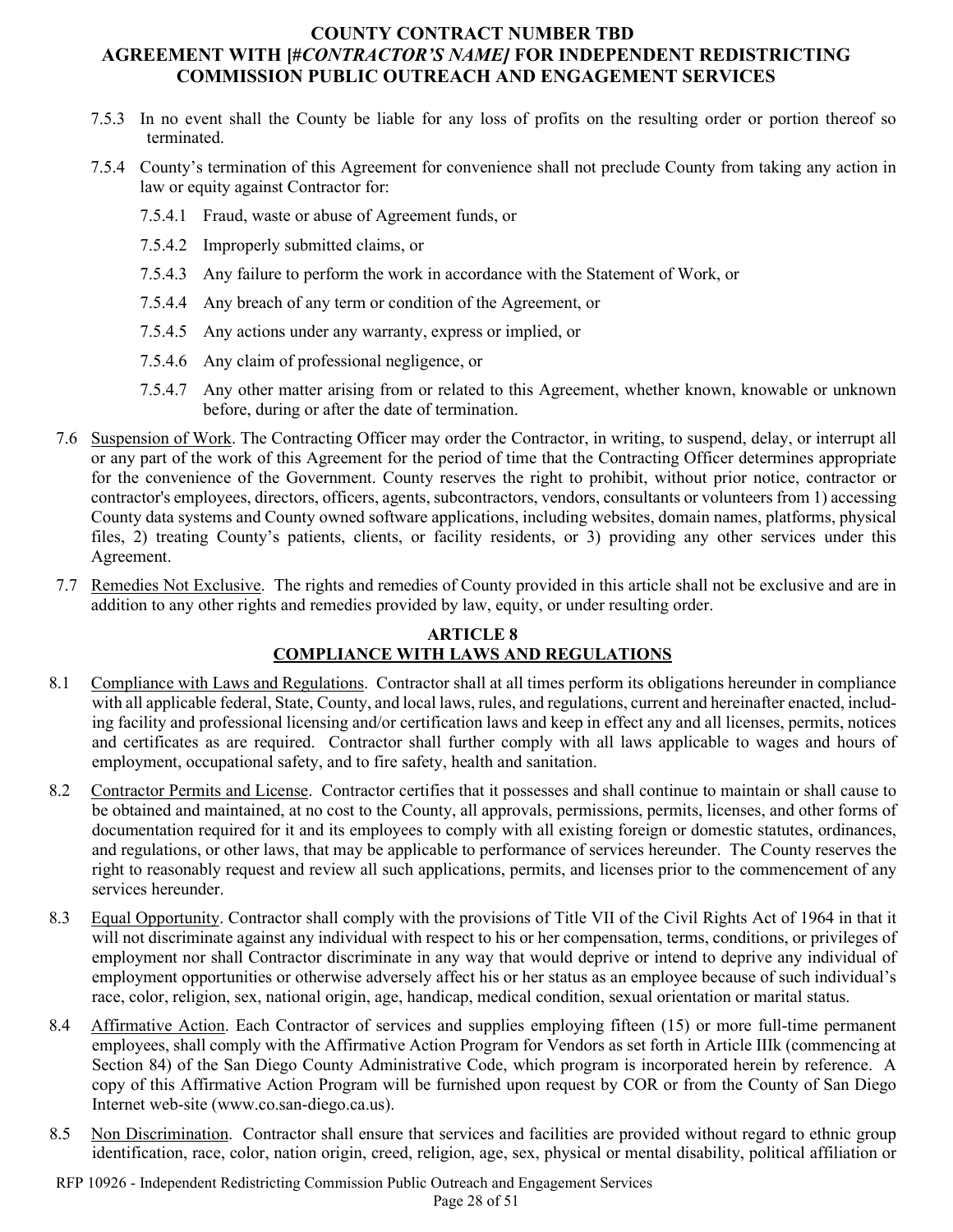7.5.3 In no event shall the County be liable for any loss of profits on the resulting order or portion thereof so terminated.

7.5.4 County's termination of this Agreement for convenience shall not preclude County from taking any action in law or equity against Contractor for:

7.5.4.1 Fraud, waste or abuse of Agreement funds, or

7.5.4.2 Improperly submitted claims, or

7.5.4.3 Any failure to perform the work in accordance with the Statement of Work, or

7.5.4.4 Any breach of any term or condition of the Agreement, or

7.5.4.5 Any actions under any warranty, express or implied, or

7.5.4.6 Any claim of professional negligence, or

7.5.4.7 Any other matter arising from or related to this Agreement, whether known, knowable or unknown before, during or after the date of termination.

7.6 Suspension of Work. The Contracting Officer may order the Contractor, in writing, to suspend, delay, or interrupt all or any part of the work of this Agreement for the period of time that the Contracting Officer determines appropriate for the convenience of the Government. County reserves the right to prohibit, without prior notice, contractor or contractor's employees, directors, officers, agents, subcontractors, vendors, consultants or volunteers from 1) accessing County data systems and County owned software applications, including websites, domain names, platforms, physical files, 2) treating County's patients, clients, or facility residents, or 3) providing any other services under this Agreement.

7.7 Remedies Not Exclusive. The rights and remedies of County provided in this article shall not be exclusive and are in addition to any other rights and remedies provided by law, equity, or under resulting order.

## ARTICLE 8
## COMPLIANCE WITH LAWS AND REGULATIONS

8.1 Compliance with Laws and Regulations. Contractor shall at all times perform its obligations hereunder in compliance with all applicable federal, State, County, and local laws, rules, and regulations, current and hereinafter enacted, including facility and professional licensing and/or certification laws and keep in effect any and all licenses, permits, notices and certificates as are required. Contractor shall further comply with all laws applicable to wages and hours of employment, occupational safety, and to fire safety, health and sanitation.

8.2 Contractor Permits and License. Contractor certifies that it possesses and shall continue to maintain or shall cause to be obtained and maintained, at no cost to the County, all approvals, permissions, permits, licenses, and other forms of documentation required for it and its employees to comply with all existing foreign or domestic statutes, ordinances, and regulations, or other laws, that may be applicable to performance of services hereunder. The County reserves the right to reasonably request and review all such applications, permits, and licenses prior to the commencement of any services hereunder.

8.3 Equal Opportunity. Contractor shall comply with the provisions of Title VII of the Civil Rights Act of 1964 in that it will not discriminate against any individual with respect to his or her compensation, terms, conditions, or privileges of employment nor shall Contractor discriminate in any way that would deprive or intend to deprive any individual of employment opportunities or otherwise adversely affect his or her status as an employee because of such individual's race, color, religion, sex, national origin, age, handicap, medical condition, sexual orientation or marital status.

8.4 Affirmative Action. Each Contractor of services and supplies employing fifteen (15) or more full-time permanent employees, shall comply with the Affirmative Action Program for Vendors as set forth in Article IIIk (commencing at Section 84) of the San Diego County Administrative Code, which program is incorporated herein by reference. A copy of this Affirmative Action Program will be furnished upon request by COR or from the County of San Diego Internet web-site (www.co.san-diego.ca.us).

8.5 Non Discrimination. Contractor shall ensure that services and facilities are provided without regard to ethnic group identification, race, color, nation origin, creed, religion, age, sex, physical or mental disability, political affiliation or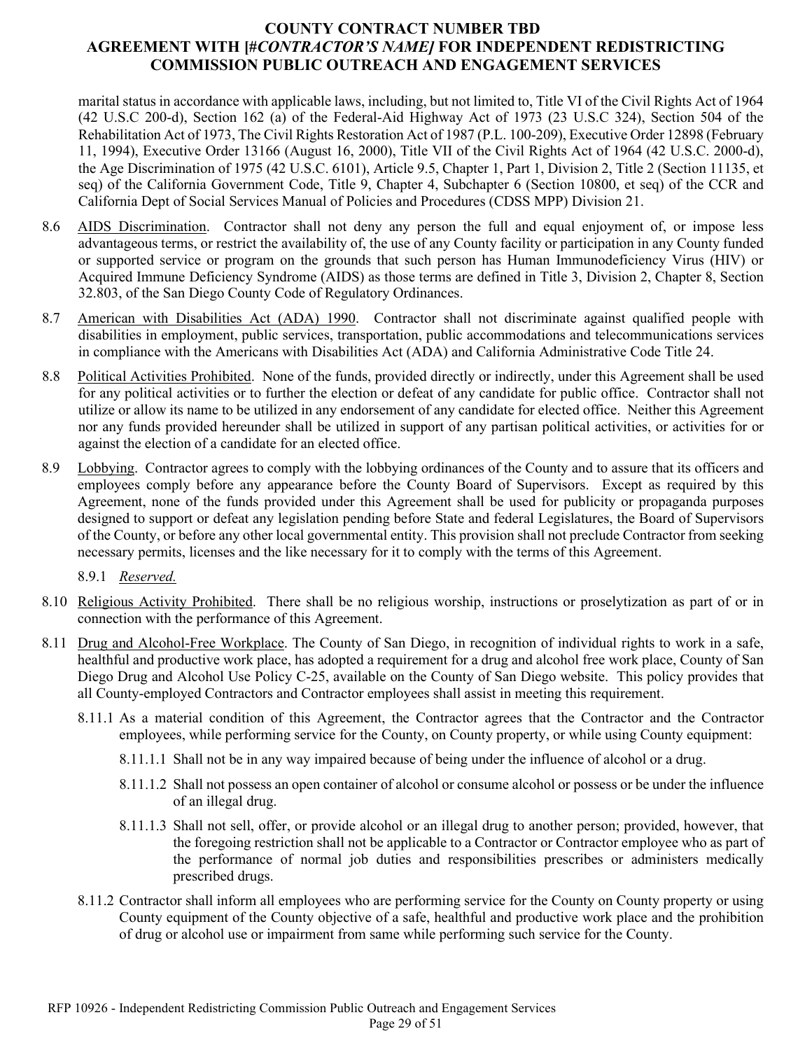marital status in accordance with applicable laws, including, but not limited to, Title VI of the Civil Rights Act of 1964 (42 U.S.C 200-d), Section 162 (a) of the Federal-Aid Highway Act of 1973 (23 U.S.C 324), Section 504 of the Rehabilitation Act of 1973, The Civil Rights Restoration Act of 1987 (P.L. 100-209), Executive Order 12898 (February 11, 1994), Executive Order 13166 (August 16, 2000), Title VII of the Civil Rights Act of 1964 (42 U.S.C. 2000-d), the Age Discrimination of 1975 (42 U.S.C. 6101), Article 9.5, Chapter 1, Part 1, Division 2, Title 2 (Section 11135, et seq) of the California Government Code, Title 9, Chapter 4, Subchapter 6 (Section 10800, et seq) of the CCR and California Dept of Social Services Manual of Policies and Procedures (CDSS MPP) Division 21.

8.6 <u>AIDS Discrimination</u>. Contractor shall not deny any person the full and equal enjoyment of, or impose less advantageous terms, or restrict the availability of, the use of any County facility or participation in any County funded or supported service or program on the grounds that such person has Human Immunodeficiency Virus (HIV) or Acquired Immune Deficiency Syndrome (AIDS) as those terms are defined in Title 3, Division 2, Chapter 8, Section 32.803, of the San Diego County Code of Regulatory Ordinances.

8.7 <u>American with Disabilities Act (ADA) 1990</u>. Contractor shall not discriminate against qualified people with disabilities in employment, public services, transportation, public accommodations and telecommunications services in compliance with the Americans with Disabilities Act (ADA) and California Administrative Code Title 24.

8.8 <u>Political Activities Prohibited</u>. None of the funds, provided directly or indirectly, under this Agreement shall be used for any political activities or to further the election or defeat of any candidate for public office. Contractor shall not utilize or allow its name to be utilized in any endorsement of any candidate for elected office. Neither this Agreement nor any funds provided hereunder shall be utilized in support of any partisan political activities, or activities for or against the election of a candidate for an elected office.

8.9 <u>Lobbying</u>. Contractor agrees to comply with the lobbying ordinances of the County and to assure that its officers and employees comply before any appearance before the County Board of Supervisors. Except as required by this Agreement, none of the funds provided under this Agreement shall be used for publicity or propaganda purposes designed to support or defeat any legislation pending before State and federal Legislatures, the Board of Supervisors of the County, or before any other local governmental entity. This provision shall not preclude Contractor from seeking necessary permits, licenses and the like necessary for it to comply with the terms of this Agreement.

8.9.1 <u>*Reserved.*</u>

8.10 <u>Religious Activity Prohibited</u>. There shall be no religious worship, instructions or proselytization as part of or in connection with the performance of this Agreement.

8.11 <u>Drug and Alcohol-Free Workplace</u>. The County of San Diego, in recognition of individual rights to work in a safe, healthful and productive work place, has adopted a requirement for a drug and alcohol free work place, County of San Diego Drug and Alcohol Use Policy C-25, available on the County of San Diego website. This policy provides that all County-employed Contractors and Contractor employees shall assist in meeting this requirement.

8.11.1 As a material condition of this Agreement, the Contractor agrees that the Contractor and the Contractor employees, while performing service for the County, on County property, or while using County equipment:

8.11.1.1 Shall not be in any way impaired because of being under the influence of alcohol or a drug.

8.11.1.2 Shall not possess an open container of alcohol or consume alcohol or possess or be under the influence of an illegal drug.

8.11.1.3 Shall not sell, offer, or provide alcohol or an illegal drug to another person; provided, however, that the foregoing restriction shall not be applicable to a Contractor or Contractor employee who as part of the performance of normal job duties and responsibilities prescribes or administers medically prescribed drugs.

8.11.2 Contractor shall inform all employees who are performing service for the County on County property or using County equipment of the County objective of a safe, healthful and productive work place and the prohibition of drug or alcohol use or impairment from same while performing such service for the County.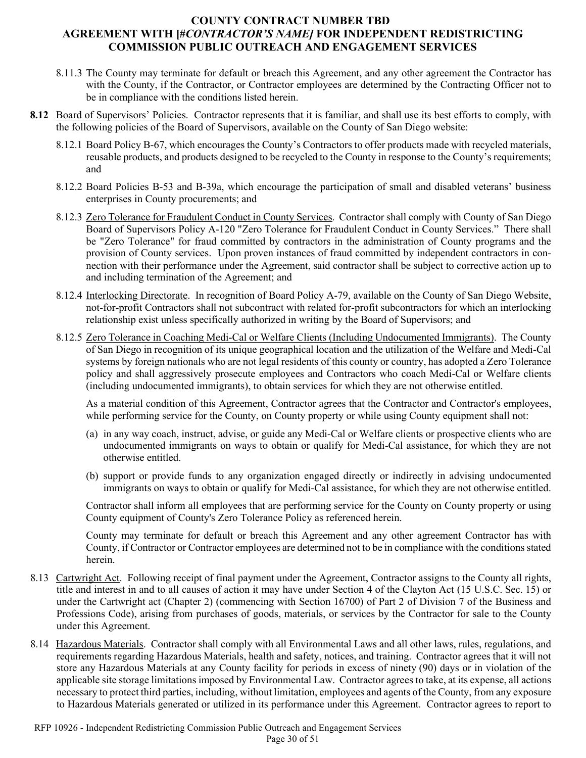8.11.3 The County may terminate for default or breach this Agreement, and any other agreement the Contractor has with the County, if the Contractor, or Contractor employees are determined by the Contracting Officer not to be in compliance with the conditions listed herein.

**8.12** Board of Supervisors' Policies. Contractor represents that it is familiar, and shall use its best efforts to comply, with the following policies of the Board of Supervisors, available on the County of San Diego website:

8.12.1 Board Policy B-67, which encourages the County's Contractors to offer products made with recycled materials, reusable products, and products designed to be recycled to the County in response to the County's requirements; and

8.12.2 Board Policies B-53 and B-39a, which encourage the participation of small and disabled veterans' business enterprises in County procurements; and

8.12.3 Zero Tolerance for Fraudulent Conduct in County Services. Contractor shall comply with County of San Diego Board of Supervisors Policy A-120 "Zero Tolerance for Fraudulent Conduct in County Services." There shall be "Zero Tolerance" for fraud committed by contractors in the administration of County programs and the provision of County services. Upon proven instances of fraud committed by independent contractors in connection with their performance under the Agreement, said contractor shall be subject to corrective action up to and including termination of the Agreement; and

8.12.4 Interlocking Directorate. In recognition of Board Policy A-79, available on the County of San Diego Website, not-for-profit Contractors shall not subcontract with related for-profit subcontractors for which an interlocking relationship exist unless specifically authorized in writing by the Board of Supervisors; and

8.12.5 Zero Tolerance in Coaching Medi-Cal or Welfare Clients (Including Undocumented Immigrants). The County of San Diego in recognition of its unique geographical location and the utilization of the Welfare and Medi-Cal systems by foreign nationals who are not legal residents of this county or country, has adopted a Zero Tolerance policy and shall aggressively prosecute employees and Contractors who coach Medi-Cal or Welfare clients (including undocumented immigrants), to obtain services for which they are not otherwise entitled.

As a material condition of this Agreement, Contractor agrees that the Contractor and Contractor's employees, while performing service for the County, on County property or while using County equipment shall not:

(a) in any way coach, instruct, advise, or guide any Medi-Cal or Welfare clients or prospective clients who are undocumented immigrants on ways to obtain or qualify for Medi-Cal assistance, for which they are not otherwise entitled.

(b) support or provide funds to any organization engaged directly or indirectly in advising undocumented immigrants on ways to obtain or qualify for Medi-Cal assistance, for which they are not otherwise entitled.

Contractor shall inform all employees that are performing service for the County on County property or using County equipment of County's Zero Tolerance Policy as referenced herein.

County may terminate for default or breach this Agreement and any other agreement Contractor has with County, if Contractor or Contractor employees are determined not to be in compliance with the conditions stated herein.

8.13 Cartwright Act. Following receipt of final payment under the Agreement, Contractor assigns to the County all rights, title and interest in and to all causes of action it may have under Section 4 of the Clayton Act (15 U.S.C. Sec. 15) or under the Cartwright act (Chapter 2) (commencing with Section 16700) of Part 2 of Division 7 of the Business and Professions Code), arising from purchases of goods, materials, or services by the Contractor for sale to the County under this Agreement.

8.14 Hazardous Materials. Contractor shall comply with all Environmental Laws and all other laws, rules, regulations, and requirements regarding Hazardous Materials, health and safety, notices, and training. Contractor agrees that it will not store any Hazardous Materials at any County facility for periods in excess of ninety (90) days or in violation of the applicable site storage limitations imposed by Environmental Law. Contractor agrees to take, at its expense, all actions necessary to protect third parties, including, without limitation, employees and agents of the County, from any exposure to Hazardous Materials generated or utilized in its performance under this Agreement. Contractor agrees to report to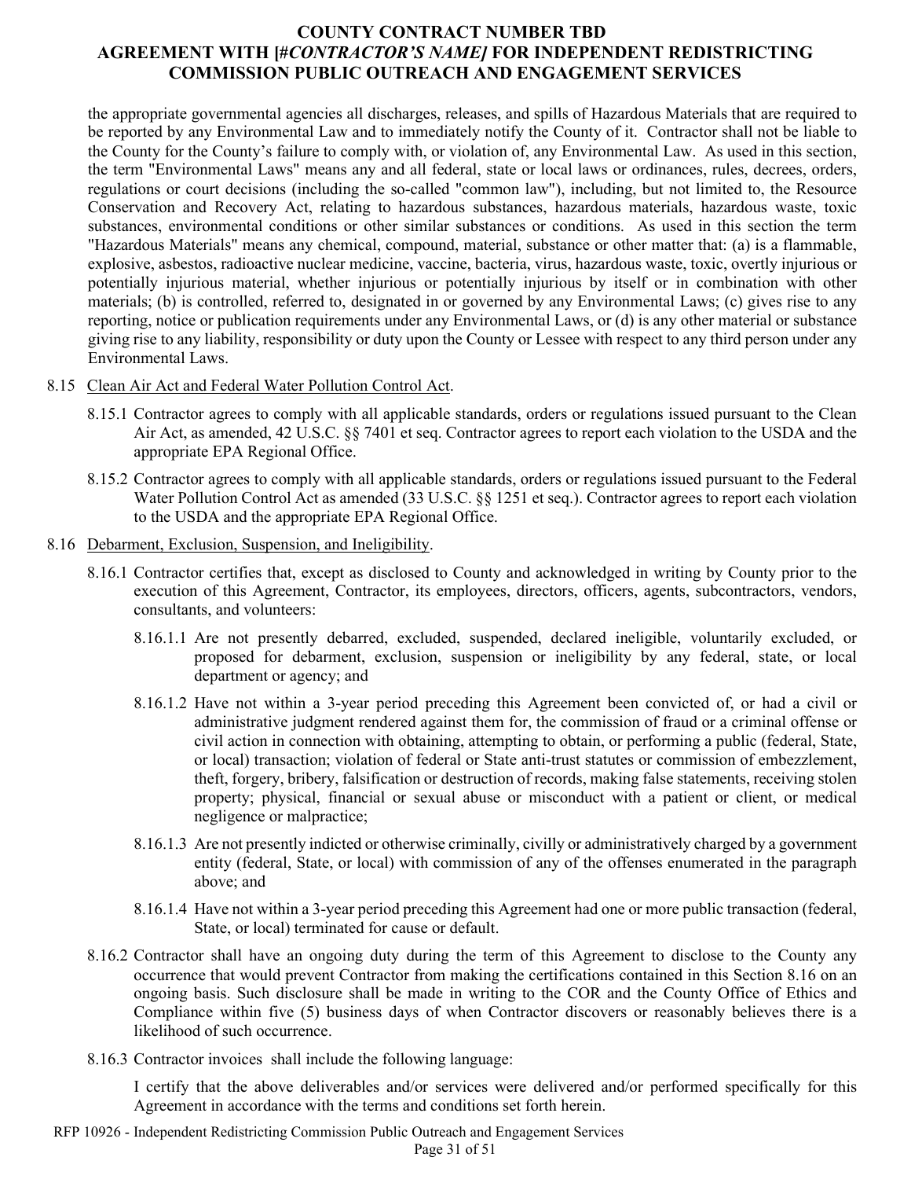the appropriate governmental agencies all discharges, releases, and spills of Hazardous Materials that are required to be reported by any Environmental Law and to immediately notify the County of it. Contractor shall not be liable to the County for the County's failure to comply with, or violation of, any Environmental Law. As used in this section, the term "Environmental Laws" means any and all federal, state or local laws or ordinances, rules, decrees, orders, regulations or court decisions (including the so-called "common law"), including, but not limited to, the Resource Conservation and Recovery Act, relating to hazardous substances, hazardous materials, hazardous waste, toxic substances, environmental conditions or other similar substances or conditions. As used in this section the term "Hazardous Materials" means any chemical, compound, material, substance or other matter that: (a) is a flammable, explosive, asbestos, radioactive nuclear medicine, vaccine, bacteria, virus, hazardous waste, toxic, overtly injurious or potentially injurious material, whether injurious or potentially injurious by itself or in combination with other materials; (b) is controlled, referred to, designated in or governed by any Environmental Laws; (c) gives rise to any reporting, notice or publication requirements under any Environmental Laws, or (d) is any other material or substance giving rise to any liability, responsibility or duty upon the County or Lessee with respect to any third person under any Environmental Laws.

8.15 Clean Air Act and Federal Water Pollution Control Act.

8.15.1 Contractor agrees to comply with all applicable standards, orders or regulations issued pursuant to the Clean Air Act, as amended, 42 U.S.C. §§ 7401 et seq. Contractor agrees to report each violation to the USDA and the appropriate EPA Regional Office.

8.15.2 Contractor agrees to comply with all applicable standards, orders or regulations issued pursuant to the Federal Water Pollution Control Act as amended (33 U.S.C. §§ 1251 et seq.). Contractor agrees to report each violation to the USDA and the appropriate EPA Regional Office.

8.16 Debarment, Exclusion, Suspension, and Ineligibility.

8.16.1 Contractor certifies that, except as disclosed to County and acknowledged in writing by County prior to the execution of this Agreement, Contractor, its employees, directors, officers, agents, subcontractors, vendors, consultants, and volunteers:

8.16.1.1 Are not presently debarred, excluded, suspended, declared ineligible, voluntarily excluded, or proposed for debarment, exclusion, suspension or ineligibility by any federal, state, or local department or agency; and

8.16.1.2 Have not within a 3-year period preceding this Agreement been convicted of, or had a civil or administrative judgment rendered against them for, the commission of fraud or a criminal offense or civil action in connection with obtaining, attempting to obtain, or performing a public (federal, State, or local) transaction; violation of federal or State anti-trust statutes or commission of embezzlement, theft, forgery, bribery, falsification or destruction of records, making false statements, receiving stolen property; physical, financial or sexual abuse or misconduct with a patient or client, or medical negligence or malpractice;

8.16.1.3 Are not presently indicted or otherwise criminally, civilly or administratively charged by a government entity (federal, State, or local) with commission of any of the offenses enumerated in the paragraph above; and

8.16.1.4 Have not within a 3-year period preceding this Agreement had one or more public transaction (federal, State, or local) terminated for cause or default.

8.16.2 Contractor shall have an ongoing duty during the term of this Agreement to disclose to the County any occurrence that would prevent Contractor from making the certifications contained in this Section 8.16 on an ongoing basis. Such disclosure shall be made in writing to the COR and the County Office of Ethics and Compliance within five (5) business days of when Contractor discovers or reasonably believes there is a likelihood of such occurrence.

8.16.3 Contractor invoices shall include the following language:

I certify that the above deliverables and/or services were delivered and/or performed specifically for this Agreement in accordance with the terms and conditions set forth herein.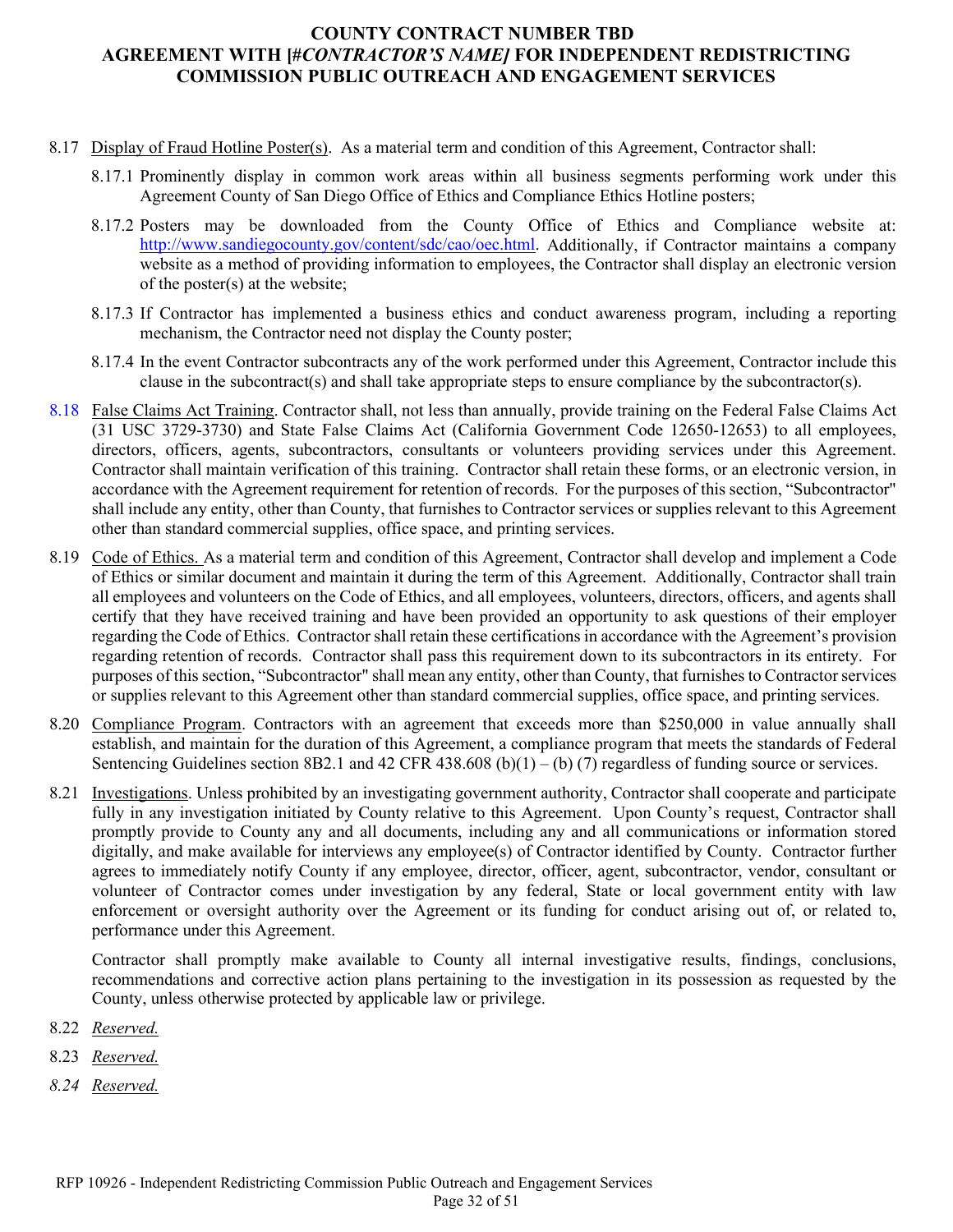8.17 Display of Fraud Hotline Poster(s). As a material term and condition of this Agreement, Contractor shall:

8.17.1 Prominently display in common work areas within all business segments performing work under this Agreement County of San Diego Office of Ethics and Compliance Ethics Hotline posters;

8.17.2 Posters may be downloaded from the County Office of Ethics and Compliance website at: http://www.sandiegocounty.gov/content/sdc/cao/oec.html. Additionally, if Contractor maintains a company website as a method of providing information to employees, the Contractor shall display an electronic version of the poster(s) at the website;

8.17.3 If Contractor has implemented a business ethics and conduct awareness program, including a reporting mechanism, the Contractor need not display the County poster;

8.17.4 In the event Contractor subcontracts any of the work performed under this Agreement, Contractor include this clause in the subcontract(s) and shall take appropriate steps to ensure compliance by the subcontractor(s).

8.18 False Claims Act Training. Contractor shall, not less than annually, provide training on the Federal False Claims Act (31 USC 3729-3730) and State False Claims Act (California Government Code 12650-12653) to all employees, directors, officers, agents, subcontractors, consultants or volunteers providing services under this Agreement. Contractor shall maintain verification of this training. Contractor shall retain these forms, or an electronic version, in accordance with the Agreement requirement for retention of records. For the purposes of this section, "Subcontractor" shall include any entity, other than County, that furnishes to Contractor services or supplies relevant to this Agreement other than standard commercial supplies, office space, and printing services.

8.19 Code of Ethics. As a material term and condition of this Agreement, Contractor shall develop and implement a Code of Ethics or similar document and maintain it during the term of this Agreement. Additionally, Contractor shall train all employees and volunteers on the Code of Ethics, and all employees, volunteers, directors, officers, and agents shall certify that they have received training and have been provided an opportunity to ask questions of their employer regarding the Code of Ethics. Contractor shall retain these certifications in accordance with the Agreement's provision regarding retention of records. Contractor shall pass this requirement down to its subcontractors in its entirety. For purposes of this section, "Subcontractor" shall mean any entity, other than County, that furnishes to Contractor services or supplies relevant to this Agreement other than standard commercial supplies, office space, and printing services.

8.20 Compliance Program. Contractors with an agreement that exceeds more than $250,000 in value annually shall establish, and maintain for the duration of this Agreement, a compliance program that meets the standards of Federal Sentencing Guidelines section 8B2.1 and 42 CFR 438.608 (b)(1) – (b) (7) regardless of funding source or services.

8.21 Investigations. Unless prohibited by an investigating government authority, Contractor shall cooperate and participate fully in any investigation initiated by County relative to this Agreement. Upon County's request, Contractor shall promptly provide to County any and all documents, including any and all communications or information stored digitally, and make available for interviews any employee(s) of Contractor identified by County. Contractor further agrees to immediately notify County if any employee, director, officer, agent, subcontractor, vendor, consultant or volunteer of Contractor comes under investigation by any federal, State or local government entity with law enforcement or oversight authority over the Agreement or its funding for conduct arising out of, or related to, performance under this Agreement.

Contractor shall promptly make available to County all internal investigative results, findings, conclusions, recommendations and corrective action plans pertaining to the investigation in its possession as requested by the County, unless otherwise protected by applicable law or privilege.

8.22 *Reserved.*

8.23 *Reserved.*

*8.24 Reserved.*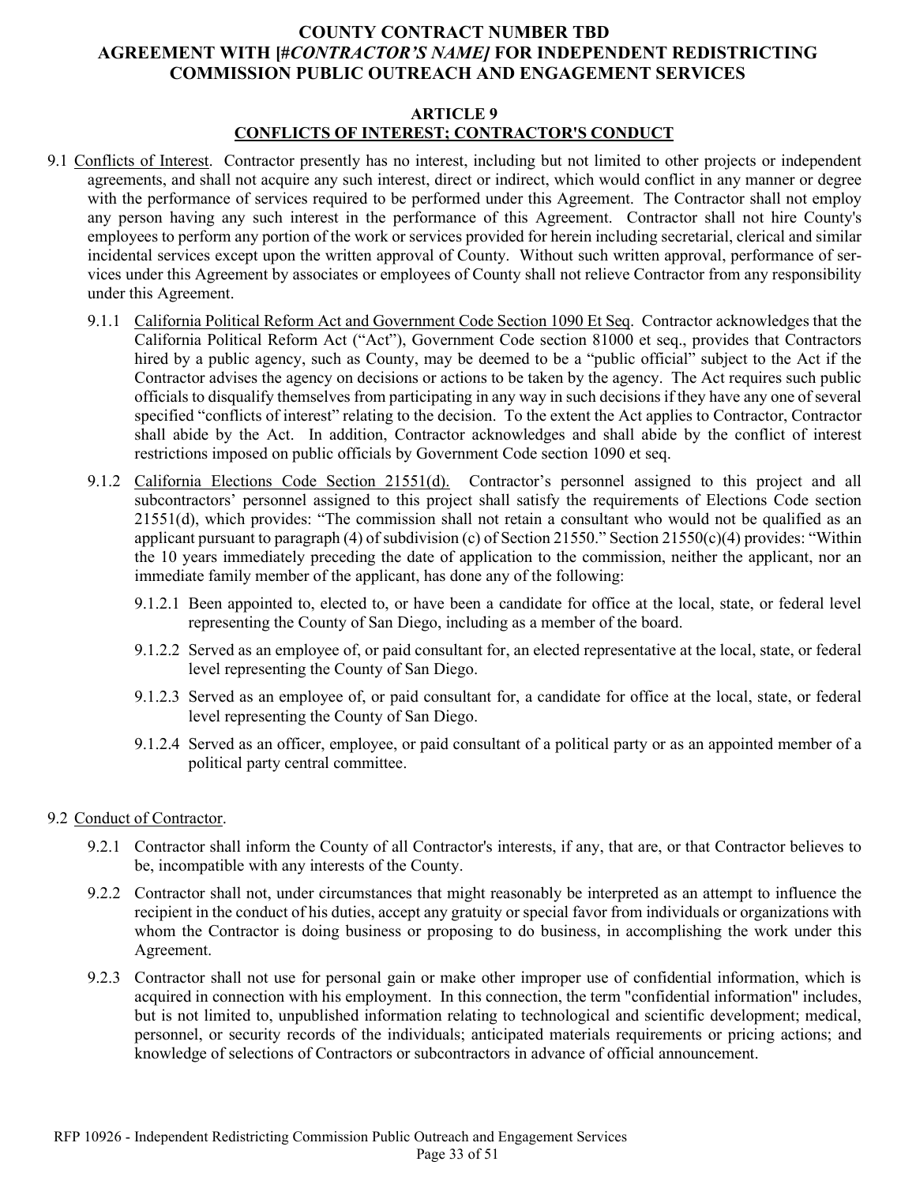## ARTICLE 9
## CONFLICTS OF INTEREST; CONTRACTOR'S CONDUCT

9.1 Conflicts of Interest. Contractor presently has no interest, including but not limited to other projects or independent agreements, and shall not acquire any such interest, direct or indirect, which would conflict in any manner or degree with the performance of services required to be performed under this Agreement. The Contractor shall not employ any person having any such interest in the performance of this Agreement. Contractor shall not hire County's employees to perform any portion of the work or services provided for herein including secretarial, clerical and similar incidental services except upon the written approval of County. Without such written approval, performance of services under this Agreement by associates or employees of County shall not relieve Contractor from any responsibility under this Agreement.

9.1.1 California Political Reform Act and Government Code Section 1090 Et Seq. Contractor acknowledges that the California Political Reform Act ("Act"), Government Code section 81000 et seq., provides that Contractors hired by a public agency, such as County, may be deemed to be a "public official" subject to the Act if the Contractor advises the agency on decisions or actions to be taken by the agency. The Act requires such public officials to disqualify themselves from participating in any way in such decisions if they have any one of several specified "conflicts of interest" relating to the decision. To the extent the Act applies to Contractor, Contractor shall abide by the Act. In addition, Contractor acknowledges and shall abide by the conflict of interest restrictions imposed on public officials by Government Code section 1090 et seq.

9.1.2 California Elections Code Section 21551(d). Contractor's personnel assigned to this project and all subcontractors' personnel assigned to this project shall satisfy the requirements of Elections Code section 21551(d), which provides: "The commission shall not retain a consultant who would not be qualified as an applicant pursuant to paragraph (4) of subdivision (c) of Section 21550." Section 21550(c)(4) provides: "Within the 10 years immediately preceding the date of application to the commission, neither the applicant, nor an immediate family member of the applicant, has done any of the following:

9.1.2.1 Been appointed to, elected to, or have been a candidate for office at the local, state, or federal level representing the County of San Diego, including as a member of the board.

9.1.2.2 Served as an employee of, or paid consultant for, an elected representative at the local, state, or federal level representing the County of San Diego.

9.1.2.3 Served as an employee of, or paid consultant for, a candidate for office at the local, state, or federal level representing the County of San Diego.

9.1.2.4 Served as an officer, employee, or paid consultant of a political party or as an appointed member of a political party central committee.

9.2 Conduct of Contractor.

9.2.1 Contractor shall inform the County of all Contractor's interests, if any, that are, or that Contractor believes to be, incompatible with any interests of the County.

9.2.2 Contractor shall not, under circumstances that might reasonably be interpreted as an attempt to influence the recipient in the conduct of his duties, accept any gratuity or special favor from individuals or organizations with whom the Contractor is doing business or proposing to do business, in accomplishing the work under this Agreement.

9.2.3 Contractor shall not use for personal gain or make other improper use of confidential information, which is acquired in connection with his employment. In this connection, the term "confidential information" includes, but is not limited to, unpublished information relating to technological and scientific development; medical, personnel, or security records of the individuals; anticipated materials requirements or pricing actions; and knowledge of selections of Contractors or subcontractors in advance of official announcement.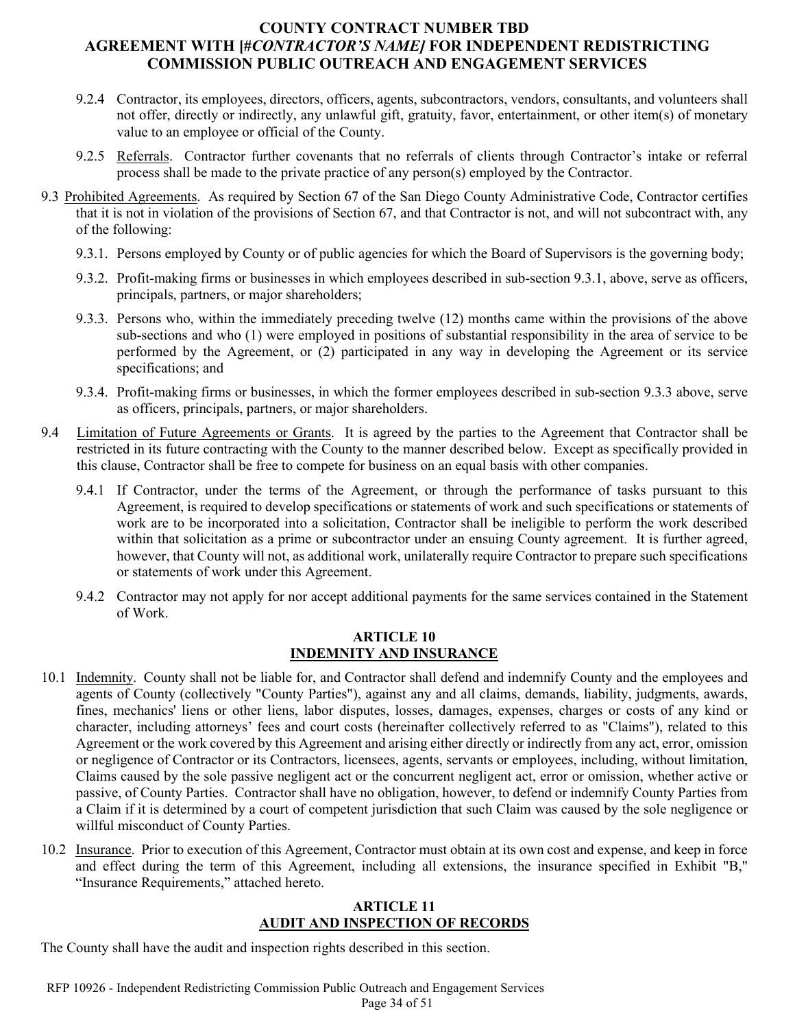9.2.4 Contractor, its employees, directors, officers, agents, subcontractors, vendors, consultants, and volunteers shall not offer, directly or indirectly, any unlawful gift, gratuity, favor, entertainment, or other item(s) of monetary value to an employee or official of the County.

9.2.5 Referrals. Contractor further covenants that no referrals of clients through Contractor's intake or referral process shall be made to the private practice of any person(s) employed by the Contractor.

9.3 Prohibited Agreements. As required by Section 67 of the San Diego County Administrative Code, Contractor certifies that it is not in violation of the provisions of Section 67, and that Contractor is not, and will not subcontract with, any of the following:

9.3.1. Persons employed by County or of public agencies for which the Board of Supervisors is the governing body;

9.3.2. Profit-making firms or businesses in which employees described in sub-section 9.3.1, above, serve as officers, principals, partners, or major shareholders;

9.3.3. Persons who, within the immediately preceding twelve (12) months came within the provisions of the above sub-sections and who (1) were employed in positions of substantial responsibility in the area of service to be performed by the Agreement, or (2) participated in any way in developing the Agreement or its service specifications; and

9.3.4. Profit-making firms or businesses, in which the former employees described in sub-section 9.3.3 above, serve as officers, principals, partners, or major shareholders.

9.4 Limitation of Future Agreements or Grants. It is agreed by the parties to the Agreement that Contractor shall be restricted in its future contracting with the County to the manner described below. Except as specifically provided in this clause, Contractor shall be free to compete for business on an equal basis with other companies.

9.4.1 If Contractor, under the terms of the Agreement, or through the performance of tasks pursuant to this Agreement, is required to develop specifications or statements of work and such specifications or statements of work are to be incorporated into a solicitation, Contractor shall be ineligible to perform the work described within that solicitation as a prime or subcontractor under an ensuing County agreement. It is further agreed, however, that County will not, as additional work, unilaterally require Contractor to prepare such specifications or statements of work under this Agreement.

9.4.2 Contractor may not apply for nor accept additional payments for the same services contained in the Statement of Work.

## ARTICLE 10
## INDEMNITY AND INSURANCE

10.1 Indemnity. County shall not be liable for, and Contractor shall defend and indemnify County and the employees and agents of County (collectively "County Parties"), against any and all claims, demands, liability, judgments, awards, fines, mechanics' liens or other liens, labor disputes, losses, damages, expenses, charges or costs of any kind or character, including attorneys' fees and court costs (hereinafter collectively referred to as "Claims"), related to this Agreement or the work covered by this Agreement and arising either directly or indirectly from any act, error, omission or negligence of Contractor or its Contractors, licensees, agents, servants or employees, including, without limitation, Claims caused by the sole passive negligent act or the concurrent negligent act, error or omission, whether active or passive, of County Parties. Contractor shall have no obligation, however, to defend or indemnify County Parties from a Claim if it is determined by a court of competent jurisdiction that such Claim was caused by the sole negligence or willful misconduct of County Parties.

10.2 Insurance. Prior to execution of this Agreement, Contractor must obtain at its own cost and expense, and keep in force and effect during the term of this Agreement, including all extensions, the insurance specified in Exhibit "B," "Insurance Requirements," attached hereto.

## ARTICLE 11
## AUDIT AND INSPECTION OF RECORDS

The County shall have the audit and inspection rights described in this section.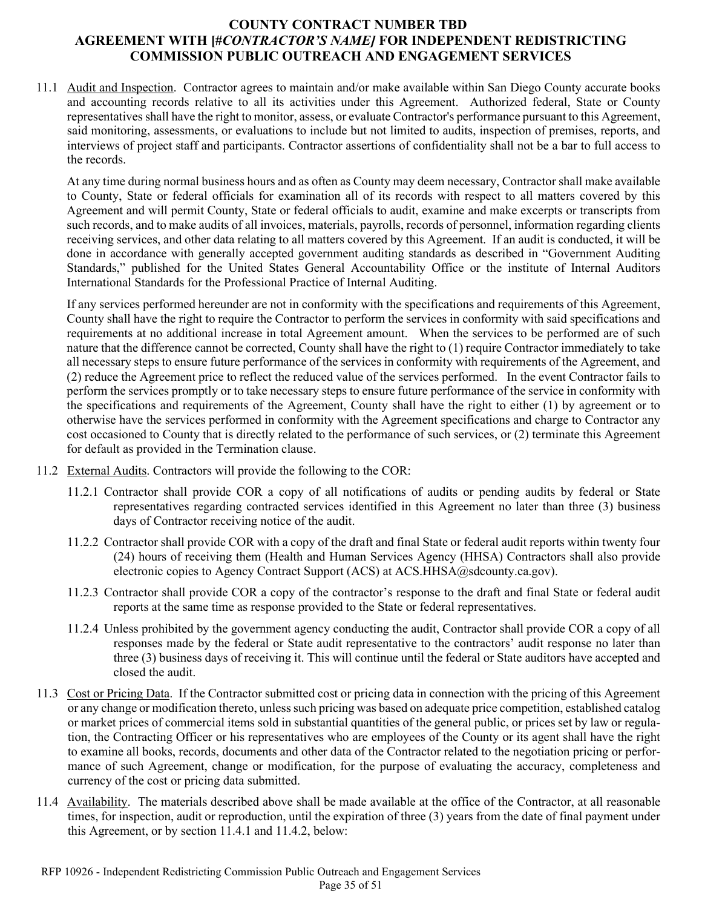11.1 Audit and Inspection. Contractor agrees to maintain and/or make available within San Diego County accurate books and accounting records relative to all its activities under this Agreement. Authorized federal, State or County representatives shall have the right to monitor, assess, or evaluate Contractor's performance pursuant to this Agreement, said monitoring, assessments, or evaluations to include but not limited to audits, inspection of premises, reports, and interviews of project staff and participants. Contractor assertions of confidentiality shall not be a bar to full access to the records.

At any time during normal business hours and as often as County may deem necessary, Contractor shall make available to County, State or federal officials for examination all of its records with respect to all matters covered by this Agreement and will permit County, State or federal officials to audit, examine and make excerpts or transcripts from such records, and to make audits of all invoices, materials, payrolls, records of personnel, information regarding clients receiving services, and other data relating to all matters covered by this Agreement. If an audit is conducted, it will be done in accordance with generally accepted government auditing standards as described in "Government Auditing Standards," published for the United States General Accountability Office or the institute of Internal Auditors International Standards for the Professional Practice of Internal Auditing.

If any services performed hereunder are not in conformity with the specifications and requirements of this Agreement, County shall have the right to require the Contractor to perform the services in conformity with said specifications and requirements at no additional increase in total Agreement amount. When the services to be performed are of such nature that the difference cannot be corrected, County shall have the right to (1) require Contractor immediately to take all necessary steps to ensure future performance of the services in conformity with requirements of the Agreement, and (2) reduce the Agreement price to reflect the reduced value of the services performed. In the event Contractor fails to perform the services promptly or to take necessary steps to ensure future performance of the service in conformity with the specifications and requirements of the Agreement, County shall have the right to either (1) by agreement or to otherwise have the services performed in conformity with the Agreement specifications and charge to Contractor any cost occasioned to County that is directly related to the performance of such services, or (2) terminate this Agreement for default as provided in the Termination clause.

11.2 External Audits. Contractors will provide the following to the COR:

11.2.1 Contractor shall provide COR a copy of all notifications of audits or pending audits by federal or State representatives regarding contracted services identified in this Agreement no later than three (3) business days of Contractor receiving notice of the audit.

11.2.2 Contractor shall provide COR with a copy of the draft and final State or federal audit reports within twenty four (24) hours of receiving them (Health and Human Services Agency (HHSA) Contractors shall also provide electronic copies to Agency Contract Support (ACS) at ACS.HHSA@sdcounty.ca.gov).

11.2.3 Contractor shall provide COR a copy of the contractor's response to the draft and final State or federal audit reports at the same time as response provided to the State or federal representatives.

11.2.4 Unless prohibited by the government agency conducting the audit, Contractor shall provide COR a copy of all responses made by the federal or State audit representative to the contractors' audit response no later than three (3) business days of receiving it. This will continue until the federal or State auditors have accepted and closed the audit.

11.3 Cost or Pricing Data. If the Contractor submitted cost or pricing data in connection with the pricing of this Agreement or any change or modification thereto, unless such pricing was based on adequate price competition, established catalog or market prices of commercial items sold in substantial quantities of the general public, or prices set by law or regulation, the Contracting Officer or his representatives who are employees of the County or its agent shall have the right to examine all books, records, documents and other data of the Contractor related to the negotiation pricing or performance of such Agreement, change or modification, for the purpose of evaluating the accuracy, completeness and currency of the cost or pricing data submitted.

11.4 Availability. The materials described above shall be made available at the office of the Contractor, at all reasonable times, for inspection, audit or reproduction, until the expiration of three (3) years from the date of final payment under this Agreement, or by section 11.4.1 and 11.4.2, below: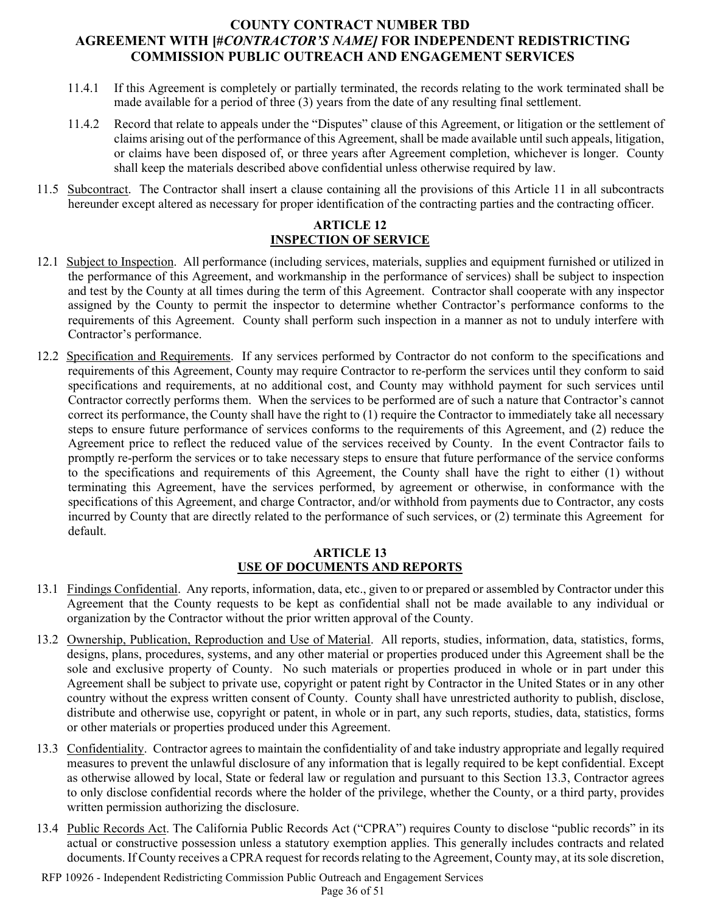11.4.1 If this Agreement is completely or partially terminated, the records relating to the work terminated shall be made available for a period of three (3) years from the date of any resulting final settlement.

11.4.2 Record that relate to appeals under the "Disputes" clause of this Agreement, or litigation or the settlement of claims arising out of the performance of this Agreement, shall be made available until such appeals, litigation, or claims have been disposed of, or three years after Agreement completion, whichever is longer. County shall keep the materials described above confidential unless otherwise required by law.

11.5 Subcontract. The Contractor shall insert a clause containing all the provisions of this Article 11 in all subcontracts hereunder except altered as necessary for proper identification of the contracting parties and the contracting officer.

## ARTICLE 12
## INSPECTION OF SERVICE

12.1 Subject to Inspection. All performance (including services, materials, supplies and equipment furnished or utilized in the performance of this Agreement, and workmanship in the performance of services) shall be subject to inspection and test by the County at all times during the term of this Agreement. Contractor shall cooperate with any inspector assigned by the County to permit the inspector to determine whether Contractor's performance conforms to the requirements of this Agreement. County shall perform such inspection in a manner as not to unduly interfere with Contractor's performance.

12.2 Specification and Requirements. If any services performed by Contractor do not conform to the specifications and requirements of this Agreement, County may require Contractor to re-perform the services until they conform to said specifications and requirements, at no additional cost, and County may withhold payment for such services until Contractor correctly performs them. When the services to be performed are of such a nature that Contractor's cannot correct its performance, the County shall have the right to (1) require the Contractor to immediately take all necessary steps to ensure future performance of services conforms to the requirements of this Agreement, and (2) reduce the Agreement price to reflect the reduced value of the services received by County. In the event Contractor fails to promptly re-perform the services or to take necessary steps to ensure that future performance of the service conforms to the specifications and requirements of this Agreement, the County shall have the right to either (1) without terminating this Agreement, have the services performed, by agreement or otherwise, in conformance with the specifications of this Agreement, and charge Contractor, and/or withhold from payments due to Contractor, any costs incurred by County that are directly related to the performance of such services, or (2) terminate this Agreement for default.

## ARTICLE 13
## USE OF DOCUMENTS AND REPORTS

13.1 Findings Confidential. Any reports, information, data, etc., given to or prepared or assembled by Contractor under this Agreement that the County requests to be kept as confidential shall not be made available to any individual or organization by the Contractor without the prior written approval of the County.

13.2 Ownership, Publication, Reproduction and Use of Material. All reports, studies, information, data, statistics, forms, designs, plans, procedures, systems, and any other material or properties produced under this Agreement shall be the sole and exclusive property of County. No such materials or properties produced in whole or in part under this Agreement shall be subject to private use, copyright or patent right by Contractor in the United States or in any other country without the express written consent of County. County shall have unrestricted authority to publish, disclose, distribute and otherwise use, copyright or patent, in whole or in part, any such reports, studies, data, statistics, forms or other materials or properties produced under this Agreement.

13.3 Confidentiality. Contractor agrees to maintain the confidentiality of and take industry appropriate and legally required measures to prevent the unlawful disclosure of any information that is legally required to be kept confidential. Except as otherwise allowed by local, State or federal law or regulation and pursuant to this Section 13.3, Contractor agrees to only disclose confidential records where the holder of the privilege, whether the County, or a third party, provides written permission authorizing the disclosure.

13.4 Public Records Act. The California Public Records Act ("CPRA") requires County to disclose "public records" in its actual or constructive possession unless a statutory exemption applies. This generally includes contracts and related documents. If County receives a CPRA request for records relating to the Agreement, County may, at its sole discretion,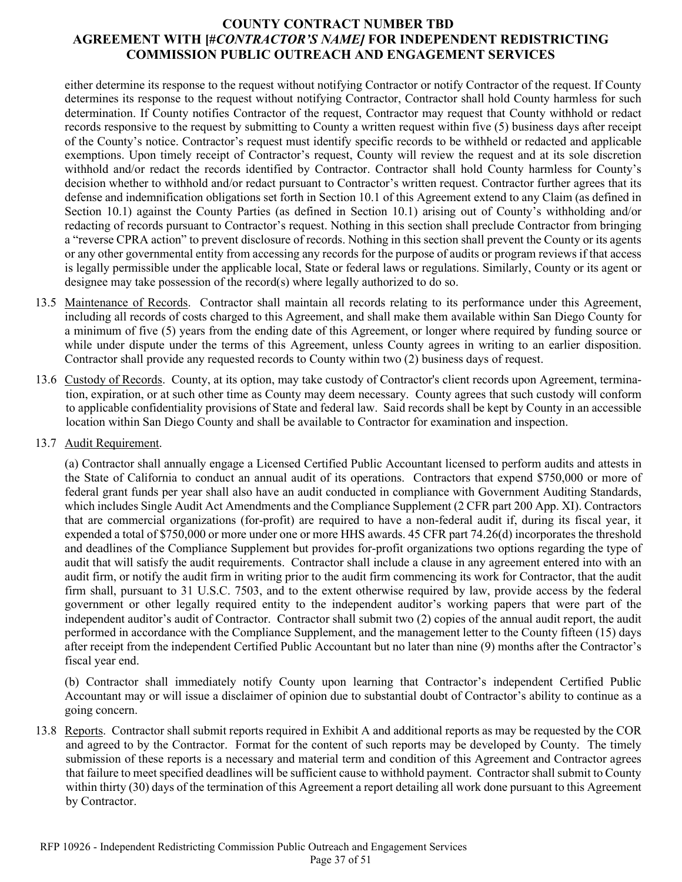either determine its response to the request without notifying Contractor or notify Contractor of the request. If County determines its response to the request without notifying Contractor, Contractor shall hold County harmless for such determination. If County notifies Contractor of the request, Contractor may request that County withhold or redact records responsive to the request by submitting to County a written request within five (5) business days after receipt of the County's notice. Contractor's request must identify specific records to be withheld or redacted and applicable exemptions. Upon timely receipt of Contractor's request, County will review the request and at its sole discretion withhold and/or redact the records identified by Contractor. Contractor shall hold County harmless for County's decision whether to withhold and/or redact pursuant to Contractor's written request. Contractor further agrees that its defense and indemnification obligations set forth in Section 10.1 of this Agreement extend to any Claim (as defined in Section 10.1) against the County Parties (as defined in Section 10.1) arising out of County's withholding and/or redacting of records pursuant to Contractor's request. Nothing in this section shall preclude Contractor from bringing a "reverse CPRA action" to prevent disclosure of records. Nothing in this section shall prevent the County or its agents or any other governmental entity from accessing any records for the purpose of audits or program reviews if that access is legally permissible under the applicable local, State or federal laws or regulations. Similarly, County or its agent or designee may take possession of the record(s) where legally authorized to do so.

13.5 Maintenance of Records. Contractor shall maintain all records relating to its performance under this Agreement, including all records of costs charged to this Agreement, and shall make them available within San Diego County for a minimum of five (5) years from the ending date of this Agreement, or longer where required by funding source or while under dispute under the terms of this Agreement, unless County agrees in writing to an earlier disposition. Contractor shall provide any requested records to County within two (2) business days of request.

13.6 Custody of Records. County, at its option, may take custody of Contractor's client records upon Agreement, termination, expiration, or at such other time as County may deem necessary. County agrees that such custody will conform to applicable confidentiality provisions of State and federal law. Said records shall be kept by County in an accessible location within San Diego County and shall be available to Contractor for examination and inspection.

13.7 Audit Requirement.

(a) Contractor shall annually engage a Licensed Certified Public Accountant licensed to perform audits and attests in the State of California to conduct an annual audit of its operations. Contractors that expend $750,000 or more of federal grant funds per year shall also have an audit conducted in compliance with Government Auditing Standards, which includes Single Audit Act Amendments and the Compliance Supplement (2 CFR part 200 App. XI). Contractors that are commercial organizations (for-profit) are required to have a non-federal audit if, during its fiscal year, it expended a total of $750,000 or more under one or more HHS awards. 45 CFR part 74.26(d) incorporates the threshold and deadlines of the Compliance Supplement but provides for-profit organizations two options regarding the type of audit that will satisfy the audit requirements. Contractor shall include a clause in any agreement entered into with an audit firm, or notify the audit firm in writing prior to the audit firm commencing its work for Contractor, that the audit firm shall, pursuant to 31 U.S.C. 7503, and to the extent otherwise required by law, provide access by the federal government or other legally required entity to the independent auditor's working papers that were part of the independent auditor's audit of Contractor. Contractor shall submit two (2) copies of the annual audit report, the audit performed in accordance with the Compliance Supplement, and the management letter to the County fifteen (15) days after receipt from the independent Certified Public Accountant but no later than nine (9) months after the Contractor's fiscal year end.

(b) Contractor shall immediately notify County upon learning that Contractor's independent Certified Public Accountant may or will issue a disclaimer of opinion due to substantial doubt of Contractor's ability to continue as a going concern.

13.8 Reports. Contractor shall submit reports required in Exhibit A and additional reports as may be requested by the COR and agreed to by the Contractor. Format for the content of such reports may be developed by County. The timely submission of these reports is a necessary and material term and condition of this Agreement and Contractor agrees that failure to meet specified deadlines will be sufficient cause to withhold payment. Contractor shall submit to County within thirty (30) days of the termination of this Agreement a report detailing all work done pursuant to this Agreement by Contractor.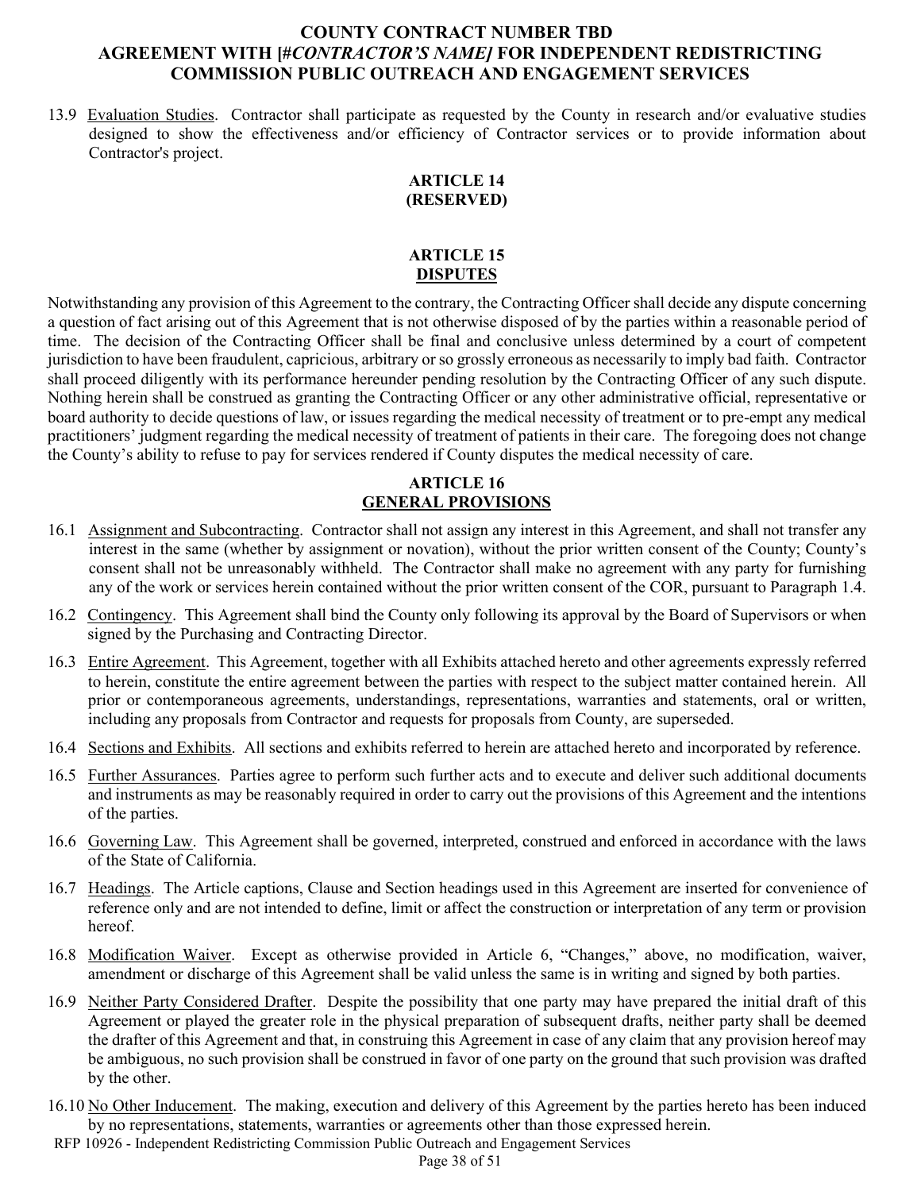13.9 Evaluation Studies. Contractor shall participate as requested by the County in research and/or evaluative studies designed to show the effectiveness and/or efficiency of Contractor services or to provide information about Contractor's project.

## ARTICLE 14
## (RESERVED)

## ARTICLE 15
## DISPUTES

Notwithstanding any provision of this Agreement to the contrary, the Contracting Officer shall decide any dispute concerning a question of fact arising out of this Agreement that is not otherwise disposed of by the parties within a reasonable period of time. The decision of the Contracting Officer shall be final and conclusive unless determined by a court of competent jurisdiction to have been fraudulent, capricious, arbitrary or so grossly erroneous as necessarily to imply bad faith. Contractor shall proceed diligently with its performance hereunder pending resolution by the Contracting Officer of any such dispute. Nothing herein shall be construed as granting the Contracting Officer or any other administrative official, representative or board authority to decide questions of law, or issues regarding the medical necessity of treatment or to pre-empt any medical practitioners' judgment regarding the medical necessity of treatment of patients in their care. The foregoing does not change the County's ability to refuse to pay for services rendered if County disputes the medical necessity of care.

## ARTICLE 16
## GENERAL PROVISIONS

16.1 Assignment and Subcontracting. Contractor shall not assign any interest in this Agreement, and shall not transfer any interest in the same (whether by assignment or novation), without the prior written consent of the County; County's consent shall not be unreasonably withheld. The Contractor shall make no agreement with any party for furnishing any of the work or services herein contained without the prior written consent of the COR, pursuant to Paragraph 1.4.

16.2 Contingency. This Agreement shall bind the County only following its approval by the Board of Supervisors or when signed by the Purchasing and Contracting Director.

16.3 Entire Agreement. This Agreement, together with all Exhibits attached hereto and other agreements expressly referred to herein, constitute the entire agreement between the parties with respect to the subject matter contained herein. All prior or contemporaneous agreements, understandings, representations, warranties and statements, oral or written, including any proposals from Contractor and requests for proposals from County, are superseded.

16.4 Sections and Exhibits. All sections and exhibits referred to herein are attached hereto and incorporated by reference.

16.5 Further Assurances. Parties agree to perform such further acts and to execute and deliver such additional documents and instruments as may be reasonably required in order to carry out the provisions of this Agreement and the intentions of the parties.

16.6 Governing Law. This Agreement shall be governed, interpreted, construed and enforced in accordance with the laws of the State of California.

16.7 Headings. The Article captions, Clause and Section headings used in this Agreement are inserted for convenience of reference only and are not intended to define, limit or affect the construction or interpretation of any term or provision hereof.

16.8 Modification Waiver. Except as otherwise provided in Article 6, "Changes," above, no modification, waiver, amendment or discharge of this Agreement shall be valid unless the same is in writing and signed by both parties.

16.9 Neither Party Considered Drafter. Despite the possibility that one party may have prepared the initial draft of this Agreement or played the greater role in the physical preparation of subsequent drafts, neither party shall be deemed the drafter of this Agreement and that, in construing this Agreement in case of any claim that any provision hereof may be ambiguous, no such provision shall be construed in favor of one party on the ground that such provision was drafted by the other.

16.10 No Other Inducement. The making, execution and delivery of this Agreement by the parties hereto has been induced by no representations, statements, warranties or agreements other than those expressed herein.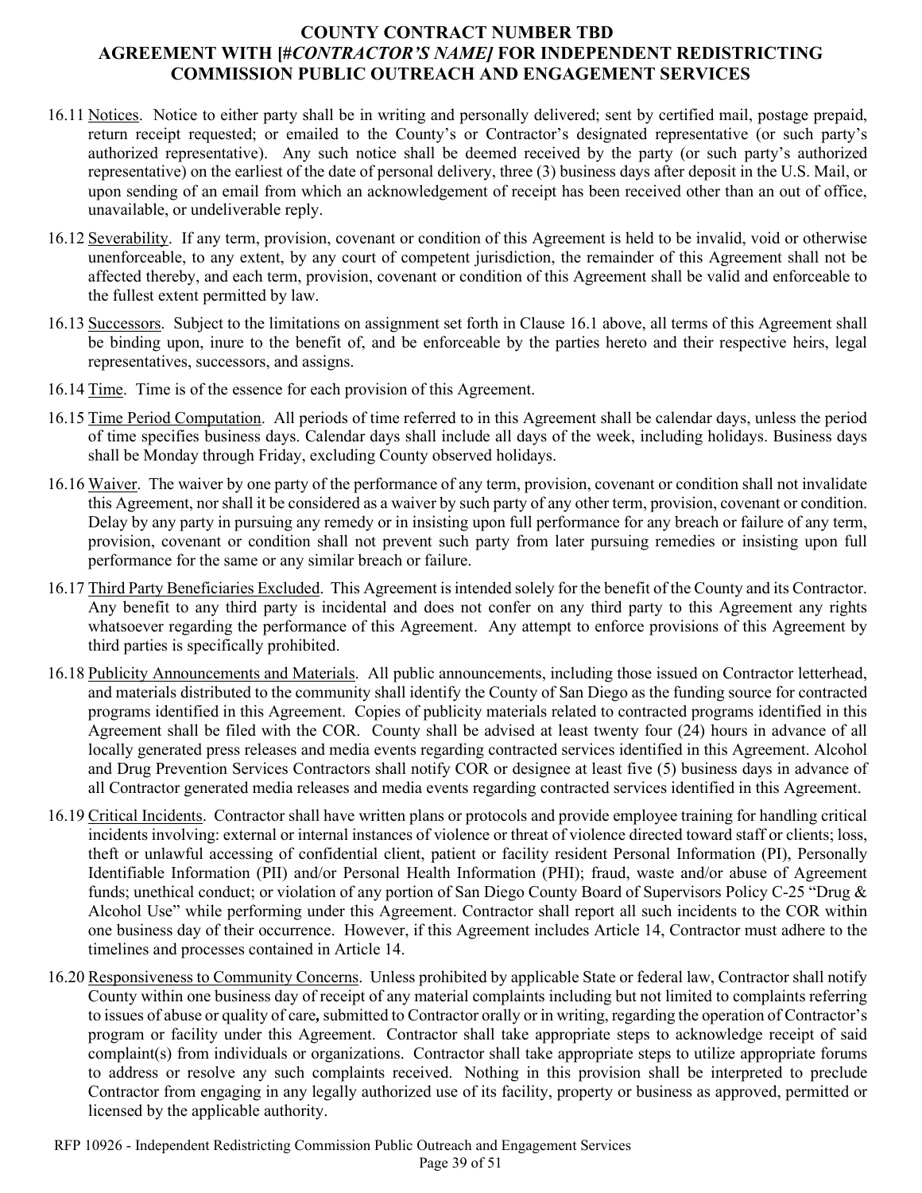16.11 Notices. Notice to either party shall be in writing and personally delivered; sent by certified mail, postage prepaid, return receipt requested; or emailed to the County's or Contractor's designated representative (or such party's authorized representative). Any such notice shall be deemed received by the party (or such party's authorized representative) on the earliest of the date of personal delivery, three (3) business days after deposit in the U.S. Mail, or upon sending of an email from which an acknowledgement of receipt has been received other than an out of office, unavailable, or undeliverable reply.

16.12 Severability. If any term, provision, covenant or condition of this Agreement is held to be invalid, void or otherwise unenforceable, to any extent, by any court of competent jurisdiction, the remainder of this Agreement shall not be affected thereby, and each term, provision, covenant or condition of this Agreement shall be valid and enforceable to the fullest extent permitted by law.

16.13 Successors. Subject to the limitations on assignment set forth in Clause 16.1 above, all terms of this Agreement shall be binding upon, inure to the benefit of, and be enforceable by the parties hereto and their respective heirs, legal representatives, successors, and assigns.

16.14 Time. Time is of the essence for each provision of this Agreement.

16.15 Time Period Computation. All periods of time referred to in this Agreement shall be calendar days, unless the period of time specifies business days. Calendar days shall include all days of the week, including holidays. Business days shall be Monday through Friday, excluding County observed holidays.

16.16 Waiver. The waiver by one party of the performance of any term, provision, covenant or condition shall not invalidate this Agreement, nor shall it be considered as a waiver by such party of any other term, provision, covenant or condition. Delay by any party in pursuing any remedy or in insisting upon full performance for any breach or failure of any term, provision, covenant or condition shall not prevent such party from later pursuing remedies or insisting upon full performance for the same or any similar breach or failure.

16.17 Third Party Beneficiaries Excluded. This Agreement is intended solely for the benefit of the County and its Contractor. Any benefit to any third party is incidental and does not confer on any third party to this Agreement any rights whatsoever regarding the performance of this Agreement. Any attempt to enforce provisions of this Agreement by third parties is specifically prohibited.

16.18 Publicity Announcements and Materials. All public announcements, including those issued on Contractor letterhead, and materials distributed to the community shall identify the County of San Diego as the funding source for contracted programs identified in this Agreement. Copies of publicity materials related to contracted programs identified in this Agreement shall be filed with the COR. County shall be advised at least twenty four (24) hours in advance of all locally generated press releases and media events regarding contracted services identified in this Agreement. Alcohol and Drug Prevention Services Contractors shall notify COR or designee at least five (5) business days in advance of all Contractor generated media releases and media events regarding contracted services identified in this Agreement.

16.19 Critical Incidents. Contractor shall have written plans or protocols and provide employee training for handling critical incidents involving: external or internal instances of violence or threat of violence directed toward staff or clients; loss, theft or unlawful accessing of confidential client, patient or facility resident Personal Information (PI), Personally Identifiable Information (PII) and/or Personal Health Information (PHI); fraud, waste and/or abuse of Agreement funds; unethical conduct; or violation of any portion of San Diego County Board of Supervisors Policy C-25 "Drug & Alcohol Use" while performing under this Agreement. Contractor shall report all such incidents to the COR within one business day of their occurrence. However, if this Agreement includes Article 14, Contractor must adhere to the timelines and processes contained in Article 14.

16.20 Responsiveness to Community Concerns. Unless prohibited by applicable State or federal law, Contractor shall notify County within one business day of receipt of any material complaints including but not limited to complaints referring to issues of abuse or quality of care**,** submitted to Contractor orally or in writing, regarding the operation of Contractor's program or facility under this Agreement. Contractor shall take appropriate steps to acknowledge receipt of said complaint(s) from individuals or organizations. Contractor shall take appropriate steps to utilize appropriate forums to address or resolve any such complaints received. Nothing in this provision shall be interpreted to preclude Contractor from engaging in any legally authorized use of its facility, property or business as approved, permitted or licensed by the applicable authority.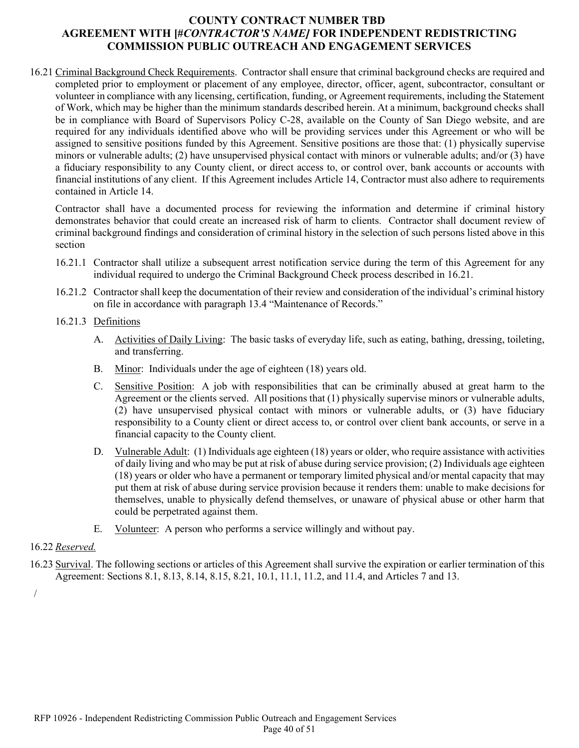16.21 Criminal Background Check Requirements. Contractor shall ensure that criminal background checks are required and completed prior to employment or placement of any employee, director, officer, agent, subcontractor, consultant or volunteer in compliance with any licensing, certification, funding, or Agreement requirements, including the Statement of Work, which may be higher than the minimum standards described herein. At a minimum, background checks shall be in compliance with Board of Supervisors Policy C-28, available on the County of San Diego website, and are required for any individuals identified above who will be providing services under this Agreement or who will be assigned to sensitive positions funded by this Agreement. Sensitive positions are those that: (1) physically supervise minors or vulnerable adults; (2) have unsupervised physical contact with minors or vulnerable adults; and/or (3) have a fiduciary responsibility to any County client, or direct access to, or control over, bank accounts or accounts with financial institutions of any client. If this Agreement includes Article 14, Contractor must also adhere to requirements contained in Article 14.

Contractor shall have a documented process for reviewing the information and determine if criminal history demonstrates behavior that could create an increased risk of harm to clients. Contractor shall document review of criminal background findings and consideration of criminal history in the selection of such persons listed above in this section

16.21.1 Contractor shall utilize a subsequent arrest notification service during the term of this Agreement for any individual required to undergo the Criminal Background Check process described in 16.21.

16.21.2 Contractor shall keep the documentation of their review and consideration of the individual's criminal history on file in accordance with paragraph 13.4 "Maintenance of Records."

16.21.3 Definitions

A. Activities of Daily Living: The basic tasks of everyday life, such as eating, bathing, dressing, toileting, and transferring.

B. Minor: Individuals under the age of eighteen (18) years old.

C. Sensitive Position: A job with responsibilities that can be criminally abused at great harm to the Agreement or the clients served. All positions that (1) physically supervise minors or vulnerable adults, (2) have unsupervised physical contact with minors or vulnerable adults, or (3) have fiduciary responsibility to a County client or direct access to, or control over client bank accounts, or serve in a financial capacity to the County client.

D. Vulnerable Adult: (1) Individuals age eighteen (18) years or older, who require assistance with activities of daily living and who may be put at risk of abuse during service provision; (2) Individuals age eighteen (18) years or older who have a permanent or temporary limited physical and/or mental capacity that may put them at risk of abuse during service provision because it renders them: unable to make decisions for themselves, unable to physically defend themselves, or unaware of physical abuse or other harm that could be perpetrated against them.

E. Volunteer: A person who performs a service willingly and without pay.

16.22 *Reserved.*

16.23 Survival. The following sections or articles of this Agreement shall survive the expiration or earlier termination of this Agreement: Sections 8.1, 8.13, 8.14, 8.15, 8.21, 10.1, 11.1, 11.2, and 11.4, and Articles 7 and 13.

/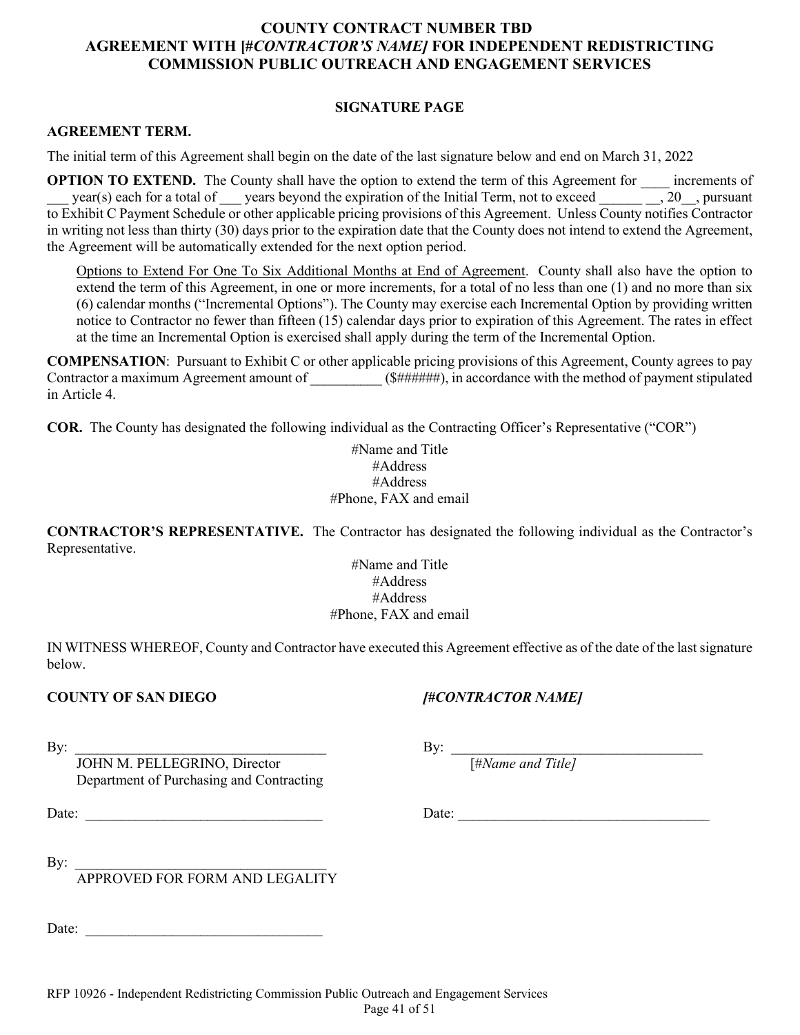**COUNTY CONTRACT NUMBER TBD**
**AGREEMENT WITH [#*CONTRACTOR'S NAME*] FOR INDEPENDENT REDISTRICTING COMMISSION PUBLIC OUTREACH AND ENGAGEMENT SERVICES**

**SIGNATURE PAGE**

**AGREEMENT TERM.**

The initial term of this Agreement shall begin on the date of the last signature below and end on March 31, 2022

**OPTION TO EXTEND.** The County shall have the option to extend the term of this Agreement for ____ increments of ___ year(s) each for a total of ___ years beyond the expiration of the Initial Term, not to exceed ______ __, 20__, pursuant to Exhibit C Payment Schedule or other applicable pricing provisions of this Agreement. Unless County notifies Contractor in writing not less than thirty (30) days prior to the expiration date that the County does not intend to extend the Agreement, the Agreement will be automatically extended for the next option period.

Options to Extend For One To Six Additional Months at End of Agreement. County shall also have the option to extend the term of this Agreement, in one or more increments, for a total of no less than one (1) and no more than six (6) calendar months ("Incremental Options"). The County may exercise each Incremental Option by providing written notice to Contractor no fewer than fifteen (15) calendar days prior to expiration of this Agreement. The rates in effect at the time an Incremental Option is exercised shall apply during the term of the Incremental Option.

**COMPENSATION**: Pursuant to Exhibit C or other applicable pricing provisions of this Agreement, County agrees to pay Contractor a maximum Agreement amount of __________ ($######), in accordance with the method of payment stipulated in Article 4.

**COR.** The County has designated the following individual as the Contracting Officer's Representative ("COR")

#Name and Title
#Address
#Address
#Phone, FAX and email

**CONTRACTOR'S REPRESENTATIVE.** The Contractor has designated the following individual as the Contractor's Representative.

#Name and Title
#Address
#Address
#Phone, FAX and email

IN WITNESS WHEREOF, County and Contractor have executed this Agreement effective as of the date of the last signature below.

**COUNTY OF SAN DIEGO**

By: ___________________________________
JOHN M. PELLEGRINO, Director
Department of Purchasing and Contracting

Date: _________________________________

By: ___________________________________
APPROVED FOR FORM AND LEGALITY

Date: _________________________________

***[#CONTRACTOR NAME]***

By: ___________________________________
[#*Name and Title]*

Date: _________________________________

RFP 10926 - Independent Redistricting Commission Public Outreach and Engagement Services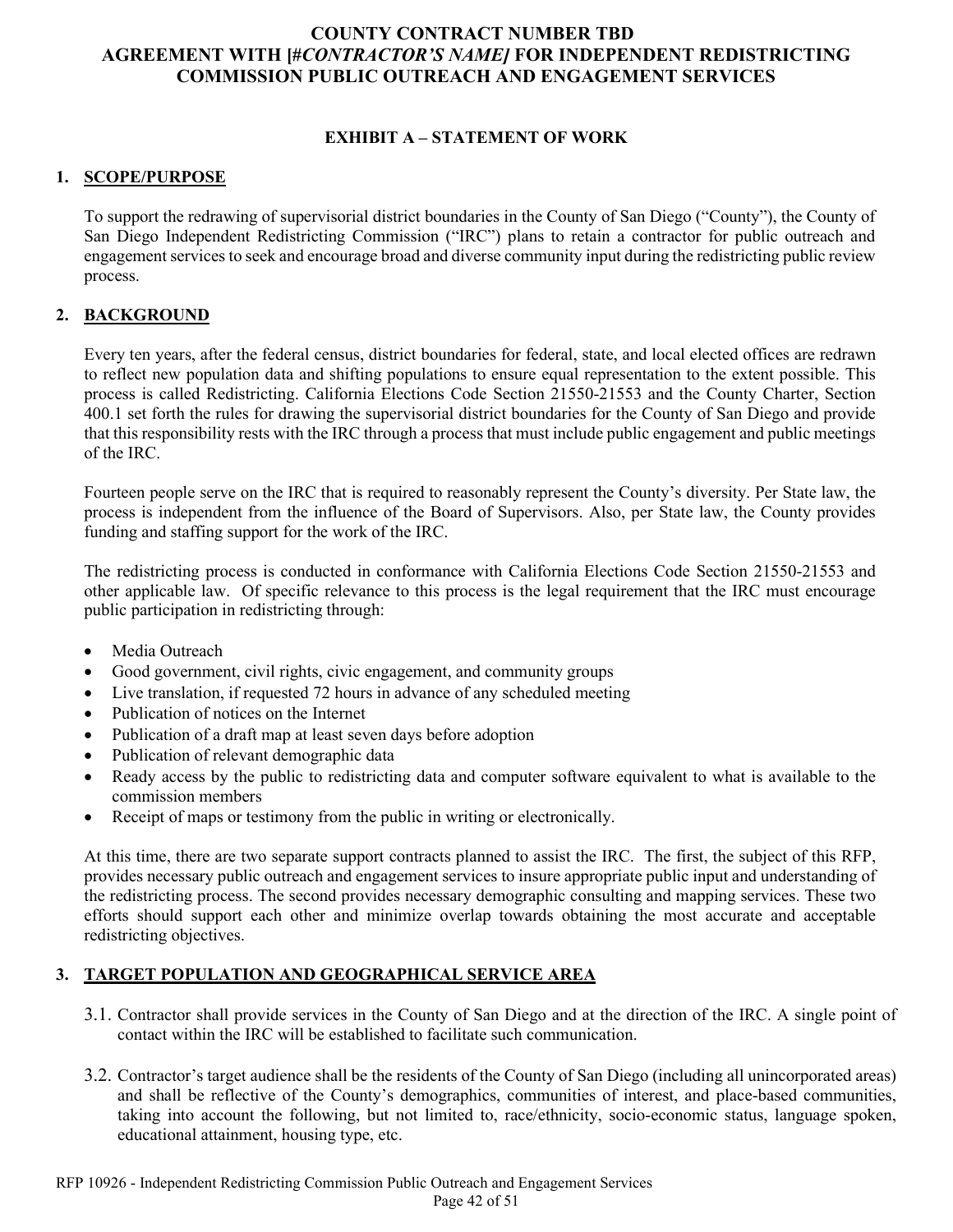# COUNTY CONTRACT NUMBER TBD
# AGREEMENT WITH [#*CONTRACTOR'S NAME]* FOR INDEPENDENT REDISTRICTING COMMISSION PUBLIC OUTREACH AND ENGAGEMENT SERVICES

## EXHIBIT A – STATEMENT OF WORK

### 1. SCOPE/PURPOSE

To support the redrawing of supervisorial district boundaries in the County of San Diego ("County"), the County of San Diego Independent Redistricting Commission ("IRC") plans to retain a contractor for public outreach and engagement services to seek and encourage broad and diverse community input during the redistricting public review process.

### 2. BACKGROUND

Every ten years, after the federal census, district boundaries for federal, state, and local elected offices are redrawn to reflect new population data and shifting populations to ensure equal representation to the extent possible. This process is called Redistricting. California Elections Code Section 21550-21553 and the County Charter, Section 400.1 set forth the rules for drawing the supervisorial district boundaries for the County of San Diego and provide that this responsibility rests with the IRC through a process that must include public engagement and public meetings of the IRC.

Fourteen people serve on the IRC that is required to reasonably represent the County's diversity. Per State law, the process is independent from the influence of the Board of Supervisors. Also, per State law, the County provides funding and staffing support for the work of the IRC.

The redistricting process is conducted in conformance with California Elections Code Section 21550-21553 and other applicable law. Of specific relevance to this process is the legal requirement that the IRC must encourage public participation in redistricting through:

- Media Outreach
- Good government, civil rights, civic engagement, and community groups
- Live translation, if requested 72 hours in advance of any scheduled meeting
- Publication of notices on the Internet
- Publication of a draft map at least seven days before adoption
- Publication of relevant demographic data
- Ready access by the public to redistricting data and computer software equivalent to what is available to the commission members
- Receipt of maps or testimony from the public in writing or electronically.

At this time, there are two separate support contracts planned to assist the IRC. The first, the subject of this RFP, provides necessary public outreach and engagement services to insure appropriate public input and understanding of the redistricting process. The second provides necessary demographic consulting and mapping services. These two efforts should support each other and minimize overlap towards obtaining the most accurate and acceptable redistricting objectives.

### 3. TARGET POPULATION AND GEOGRAPHICAL SERVICE AREA

3.1. Contractor shall provide services in the County of San Diego and at the direction of the IRC. A single point of contact within the IRC will be established to facilitate such communication.

3.2. Contractor's target audience shall be the residents of the County of San Diego (including all unincorporated areas) and shall be reflective of the County's demographics, communities of interest, and place-based communities, taking into account the following, but not limited to, race/ethnicity, socio-economic status, language spoken, educational attainment, housing type, etc.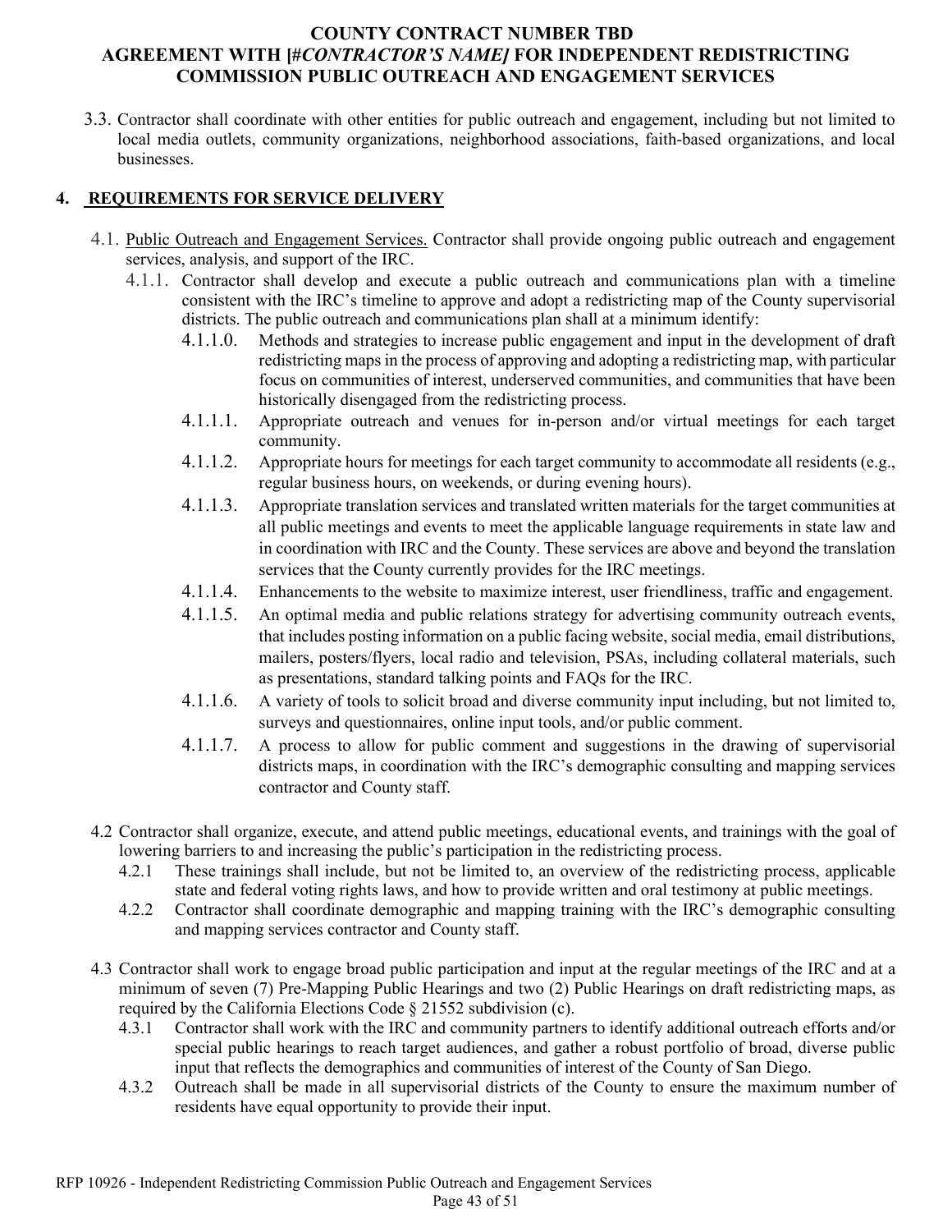3.3. Contractor shall coordinate with other entities for public outreach and engagement, including but not limited to local media outlets, community organizations, neighborhood associations, faith-based organizations, and local businesses.

## 4. REQUIREMENTS FOR SERVICE DELIVERY

4.1. Public Outreach and Engagement Services. Contractor shall provide ongoing public outreach and engagement services, analysis, and support of the IRC.

4.1.1. Contractor shall develop and execute a public outreach and communications plan with a timeline consistent with the IRC's timeline to approve and adopt a redistricting map of the County supervisorial districts. The public outreach and communications plan shall at a minimum identify:

4.1.1.0. Methods and strategies to increase public engagement and input in the development of draft redistricting maps in the process of approving and adopting a redistricting map, with particular focus on communities of interest, underserved communities, and communities that have been historically disengaged from the redistricting process.

4.1.1.1. Appropriate outreach and venues for in-person and/or virtual meetings for each target community.

4.1.1.2. Appropriate hours for meetings for each target community to accommodate all residents (e.g., regular business hours, on weekends, or during evening hours).

4.1.1.3. Appropriate translation services and translated written materials for the target communities at all public meetings and events to meet the applicable language requirements in state law and in coordination with IRC and the County. These services are above and beyond the translation services that the County currently provides for the IRC meetings.

4.1.1.4. Enhancements to the website to maximize interest, user friendliness, traffic and engagement.

4.1.1.5. An optimal media and public relations strategy for advertising community outreach events, that includes posting information on a public facing website, social media, email distributions, mailers, posters/flyers, local radio and television, PSAs, including collateral materials, such as presentations, standard talking points and FAQs for the IRC.

4.1.1.6. A variety of tools to solicit broad and diverse community input including, but not limited to, surveys and questionnaires, online input tools, and/or public comment.

4.1.1.7. A process to allow for public comment and suggestions in the drawing of supervisorial districts maps, in coordination with the IRC's demographic consulting and mapping services contractor and County staff.

4.2 Contractor shall organize, execute, and attend public meetings, educational events, and trainings with the goal of lowering barriers to and increasing the public's participation in the redistricting process.

4.2.1 These trainings shall include, but not be limited to, an overview of the redistricting process, applicable state and federal voting rights laws, and how to provide written and oral testimony at public meetings.

4.2.2 Contractor shall coordinate demographic and mapping training with the IRC's demographic consulting and mapping services contractor and County staff.

4.3 Contractor shall work to engage broad public participation and input at the regular meetings of the IRC and at a minimum of seven (7) Pre-Mapping Public Hearings and two (2) Public Hearings on draft redistricting maps, as required by the California Elections Code § 21552 subdivision (c).

4.3.1 Contractor shall work with the IRC and community partners to identify additional outreach efforts and/or special public hearings to reach target audiences, and gather a robust portfolio of broad, diverse public input that reflects the demographics and communities of interest of the County of San Diego.

4.3.2 Outreach shall be made in all supervisorial districts of the County to ensure the maximum number of residents have equal opportunity to provide their input.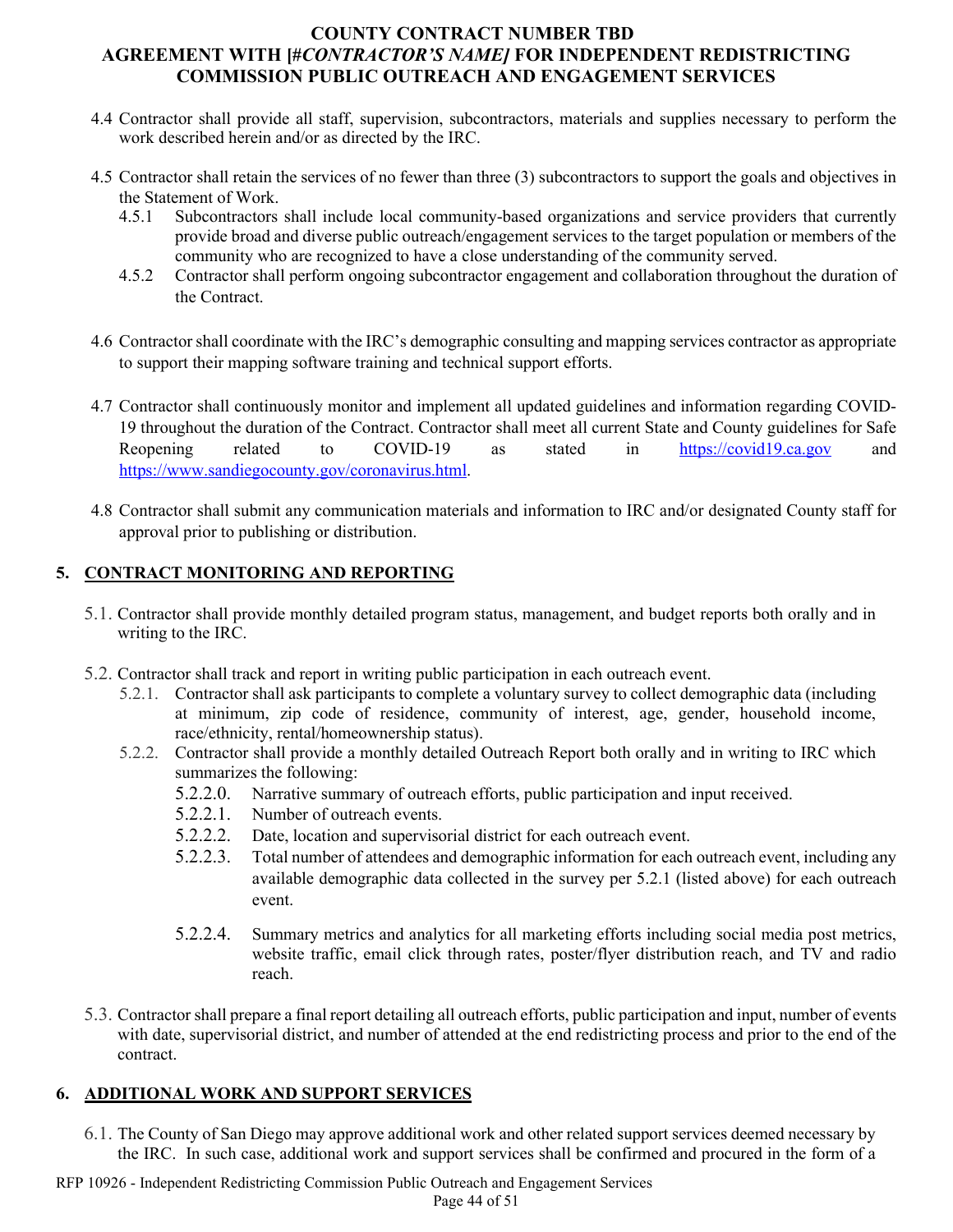- 4.4 Contractor shall provide all staff, supervision, subcontractors, materials and supplies necessary to perform the work described herein and/or as directed by the IRC.

- 4.5 Contractor shall retain the services of no fewer than three (3) subcontractors to support the goals and objectives in the Statement of Work.
  - 4.5.1 Subcontractors shall include local community-based organizations and service providers that currently provide broad and diverse public outreach/engagement services to the target population or members of the community who are recognized to have a close understanding of the community served.
  - 4.5.2 Contractor shall perform ongoing subcontractor engagement and collaboration throughout the duration of the Contract.

- 4.6 Contractor shall coordinate with the IRC's demographic consulting and mapping services contractor as appropriate to support their mapping software training and technical support efforts.

- 4.7 Contractor shall continuously monitor and implement all updated guidelines and information regarding COVID-19 throughout the duration of the Contract. Contractor shall meet all current State and County guidelines for Safe Reopening related to COVID-19 as stated in https://covid19.ca.gov and https://www.sandiegocounty.gov/coronavirus.html.

- 4.8 Contractor shall submit any communication materials and information to IRC and/or designated County staff for approval prior to publishing or distribution.

## 5. CONTRACT MONITORING AND REPORTING

- 5.1. Contractor shall provide monthly detailed program status, management, and budget reports both orally and in writing to the IRC.

- 5.2. Contractor shall track and report in writing public participation in each outreach event.
  - 5.2.1. Contractor shall ask participants to complete a voluntary survey to collect demographic data (including at minimum, zip code of residence, community of interest, age, gender, household income, race/ethnicity, rental/homeownership status).
  - 5.2.2. Contractor shall provide a monthly detailed Outreach Report both orally and in writing to IRC which summarizes the following:
    - 5.2.2.0. Narrative summary of outreach efforts, public participation and input received.
    - 5.2.2.1. Number of outreach events.
    - 5.2.2.2. Date, location and supervisorial district for each outreach event.
    - 5.2.2.3. Total number of attendees and demographic information for each outreach event, including any available demographic data collected in the survey per 5.2.1 (listed above) for each outreach event.
    - 5.2.2.4. Summary metrics and analytics for all marketing efforts including social media post metrics, website traffic, email click through rates, poster/flyer distribution reach, and TV and radio reach.

- 5.3. Contractor shall prepare a final report detailing all outreach efforts, public participation and input, number of events with date, supervisorial district, and number of attended at the end redistricting process and prior to the end of the contract.

## 6. ADDITIONAL WORK AND SUPPORT SERVICES

- 6.1. The County of San Diego may approve additional work and other related support services deemed necessary by the IRC. In such case, additional work and support services shall be confirmed and procured in the form of a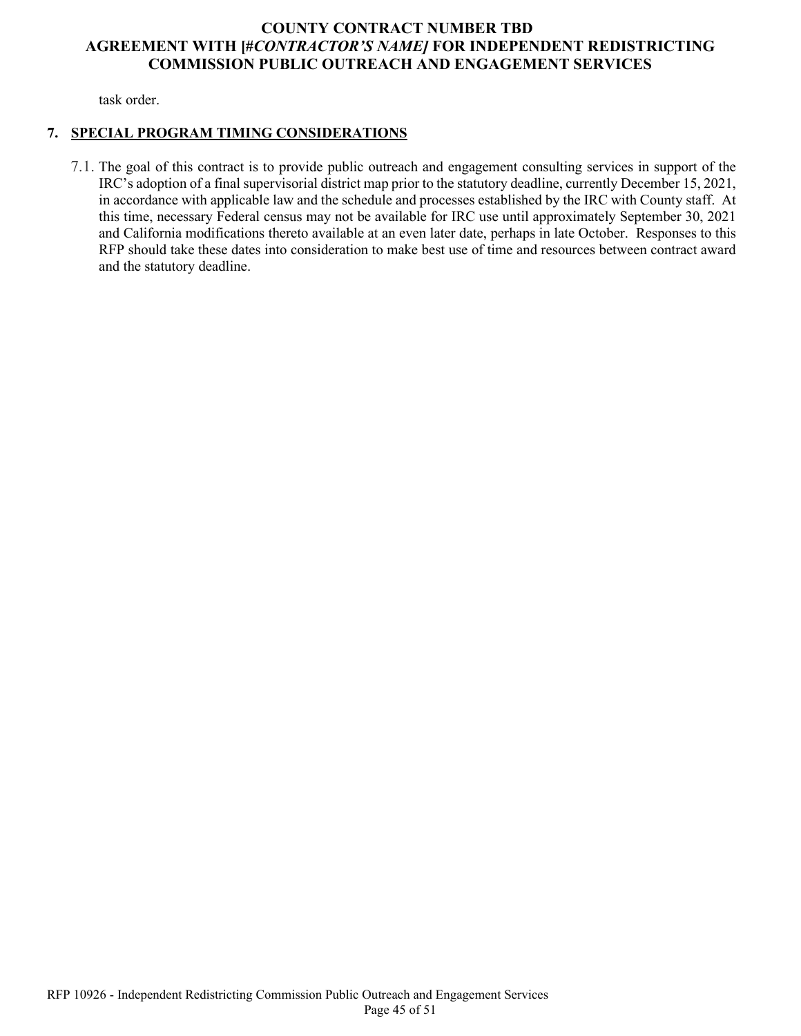task order.

## 7. SPECIAL PROGRAM TIMING CONSIDERATIONS

7.1. The goal of this contract is to provide public outreach and engagement consulting services in support of the IRC's adoption of a final supervisorial district map prior to the statutory deadline, currently December 15, 2021, in accordance with applicable law and the schedule and processes established by the IRC with County staff. At this time, necessary Federal census may not be available for IRC use until approximately September 30, 2021 and California modifications thereto available at an even later date, perhaps in late October. Responses to this RFP should take these dates into consideration to make best use of time and resources between contract award and the statutory deadline.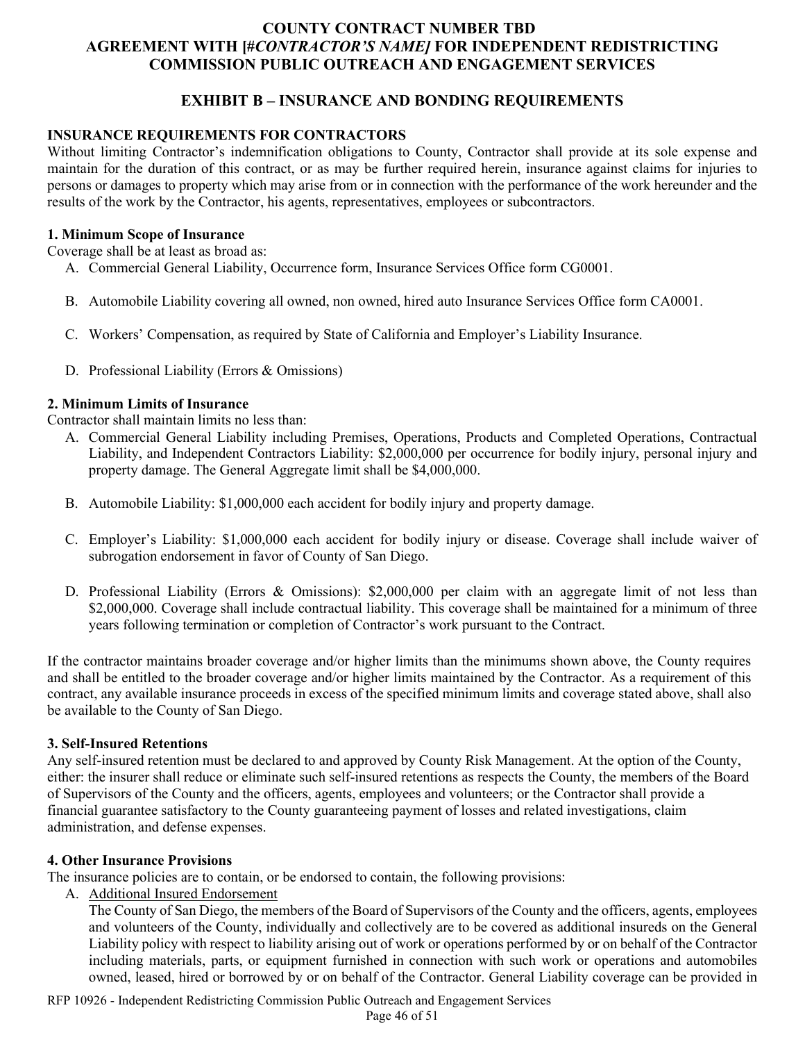# COUNTY CONTRACT NUMBER TBD
# AGREEMENT WITH [#*CONTRACTOR'S NAME]* FOR INDEPENDENT REDISTRICTING COMMISSION PUBLIC OUTREACH AND ENGAGEMENT SERVICES

## EXHIBIT B – INSURANCE AND BONDING REQUIREMENTS

### INSURANCE REQUIREMENTS FOR CONTRACTORS

Without limiting Contractor's indemnification obligations to County, Contractor shall provide at its sole expense and maintain for the duration of this contract, or as may be further required herein, insurance against claims for injuries to persons or damages to property which may arise from or in connection with the performance of the work hereunder and the results of the work by the Contractor, his agents, representatives, employees or subcontractors.

**1. Minimum Scope of Insurance**

Coverage shall be at least as broad as:

A. Commercial General Liability, Occurrence form, Insurance Services Office form CG0001.

B. Automobile Liability covering all owned, non owned, hired auto Insurance Services Office form CA0001.

C. Workers' Compensation, as required by State of California and Employer's Liability Insurance.

D. Professional Liability (Errors & Omissions)

**2. Minimum Limits of Insurance**

Contractor shall maintain limits no less than:

A. Commercial General Liability including Premises, Operations, Products and Completed Operations, Contractual Liability, and Independent Contractors Liability: $2,000,000 per occurrence for bodily injury, personal injury and property damage. The General Aggregate limit shall be $4,000,000.

B. Automobile Liability: $1,000,000 each accident for bodily injury and property damage.

C. Employer's Liability: $1,000,000 each accident for bodily injury or disease. Coverage shall include waiver of subrogation endorsement in favor of County of San Diego.

D. Professional Liability (Errors & Omissions): $2,000,000 per claim with an aggregate limit of not less than $2,000,000. Coverage shall include contractual liability. This coverage shall be maintained for a minimum of three years following termination or completion of Contractor's work pursuant to the Contract.

If the contractor maintains broader coverage and/or higher limits than the minimums shown above, the County requires and shall be entitled to the broader coverage and/or higher limits maintained by the Contractor. As a requirement of this contract, any available insurance proceeds in excess of the specified minimum limits and coverage stated above, shall also be available to the County of San Diego.

**3. Self-Insured Retentions**

Any self-insured retention must be declared to and approved by County Risk Management. At the option of the County, either: the insurer shall reduce or eliminate such self-insured retentions as respects the County, the members of the Board of Supervisors of the County and the officers, agents, employees and volunteers; or the Contractor shall provide a financial guarantee satisfactory to the County guaranteeing payment of losses and related investigations, claim administration, and defense expenses.

**4. Other Insurance Provisions**

The insurance policies are to contain, or be endorsed to contain, the following provisions:

A. Additional Insured Endorsement

The County of San Diego, the members of the Board of Supervisors of the County and the officers, agents, employees and volunteers of the County, individually and collectively are to be covered as additional insureds on the General Liability policy with respect to liability arising out of work or operations performed by or on behalf of the Contractor including materials, parts, or equipment furnished in connection with such work or operations and automobiles owned, leased, hired or borrowed by or on behalf of the Contractor. General Liability coverage can be provided in

RFP 10926 - Independent Redistricting Commission Public Outreach and Engagement Services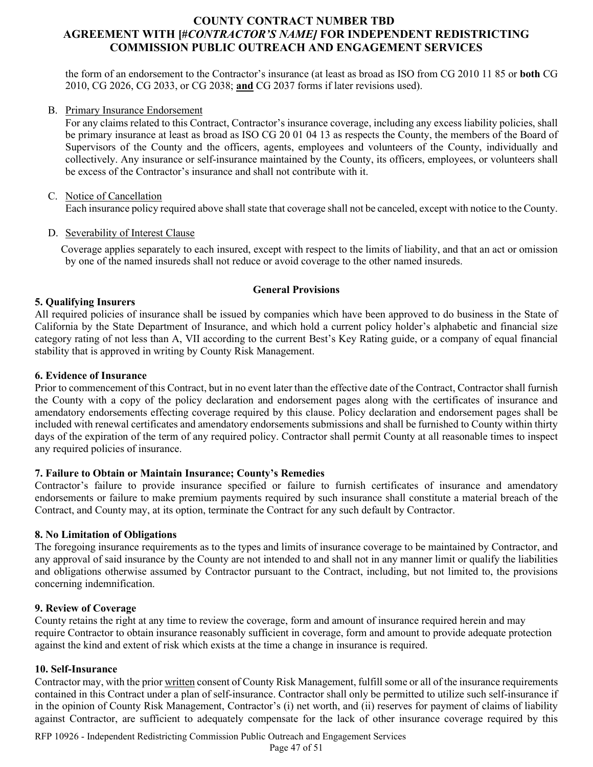the form of an endorsement to the Contractor's insurance (at least as broad as ISO from CG 2010 11 85 or **both** CG 2010, CG 2026, CG 2033, or CG 2038; **and** CG 2037 forms if later revisions used).

B. Primary Insurance Endorsement
For any claims related to this Contract, Contractor's insurance coverage, including any excess liability policies, shall be primary insurance at least as broad as ISO CG 20 01 04 13 as respects the County, the members of the Board of Supervisors of the County and the officers, agents, employees and volunteers of the County, individually and collectively. Any insurance or self-insurance maintained by the County, its officers, employees, or volunteers shall be excess of the Contractor's insurance and shall not contribute with it.

C. Notice of Cancellation
Each insurance policy required above shall state that coverage shall not be canceled, except with notice to the County.

D. Severability of Interest Clause
Coverage applies separately to each insured, except with respect to the limits of liability, and that an act or omission by one of the named insureds shall not reduce or avoid coverage to the other named insureds.

**General Provisions**

**5. Qualifying Insurers**
All required policies of insurance shall be issued by companies which have been approved to do business in the State of California by the State Department of Insurance, and which hold a current policy holder's alphabetic and financial size category rating of not less than A, VII according to the current Best's Key Rating guide, or a company of equal financial stability that is approved in writing by County Risk Management.

**6. Evidence of Insurance**
Prior to commencement of this Contract, but in no event later than the effective date of the Contract, Contractor shall furnish the County with a copy of the policy declaration and endorsement pages along with the certificates of insurance and amendatory endorsements effecting coverage required by this clause. Policy declaration and endorsement pages shall be included with renewal certificates and amendatory endorsements submissions and shall be furnished to County within thirty days of the expiration of the term of any required policy. Contractor shall permit County at all reasonable times to inspect any required policies of insurance.

**7. Failure to Obtain or Maintain Insurance; County's Remedies**
Contractor's failure to provide insurance specified or failure to furnish certificates of insurance and amendatory endorsements or failure to make premium payments required by such insurance shall constitute a material breach of the Contract, and County may, at its option, terminate the Contract for any such default by Contractor.

**8. No Limitation of Obligations**
The foregoing insurance requirements as to the types and limits of insurance coverage to be maintained by Contractor, and any approval of said insurance by the County are not intended to and shall not in any manner limit or qualify the liabilities and obligations otherwise assumed by Contractor pursuant to the Contract, including, but not limited to, the provisions concerning indemnification.

**9. Review of Coverage**
County retains the right at any time to review the coverage, form and amount of insurance required herein and may require Contractor to obtain insurance reasonably sufficient in coverage, form and amount to provide adequate protection against the kind and extent of risk which exists at the time a change in insurance is required.

**10. Self-Insurance**
Contractor may, with the prior written consent of County Risk Management, fulfill some or all of the insurance requirements contained in this Contract under a plan of self-insurance. Contractor shall only be permitted to utilize such self-insurance if in the opinion of County Risk Management, Contractor's (i) net worth, and (ii) reserves for payment of claims of liability against Contractor, are sufficient to adequately compensate for the lack of other insurance coverage required by this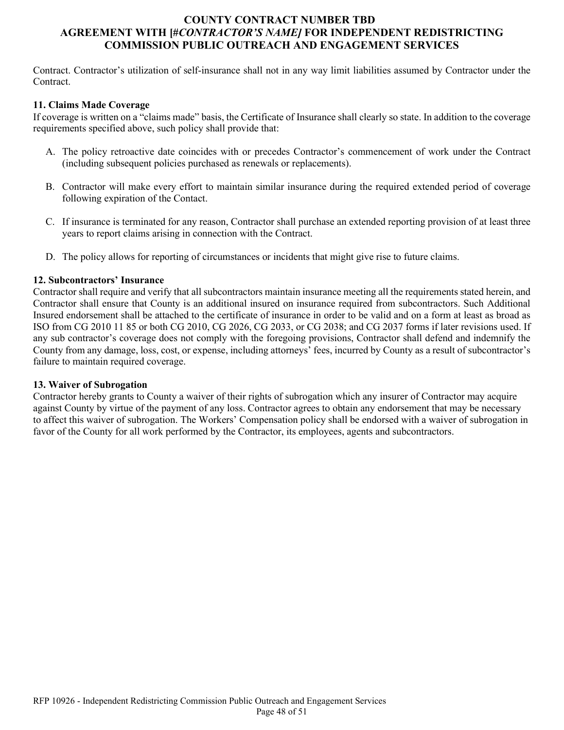Contract. Contractor's utilization of self-insurance shall not in any way limit liabilities assumed by Contractor under the Contract.

**11. Claims Made Coverage**

If coverage is written on a "claims made" basis, the Certificate of Insurance shall clearly so state. In addition to the coverage requirements specified above, such policy shall provide that:

A. The policy retroactive date coincides with or precedes Contractor's commencement of work under the Contract (including subsequent policies purchased as renewals or replacements).

B. Contractor will make every effort to maintain similar insurance during the required extended period of coverage following expiration of the Contact.

C. If insurance is terminated for any reason, Contractor shall purchase an extended reporting provision of at least three years to report claims arising in connection with the Contract.

D. The policy allows for reporting of circumstances or incidents that might give rise to future claims.

**12. Subcontractors' Insurance**

Contractor shall require and verify that all subcontractors maintain insurance meeting all the requirements stated herein, and Contractor shall ensure that County is an additional insured on insurance required from subcontractors. Such Additional Insured endorsement shall be attached to the certificate of insurance in order to be valid and on a form at least as broad as ISO from CG 2010 11 85 or both CG 2010, CG 2026, CG 2033, or CG 2038; and CG 2037 forms if later revisions used. If any sub contractor's coverage does not comply with the foregoing provisions, Contractor shall defend and indemnify the County from any damage, loss, cost, or expense, including attorneys' fees, incurred by County as a result of subcontractor's failure to maintain required coverage.

**13. Waiver of Subrogation**

Contractor hereby grants to County a waiver of their rights of subrogation which any insurer of Contractor may acquire against County by virtue of the payment of any loss. Contractor agrees to obtain any endorsement that may be necessary to affect this waiver of subrogation. The Workers' Compensation policy shall be endorsed with a waiver of subrogation in favor of the County for all work performed by the Contractor, its employees, agents and subcontractors.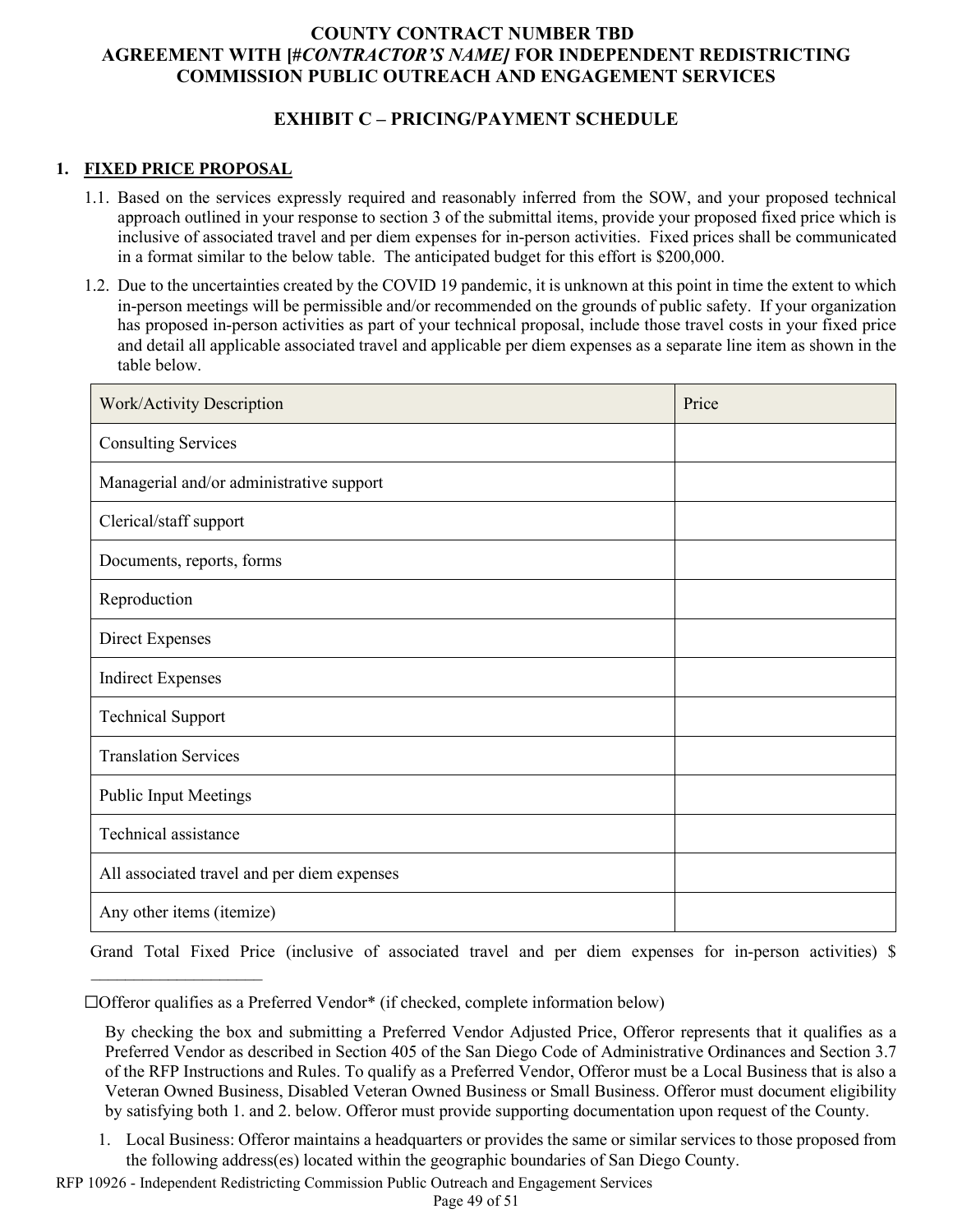**COUNTY CONTRACT NUMBER TBD**
**AGREEMENT WITH [*#CONTRACTOR'S NAME*] FOR INDEPENDENT REDISTRICTING COMMISSION PUBLIC OUTREACH AND ENGAGEMENT SERVICES**

## EXHIBIT C – PRICING/PAYMENT SCHEDULE

### 1. FIXED PRICE PROPOSAL

1.1. Based on the services expressly required and reasonably inferred from the SOW, and your proposed technical approach outlined in your response to section 3 of the submittal items, provide your proposed fixed price which is inclusive of associated travel and per diem expenses for in-person activities. Fixed prices shall be communicated in a format similar to the below table. The anticipated budget for this effort is $200,000.

1.2. Due to the uncertainties created by the COVID 19 pandemic, it is unknown at this point in time the extent to which in-person meetings will be permissible and/or recommended on the grounds of public safety. If your organization has proposed in-person activities as part of your technical proposal, include those travel costs in your fixed price and detail all applicable associated travel and applicable per diem expenses as a separate line item as shown in the table below.

| Work/Activity Description | Price |
|---|---|
| Consulting Services | |
| Managerial and/or administrative support | |
| Clerical/staff support | |
| Documents, reports, forms | |
| Reproduction | |
| Direct Expenses | |
| Indirect Expenses | |
| Technical Support | |
| Translation Services | |
| Public Input Meetings | |
| Technical assistance | |
| All associated travel and per diem expenses | |
| Any other items (itemize) | |

Grand Total Fixed Price (inclusive of associated travel and per diem expenses for in-person activities) $ ____________________

☐Offeror qualifies as a Preferred Vendor* (if checked, complete information below)

By checking the box and submitting a Preferred Vendor Adjusted Price, Offeror represents that it qualifies as a Preferred Vendor as described in Section 405 of the San Diego Code of Administrative Ordinances and Section 3.7 of the RFP Instructions and Rules. To qualify as a Preferred Vendor, Offeror must be a Local Business that is also a Veteran Owned Business, Disabled Veteran Owned Business or Small Business. Offeror must document eligibility by satisfying both 1. and 2. below. Offeror must provide supporting documentation upon request of the County.

1. Local Business: Offeror maintains a headquarters or provides the same or similar services to those proposed from the following address(es) located within the geographic boundaries of San Diego County.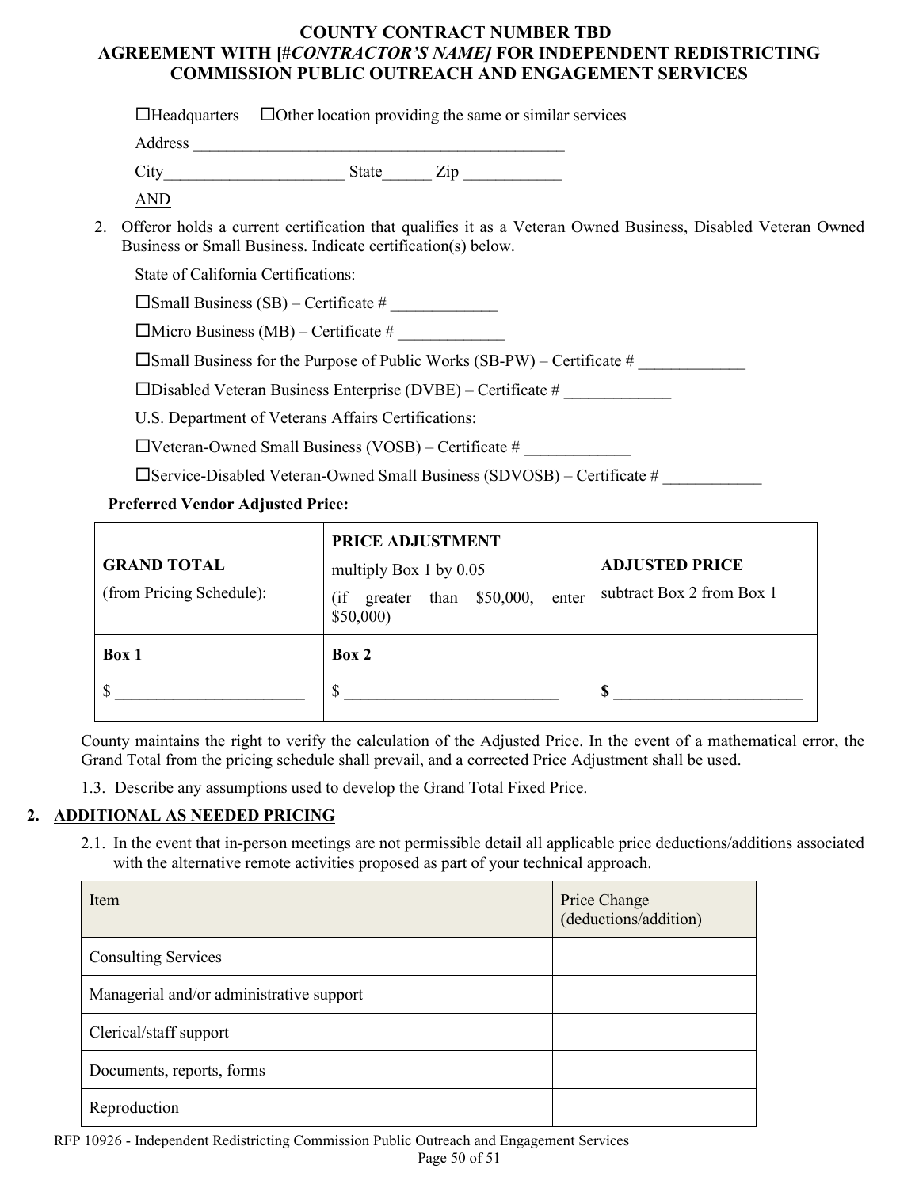☐Headquarters ☐Other location providing the same or similar services

Address ______________________________________________

City______________________ State______ Zip ____________

AND

2. Offeror holds a current certification that qualifies it as a Veteran Owned Business, Disabled Veteran Owned Business or Small Business. Indicate certification(s) below.

   State of California Certifications:

   ☐Small Business (SB) – Certificate # _____________

   ☐Micro Business (MB) – Certificate # _____________

   ☐Small Business for the Purpose of Public Works (SB-PW) – Certificate # _____________

   ☐Disabled Veteran Business Enterprise (DVBE) – Certificate # _____________

   U.S. Department of Veterans Affairs Certifications:

   ☐Veteran-Owned Small Business (VOSB) – Certificate # _____________

   ☐Service-Disabled Veteran-Owned Small Business (SDVOSB) – Certificate # ____________

**Preferred Vendor Adjusted Price:**

| **GRAND TOTAL** (from Pricing Schedule): | **PRICE ADJUSTMENT** multiply Box 1 by 0.05 (if greater than $50,000, enter $50,000) | **ADJUSTED PRICE** subtract Box 2 from Box 1 |
|---|---|---|
| **Box 1** $ _______________________ | **Box 2** $ __________________________ | **$ _______________________** |

County maintains the right to verify the calculation of the Adjusted Price. In the event of a mathematical error, the Grand Total from the pricing schedule shall prevail, and a corrected Price Adjustment shall be used.

1.3. Describe any assumptions used to develop the Grand Total Fixed Price.

## 2. ADDITIONAL AS NEEDED PRICING

2.1. In the event that in-person meetings are not permissible detail all applicable price deductions/additions associated with the alternative remote activities proposed as part of your technical approach.

| Item | Price Change (deductions/addition) |
|---|---|
| Consulting Services | |
| Managerial and/or administrative support | |
| Clerical/staff support | |
| Documents, reports, forms | |
| Reproduction | |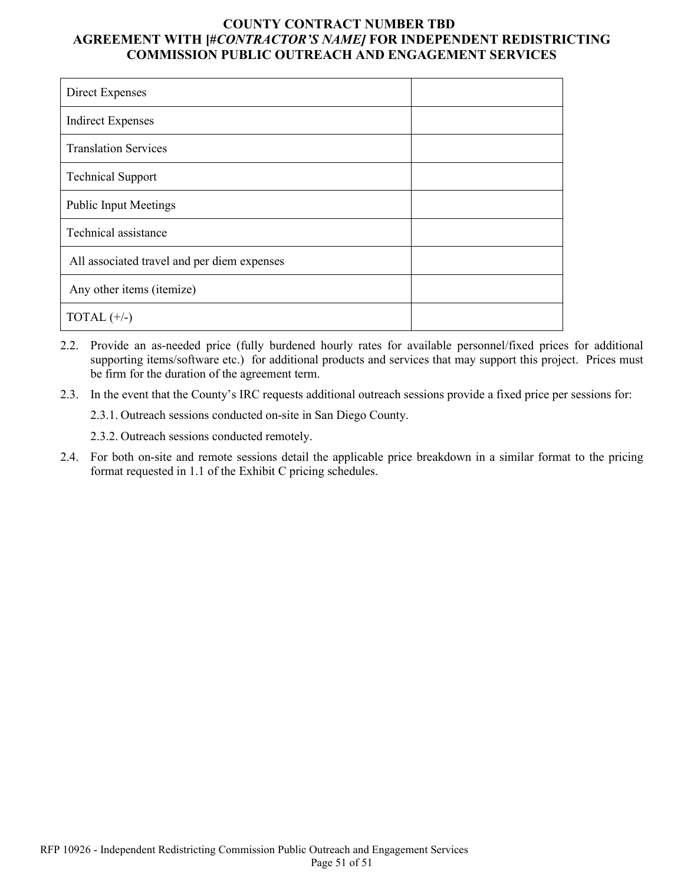# COUNTY CONTRACT NUMBER TBD
# AGREEMENT WITH [#*CONTRACTOR'S NAME]* FOR INDEPENDENT REDISTRICTING COMMISSION PUBLIC OUTREACH AND ENGAGEMENT SERVICES

| | |
|---|---|
| Direct Expenses | |
| Indirect Expenses | |
| Translation Services | |
| Technical Support | |
| Public Input Meetings | |
| Technical assistance | |
| All associated travel and per diem expenses | |
| Any other items (itemize) | |
| TOTAL (+/-) | |

2.2. Provide an as-needed price (fully burdened hourly rates for available personnel/fixed prices for additional supporting items/software etc.) for additional products and services that may support this project. Prices must be firm for the duration of the agreement term.

2.3. In the event that the County's IRC requests additional outreach sessions provide a fixed price per sessions for:

2.3.1. Outreach sessions conducted on-site in San Diego County.

2.3.2. Outreach sessions conducted remotely.

2.4. For both on-site and remote sessions detail the applicable price breakdown in a similar format to the pricing format requested in 1.1 of the Exhibit C pricing schedules.